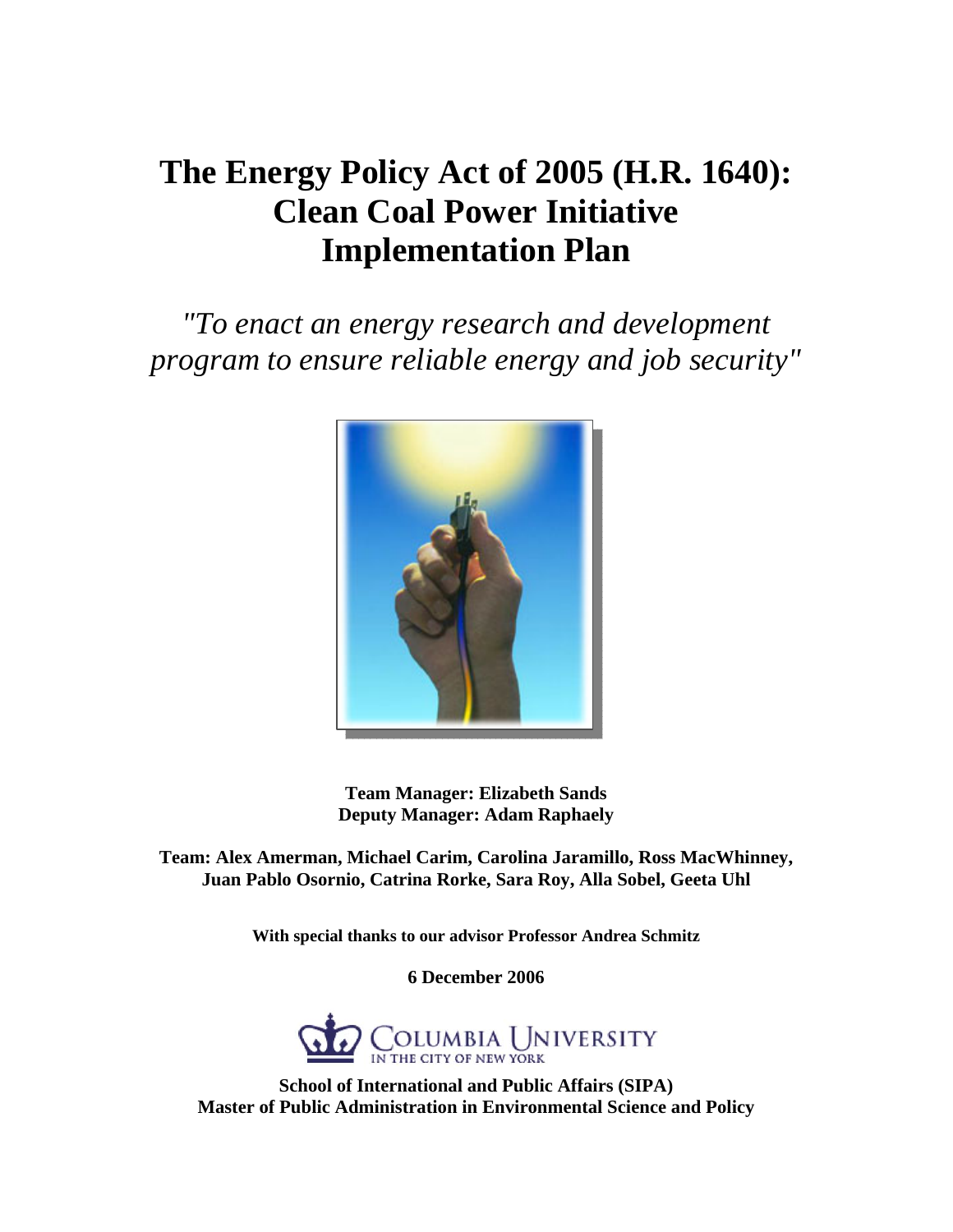# The Energy Policy Act of 2005 (H.R. 1640): Clean Coal Power Initiative Implementation Plan

*"To enact an energy research and development program to ensure reliable energy and job security"*

**Team Manager: Elizabeth Sands**
**Deputy Manager: Adam Raphaely**

**Team: Alex Amerman, Michael Carim, Carolina Jaramillo, Ross MacWhinney, Juan Pablo Osornio, Catrina Rorke, Sara Roy, Alla Sobel, Geeta Uhl**

**With special thanks to our advisor Professor Andrea Schmitz**

**6 December 2006**

COLUMBIA UNIVERSITY
IN THE CITY OF NEW YORK

**School of International and Public Affairs (SIPA)**
**Master of Public Administration in Environmental Science and Policy**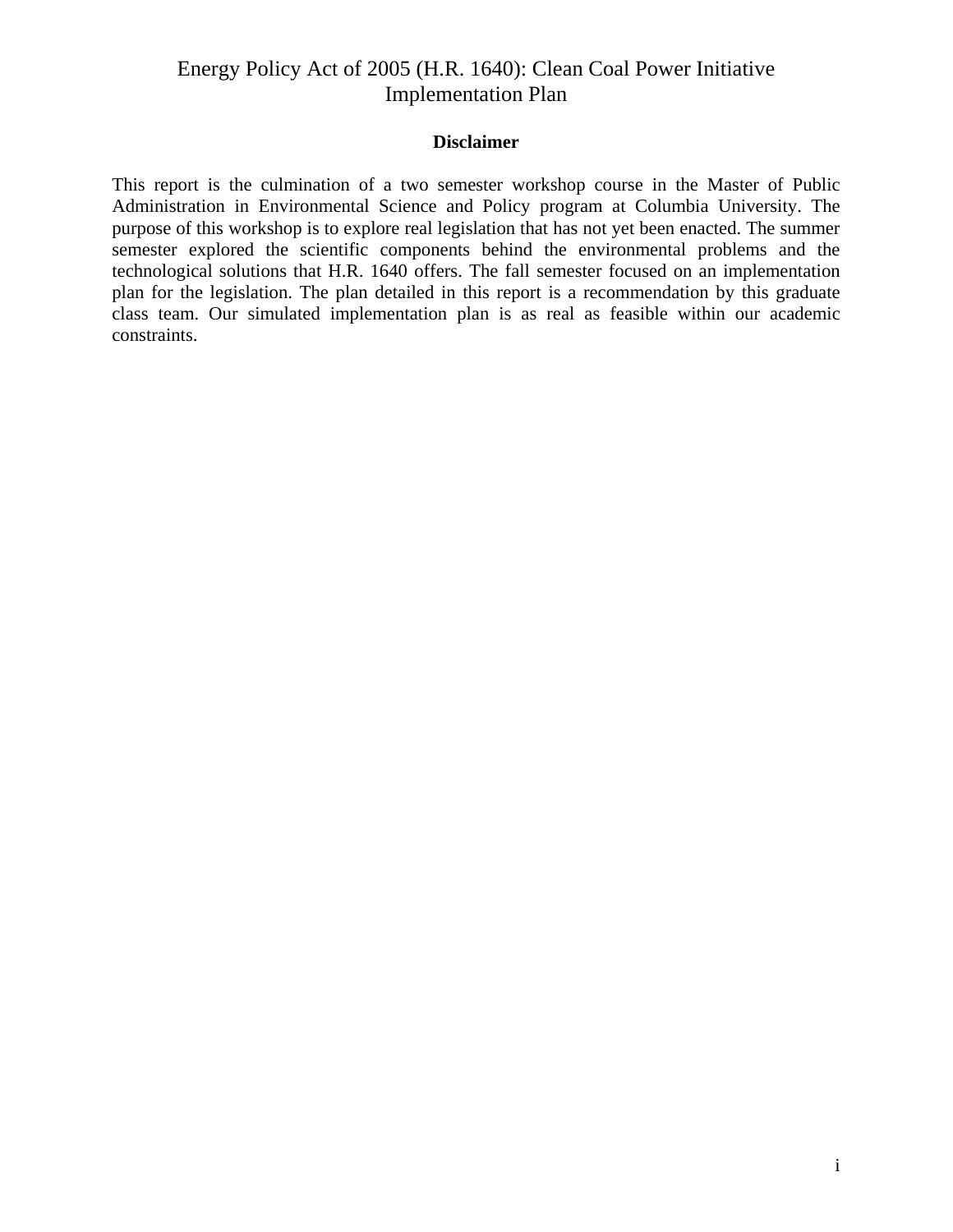# Energy Policy Act of 2005 (H.R. 1640): Clean Coal Power Initiative Implementation Plan

## Disclaimer

This report is the culmination of a two semester workshop course in the Master of Public Administration in Environmental Science and Policy program at Columbia University. The purpose of this workshop is to explore real legislation that has not yet been enacted. The summer semester explored the scientific components behind the environmental problems and the technological solutions that H.R. 1640 offers. The fall semester focused on an implementation plan for the legislation. The plan detailed in this report is a recommendation by this graduate class team. Our simulated implementation plan is as real as feasible within our academic constraints.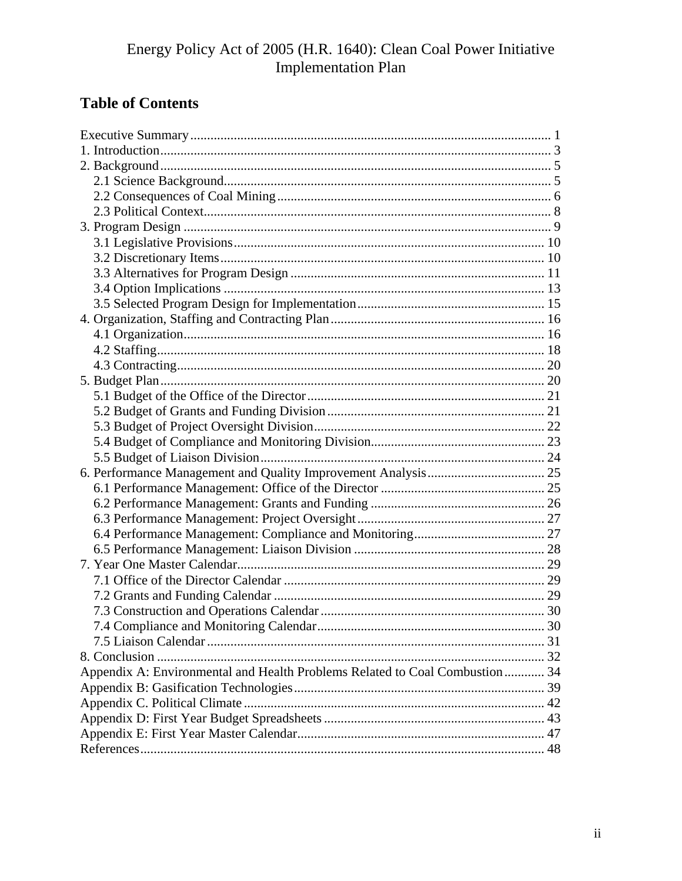Energy Policy Act of 2005 (H.R. 1640): Clean Coal Power Initiative Implementation Plan

## Table of Contents

Executive Summary ........ 1
1. Introduction ........ 3
2. Background ........ 5
   2.1 Science Background ........ 5
   2.2 Consequences of Coal Mining ........ 6
   2.3 Political Context ........ 8
3. Program Design ........ 9
   3.1 Legislative Provisions ........ 10
   3.2 Discretionary Items ........ 10
   3.3 Alternatives for Program Design ........ 11
   3.4 Option Implications ........ 13
   3.5 Selected Program Design for Implementation ........ 15
4. Organization, Staffing and Contracting Plan ........ 16
   4.1 Organization ........ 16
   4.2 Staffing ........ 18
   4.3 Contracting ........ 20
5. Budget Plan ........ 20
   5.1 Budget of the Office of the Director ........ 21
   5.2 Budget of Grants and Funding Division ........ 21
   5.3 Budget of Project Oversight Division ........ 22
   5.4 Budget of Compliance and Monitoring Division ........ 23
   5.5 Budget of Liaison Division ........ 24
6. Performance Management and Quality Improvement Analysis ........ 25
   6.1 Performance Management: Office of the Director ........ 25
   6.2 Performance Management: Grants and Funding ........ 26
   6.3 Performance Management: Project Oversight ........ 27
   6.4 Performance Management: Compliance and Monitoring ........ 27
   6.5 Performance Management: Liaison Division ........ 28
7. Year One Master Calendar ........ 29
   7.1 Office of the Director Calendar ........ 29
   7.2 Grants and Funding Calendar ........ 29
   7.3 Construction and Operations Calendar ........ 30
   7.4 Compliance and Monitoring Calendar ........ 30
   7.5 Liaison Calendar ........ 31
8. Conclusion ........ 32
Appendix A: Environmental and Health Problems Related to Coal Combustion ........ 34
Appendix B: Gasification Technologies ........ 39
Appendix C. Political Climate ........ 42
Appendix D: First Year Budget Spreadsheets ........ 43
Appendix E: First Year Master Calendar ........ 47
References ........ 48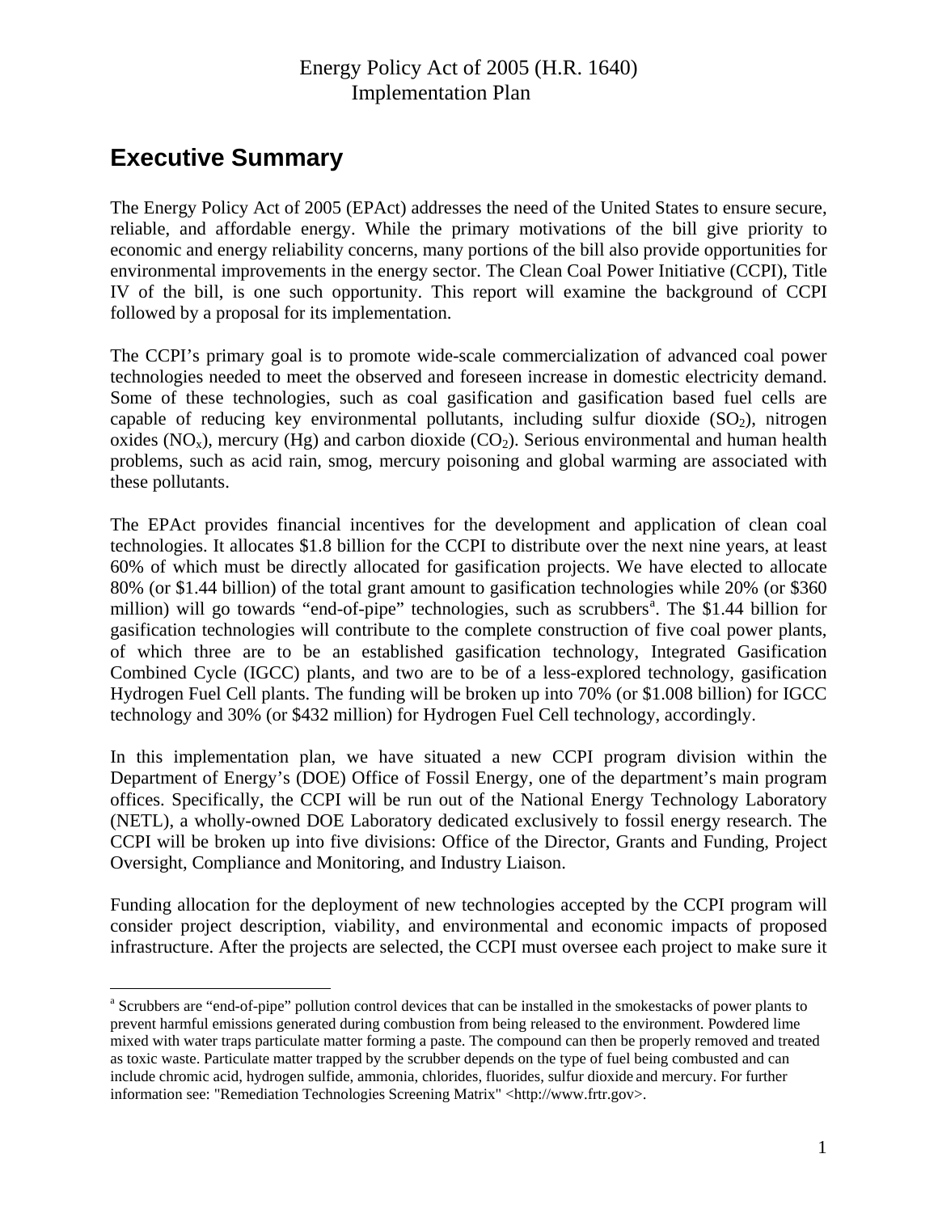Energy Policy Act of 2005 (H.R. 1640)
Implementation Plan

# Executive Summary

The Energy Policy Act of 2005 (EPAct) addresses the need of the United States to ensure secure, reliable, and affordable energy. While the primary motivations of the bill give priority to economic and energy reliability concerns, many portions of the bill also provide opportunities for environmental improvements in the energy sector. The Clean Coal Power Initiative (CCPI), Title IV of the bill, is one such opportunity. This report will examine the background of CCPI followed by a proposal for its implementation.

The CCPI's primary goal is to promote wide-scale commercialization of advanced coal power technologies needed to meet the observed and foreseen increase in domestic electricity demand. Some of these technologies, such as coal gasification and gasification based fuel cells are capable of reducing key environmental pollutants, including sulfur dioxide ($SO_2$), nitrogen oxides ($NO_x$), mercury (Hg) and carbon dioxide ($CO_2$). Serious environmental and human health problems, such as acid rain, smog, mercury poisoning and global warming are associated with these pollutants.

The EPAct provides financial incentives for the development and application of clean coal technologies. It allocates $1.8 billion for the CCPI to distribute over the next nine years, at least 60% of which must be directly allocated for gasification projects. We have elected to allocate 80% (or $1.44 billion) of the total grant amount to gasification technologies while 20% (or $360 million) will go towards "end-of-pipe" technologies, such as scrubbers[a]. The $1.44 billion for gasification technologies will contribute to the complete construction of five coal power plants, of which three are to be an established gasification technology, Integrated Gasification Combined Cycle (IGCC) plants, and two are to be of a less-explored technology, gasification Hydrogen Fuel Cell plants. The funding will be broken up into 70% (or $1.008 billion) for IGCC technology and 30% (or $432 million) for Hydrogen Fuel Cell technology, accordingly.

In this implementation plan, we have situated a new CCPI program division within the Department of Energy's (DOE) Office of Fossil Energy, one of the department's main program offices. Specifically, the CCPI will be run out of the National Energy Technology Laboratory (NETL), a wholly-owned DOE Laboratory dedicated exclusively to fossil energy research. The CCPI will be broken up into five divisions: Office of the Director, Grants and Funding, Project Oversight, Compliance and Monitoring, and Industry Liaison.

Funding allocation for the deployment of new technologies accepted by the CCPI program will consider project description, viability, and environmental and economic impacts of proposed infrastructure. After the projects are selected, the CCPI must oversee each project to make sure it

---

[a] Scrubbers are "end-of-pipe" pollution control devices that can be installed in the smokestacks of power plants to prevent harmful emissions generated during combustion from being released to the environment. Powdered lime mixed with water traps particulate matter forming a paste. The compound can then be properly removed and treated as toxic waste. Particulate matter trapped by the scrubber depends on the type of fuel being combusted and can include chromic acid, hydrogen sulfide, ammonia, chlorides, fluorides, sulfur dioxide and mercury. For further information see: "Remediation Technologies Screening Matrix" <http://www.frtr.gov>.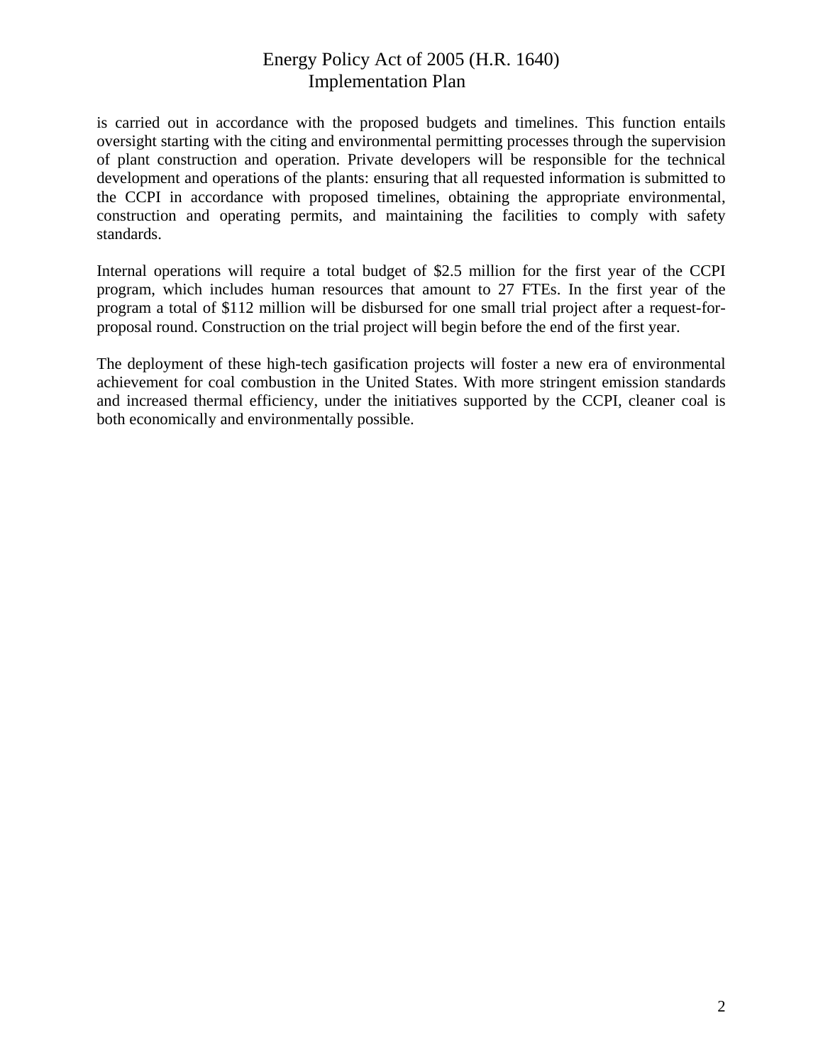is carried out in accordance with the proposed budgets and timelines. This function entails oversight starting with the citing and environmental permitting processes through the supervision of plant construction and operation. Private developers will be responsible for the technical development and operations of the plants: ensuring that all requested information is submitted to the CCPI in accordance with proposed timelines, obtaining the appropriate environmental, construction and operating permits, and maintaining the facilities to comply with safety standards.

Internal operations will require a total budget of $2.5 million for the first year of the CCPI program, which includes human resources that amount to 27 FTEs. In the first year of the program a total of $112 million will be disbursed for one small trial project after a request-for-proposal round. Construction on the trial project will begin before the end of the first year.

The deployment of these high-tech gasification projects will foster a new era of environmental achievement for coal combustion in the United States. With more stringent emission standards and increased thermal efficiency, under the initiatives supported by the CCPI, cleaner coal is both economically and environmentally possible.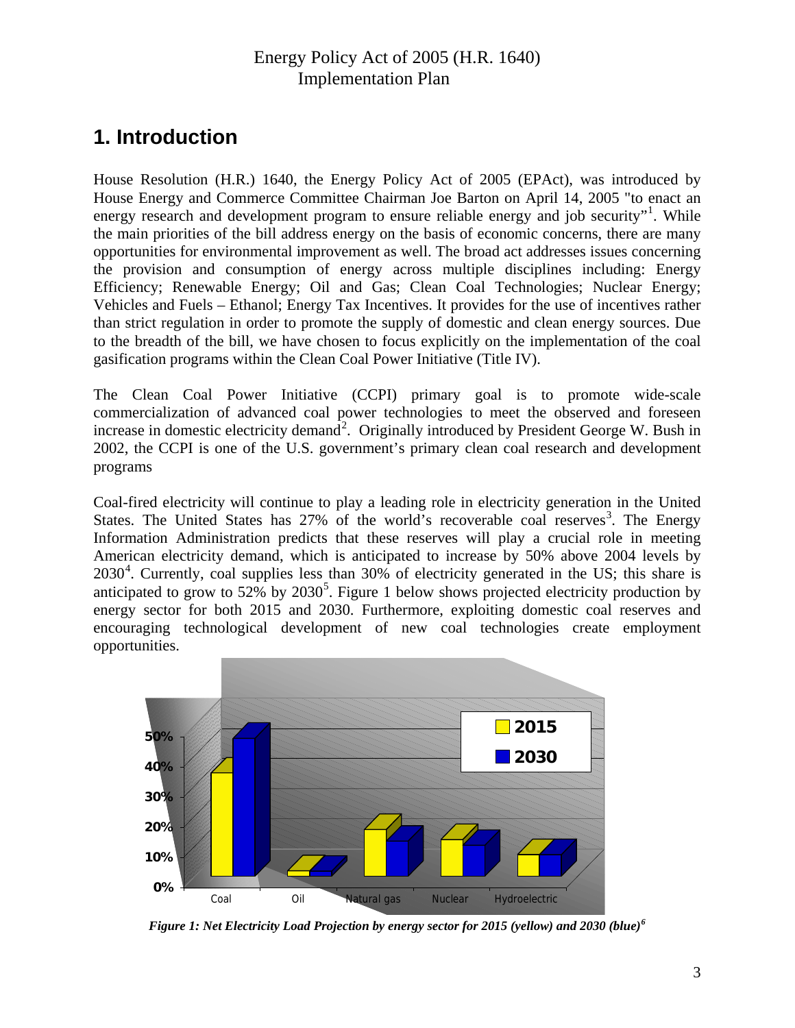Energy Policy Act of 2005 (H.R. 1640)
Implementation Plan

# 1. Introduction

House Resolution (H.R.) 1640, the Energy Policy Act of 2005 (EPAct), was introduced by House Energy and Commerce Committee Chairman Joe Barton on April 14, 2005 "to enact an energy research and development program to ensure reliable energy and job security"[1]. While the main priorities of the bill address energy on the basis of economic concerns, there are many opportunities for environmental improvement as well. The broad act addresses issues concerning the provision and consumption of energy across multiple disciplines including: Energy Efficiency; Renewable Energy; Oil and Gas; Clean Coal Technologies; Nuclear Energy; Vehicles and Fuels – Ethanol; Energy Tax Incentives. It provides for the use of incentives rather than strict regulation in order to promote the supply of domestic and clean energy sources. Due to the breadth of the bill, we have chosen to focus explicitly on the implementation of the coal gasification programs within the Clean Coal Power Initiative (Title IV).

The Clean Coal Power Initiative (CCPI) primary goal is to promote wide-scale commercialization of advanced coal power technologies to meet the observed and foreseen increase in domestic electricity demand[2]. Originally introduced by President George W. Bush in 2002, the CCPI is one of the U.S. government's primary clean coal research and development programs

Coal-fired electricity will continue to play a leading role in electricity generation in the United States. The United States has 27% of the world's recoverable coal reserves[3]. The Energy Information Administration predicts that these reserves will play a crucial role in meeting American electricity demand, which is anticipated to increase by 50% above 2004 levels by 2030[4]. Currently, coal supplies less than 30% of electricity generated in the US; this share is anticipated to grow to 52% by 2030[5]. Figure 1 below shows projected electricity production by energy sector for both 2015 and 2030. Furthermore, exploiting domestic coal reserves and encouraging technological development of new coal technologies create employment opportunities.

*Figure 1: Net Electricity Load Projection by energy sector for 2015 (yellow) and 2030 (blue)[6]*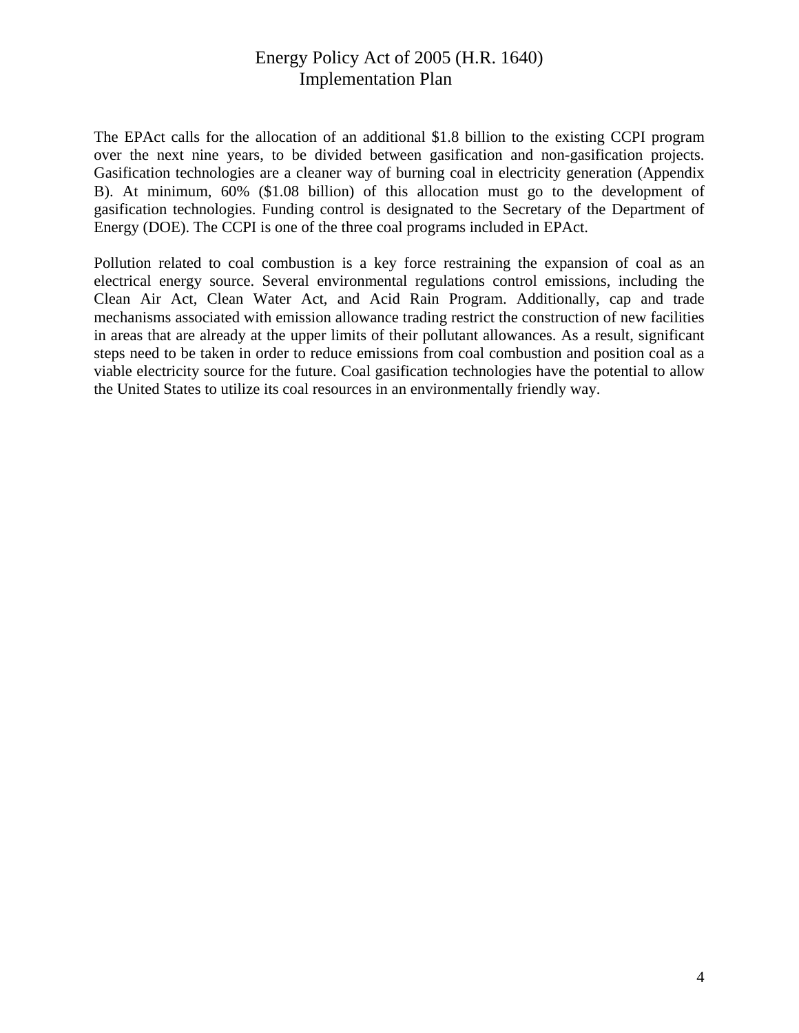The EPAct calls for the allocation of an additional $1.8 billion to the existing CCPI program over the next nine years, to be divided between gasification and non-gasification projects. Gasification technologies are a cleaner way of burning coal in electricity generation (Appendix B). At minimum, 60% ($1.08 billion) of this allocation must go to the development of gasification technologies. Funding control is designated to the Secretary of the Department of Energy (DOE). The CCPI is one of the three coal programs included in EPAct.

Pollution related to coal combustion is a key force restraining the expansion of coal as an electrical energy source. Several environmental regulations control emissions, including the Clean Air Act, Clean Water Act, and Acid Rain Program. Additionally, cap and trade mechanisms associated with emission allowance trading restrict the construction of new facilities in areas that are already at the upper limits of their pollutant allowances. As a result, significant steps need to be taken in order to reduce emissions from coal combustion and position coal as a viable electricity source for the future. Coal gasification technologies have the potential to allow the United States to utilize its coal resources in an environmentally friendly way.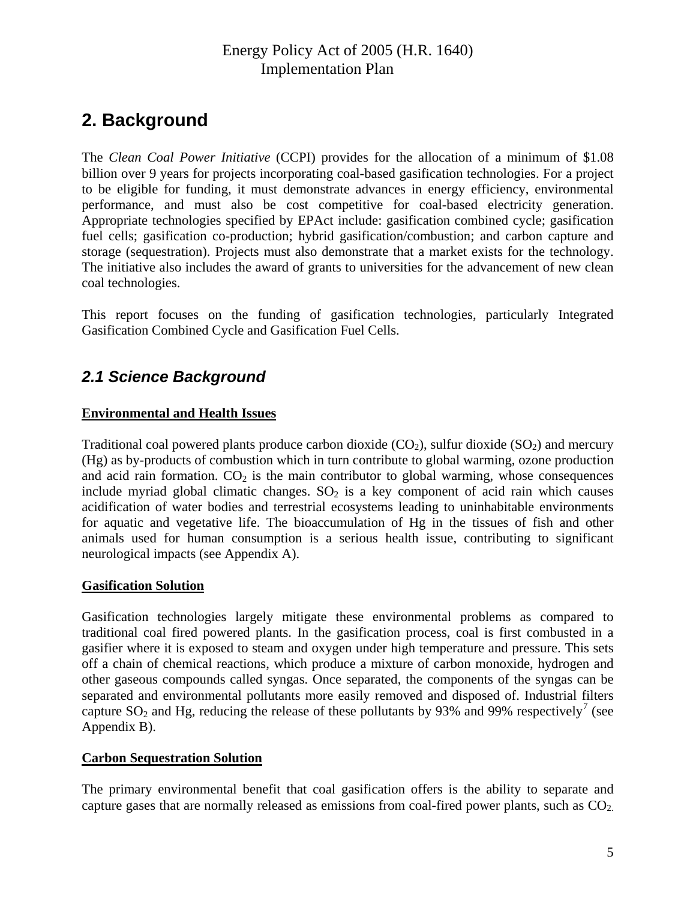## 2. Background

The *Clean Coal Power Initiative* (CCPI) provides for the allocation of a minimum of $1.08 billion over 9 years for projects incorporating coal-based gasification technologies. For a project to be eligible for funding, it must demonstrate advances in energy efficiency, environmental performance, and must also be cost competitive for coal-based electricity generation. Appropriate technologies specified by EPAct include: gasification combined cycle; gasification fuel cells; gasification co-production; hybrid gasification/combustion; and carbon capture and storage (sequestration). Projects must also demonstrate that a market exists for the technology. The initiative also includes the award of grants to universities for the advancement of new clean coal technologies.

This report focuses on the funding of gasification technologies, particularly Integrated Gasification Combined Cycle and Gasification Fuel Cells.

### *2.1 Science Background*

**Environmental and Health Issues**

Traditional coal powered plants produce carbon dioxide ($CO_2$), sulfur dioxide ($SO_2$) and mercury (Hg) as by-products of combustion which in turn contribute to global warming, ozone production and acid rain formation. $CO_2$ is the main contributor to global warming, whose consequences include myriad global climatic changes. $SO_2$ is a key component of acid rain which causes acidification of water bodies and terrestrial ecosystems leading to uninhabitable environments for aquatic and vegetative life. The bioaccumulation of Hg in the tissues of fish and other animals used for human consumption is a serious health issue, contributing to significant neurological impacts (see Appendix A).

**Gasification Solution**

Gasification technologies largely mitigate these environmental problems as compared to traditional coal fired powered plants. In the gasification process, coal is first combusted in a gasifier where it is exposed to steam and oxygen under high temperature and pressure. This sets off a chain of chemical reactions, which produce a mixture of carbon monoxide, hydrogen and other gaseous compounds called syngas. Once separated, the components of the syngas can be separated and environmental pollutants more easily removed and disposed of. Industrial filters capture $SO_2$ and Hg, reducing the release of these pollutants by 93% and 99% respectively[7] (see Appendix B).

**Carbon Sequestration Solution**

The primary environmental benefit that coal gasification offers is the ability to separate and capture gases that are normally released as emissions from coal-fired power plants, such as $CO_2$.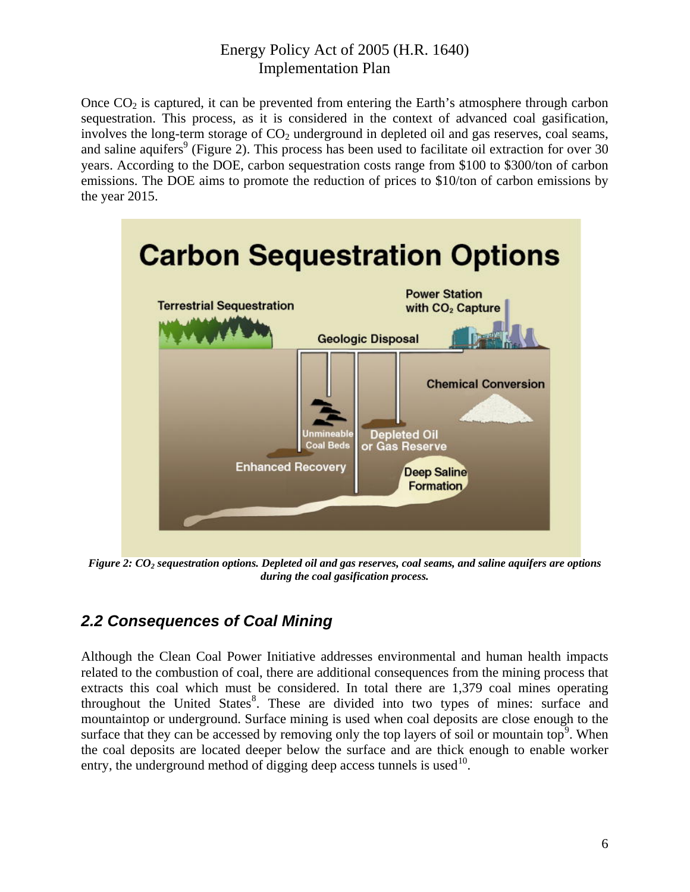Once $CO_2$ is captured, it can be prevented from entering the Earth's atmosphere through carbon sequestration. This process, as it is considered in the context of advanced coal gasification, involves the long-term storage of $CO_2$ underground in depleted oil and gas reserves, coal seams, and saline aquifers[9] (Figure 2). This process has been used to facilitate oil extraction for over 30 years. According to the DOE, carbon sequestration costs range from \$100 to \$300/ton of carbon emissions. The DOE aims to promote the reduction of prices to \$10/ton of carbon emissions by the year 2015.

***Figure 2: $CO_2$ sequestration options. Depleted oil and gas reserves, coal seams, and saline aquifers are options during the coal gasification process.***

## *2.2 Consequences of Coal Mining*

Although the Clean Coal Power Initiative addresses environmental and human health impacts related to the combustion of coal, there are additional consequences from the mining process that extracts this coal which must be considered. In total there are 1,379 coal mines operating throughout the United States[8]. These are divided into two types of mines: surface and mountaintop or underground. Surface mining is used when coal deposits are close enough to the surface that they can be accessed by removing only the top layers of soil or mountain top[9]. When the coal deposits are located deeper below the surface and are thick enough to enable worker entry, the underground method of digging deep access tunnels is used[10].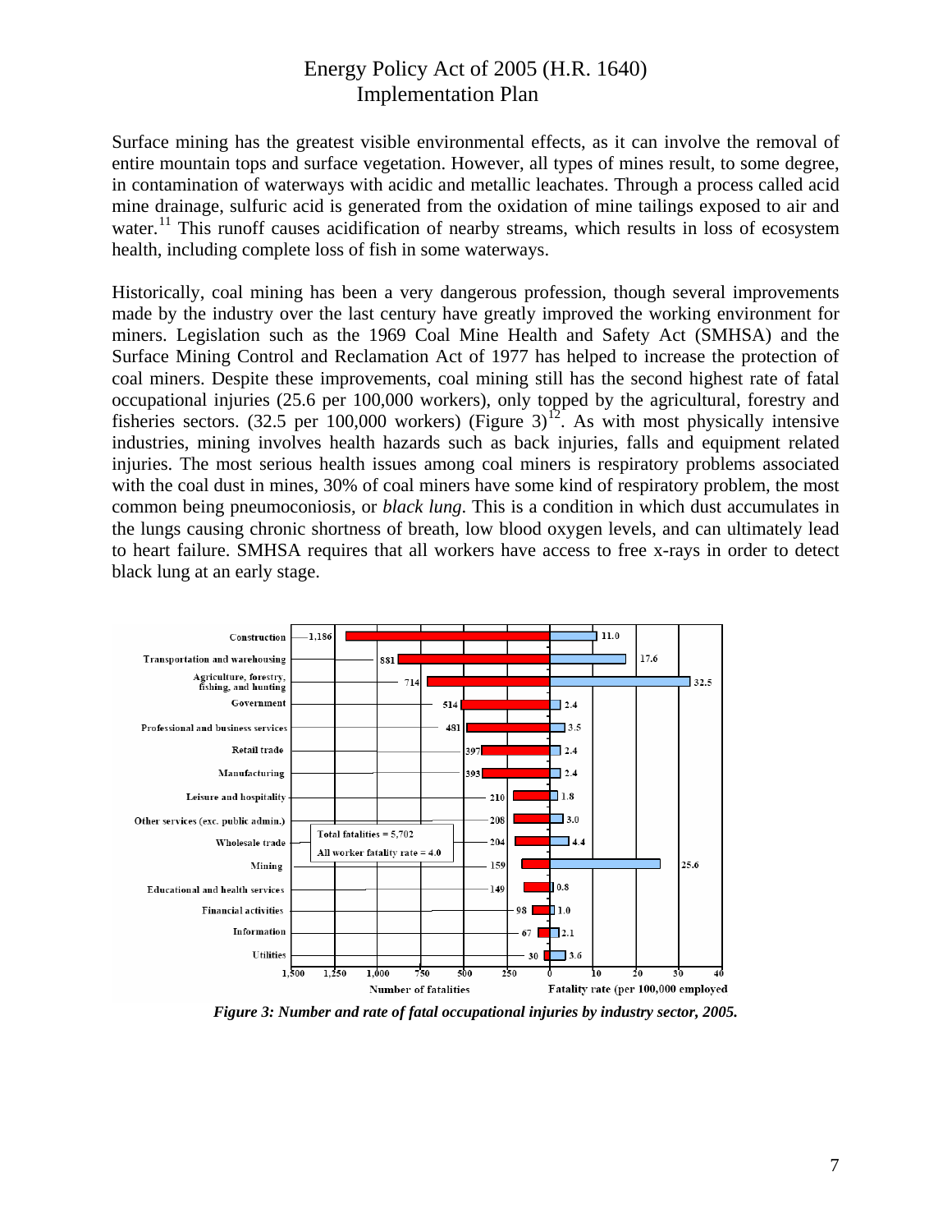Surface mining has the greatest visible environmental effects, as it can involve the removal of entire mountain tops and surface vegetation. However, all types of mines result, to some degree, in contamination of waterways with acidic and metallic leachates. Through a process called acid mine drainage, sulfuric acid is generated from the oxidation of mine tailings exposed to air and water.[11] This runoff causes acidification of nearby streams, which results in loss of ecosystem health, including complete loss of fish in some waterways.

Historically, coal mining has been a very dangerous profession, though several improvements made by the industry over the last century have greatly improved the working environment for miners. Legislation such as the 1969 Coal Mine Health and Safety Act (SMHSA) and the Surface Mining Control and Reclamation Act of 1977 has helped to increase the protection of coal miners. Despite these improvements, coal mining still has the second highest rate of fatal occupational injuries (25.6 per 100,000 workers), only topped by the agricultural, forestry and fisheries sectors. (32.5 per 100,000 workers) (Figure 3)[12]. As with most physically intensive industries, mining involves health hazards such as back injuries, falls and equipment related injuries. The most serious health issues among coal miners is respiratory problems associated with the coal dust in mines, 30% of coal miners have some kind of respiratory problem, the most common being pneumoconiosis, or *black lung*. This is a condition in which dust accumulates in the lungs causing chronic shortness of breath, low blood oxygen levels, and can ultimately lead to heart failure. SMHSA requires that all workers have access to free x-rays in order to detect black lung at an early stage.

| Industry sector | Number of fatalities | Fatality rate (per 100,000 employed) |
| --- | --- | --- |
| Construction | 1,186 | 11.0 |
| Transportation and warehousing | 881 | 17.6 |
| Agriculture, forestry, fishing, and hunting | 714 | 32.5 |
| Government | 514 | 2.4 |
| Professional and business services | 481 | 3.5 |
| Retail trade | 397 | 2.4 |
| Manufacturing | 393 | 2.4 |
| Leisure and hospitality | 210 | 1.8 |
| Other services (exc. public admin.) | 208 | 3.0 |
| Wholesale trade | 204 | 4.4 |
| Mining | 159 | 25.6 |
| Educational and health services | 149 | 0.8 |
| Financial activities | 98 | 1.0 |
| Information | 67 | 2.1 |
| Utilities | 30 | 3.6 |

Total fatalities = 5,702
All worker fatality rate = 4.0

***Figure 3: Number and rate of fatal occupational injuries by industry sector, 2005.***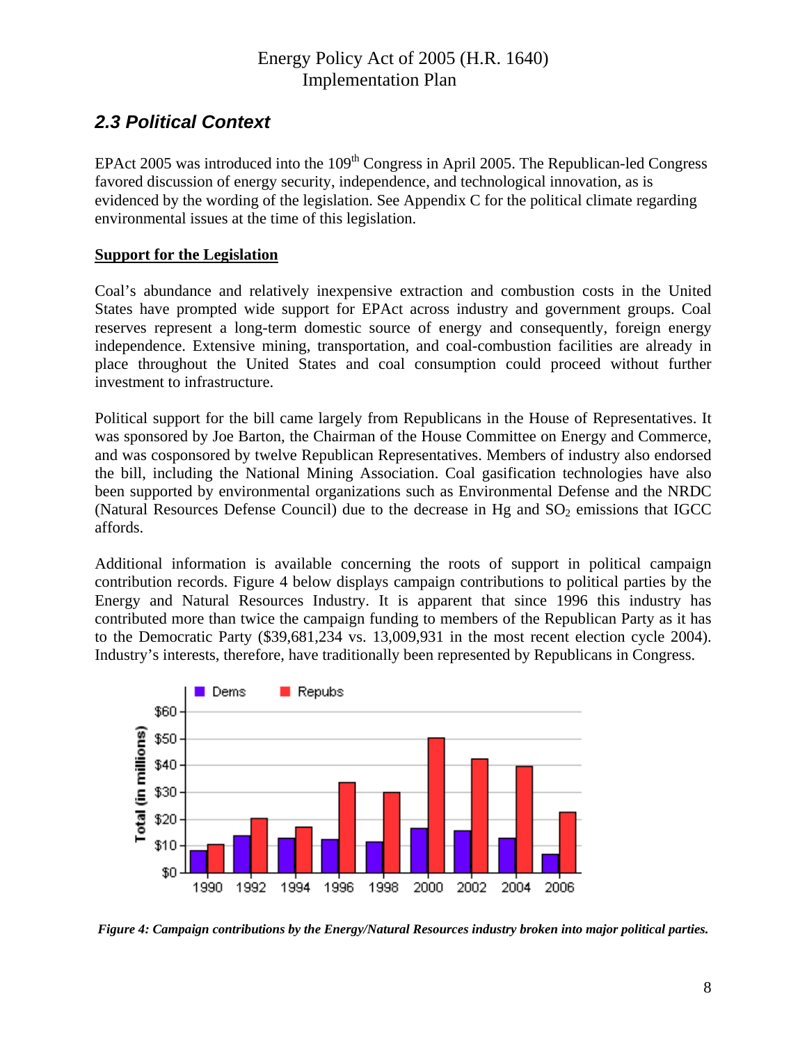## 2.3 Political Context

EPAct 2005 was introduced into the 109th Congress in April 2005. The Republican-led Congress favored discussion of energy security, independence, and technological innovation, as is evidenced by the wording of the legislation. See Appendix C for the political climate regarding environmental issues at the time of this legislation.

**Support for the Legislation**

Coal's abundance and relatively inexpensive extraction and combustion costs in the United States have prompted wide support for EPAct across industry and government groups. Coal reserves represent a long-term domestic source of energy and consequently, foreign energy independence. Extensive mining, transportation, and coal-combustion facilities are already in place throughout the United States and coal consumption could proceed without further investment to infrastructure.

Political support for the bill came largely from Republicans in the House of Representatives. It was sponsored by Joe Barton, the Chairman of the House Committee on Energy and Commerce, and was cosponsored by twelve Republican Representatives. Members of industry also endorsed the bill, including the National Mining Association. Coal gasification technologies have also been supported by environmental organizations such as Environmental Defense and the NRDC (Natural Resources Defense Council) due to the decrease in Hg and $SO_2$ emissions that IGCC affords.

Additional information is available concerning the roots of support in political campaign contribution records. Figure 4 below displays campaign contributions to political parties by the Energy and Natural Resources Industry. It is apparent that since 1996 this industry has contributed more than twice the campaign funding to members of the Republican Party as it has to the Democratic Party ($39,681,234 vs. 13,009,931 in the most recent election cycle 2004). Industry's interests, therefore, have traditionally been represented by Republicans in Congress.

*Figure 4: Campaign contributions by the Energy/Natural Resources industry broken into major political parties.*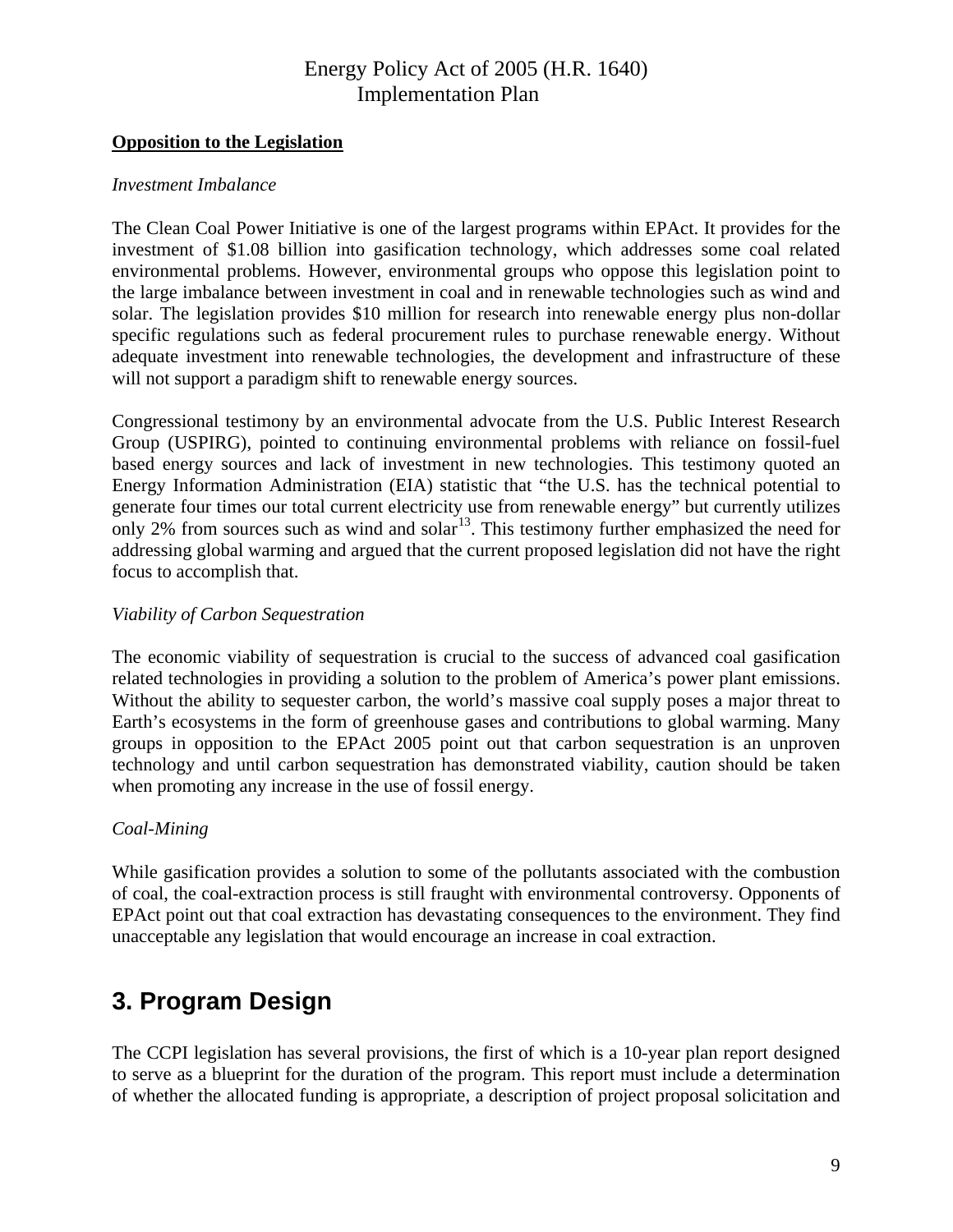**Opposition to the Legislation**

*Investment Imbalance*

The Clean Coal Power Initiative is one of the largest programs within EPAct. It provides for the investment of $1.08 billion into gasification technology, which addresses some coal related environmental problems. However, environmental groups who oppose this legislation point to the large imbalance between investment in coal and in renewable technologies such as wind and solar. The legislation provides $10 million for research into renewable energy plus non-dollar specific regulations such as federal procurement rules to purchase renewable energy. Without adequate investment into renewable technologies, the development and infrastructure of these will not support a paradigm shift to renewable energy sources.

Congressional testimony by an environmental advocate from the U.S. Public Interest Research Group (USPIRG), pointed to continuing environmental problems with reliance on fossil-fuel based energy sources and lack of investment in new technologies. This testimony quoted an Energy Information Administration (EIA) statistic that "the U.S. has the technical potential to generate four times our total current electricity use from renewable energy" but currently utilizes only 2% from sources such as wind and solar[13]. This testimony further emphasized the need for addressing global warming and argued that the current proposed legislation did not have the right focus to accomplish that.

*Viability of Carbon Sequestration*

The economic viability of sequestration is crucial to the success of advanced coal gasification related technologies in providing a solution to the problem of America's power plant emissions. Without the ability to sequester carbon, the world's massive coal supply poses a major threat to Earth's ecosystems in the form of greenhouse gases and contributions to global warming. Many groups in opposition to the EPAct 2005 point out that carbon sequestration is an unproven technology and until carbon sequestration has demonstrated viability, caution should be taken when promoting any increase in the use of fossil energy.

*Coal-Mining*

While gasification provides a solution to some of the pollutants associated with the combustion of coal, the coal-extraction process is still fraught with environmental controversy. Opponents of EPAct point out that coal extraction has devastating consequences to the environment. They find unacceptable any legislation that would encourage an increase in coal extraction.

# 3. Program Design

The CCPI legislation has several provisions, the first of which is a 10-year plan report designed to serve as a blueprint for the duration of the program. This report must include a determination of whether the allocated funding is appropriate, a description of project proposal solicitation and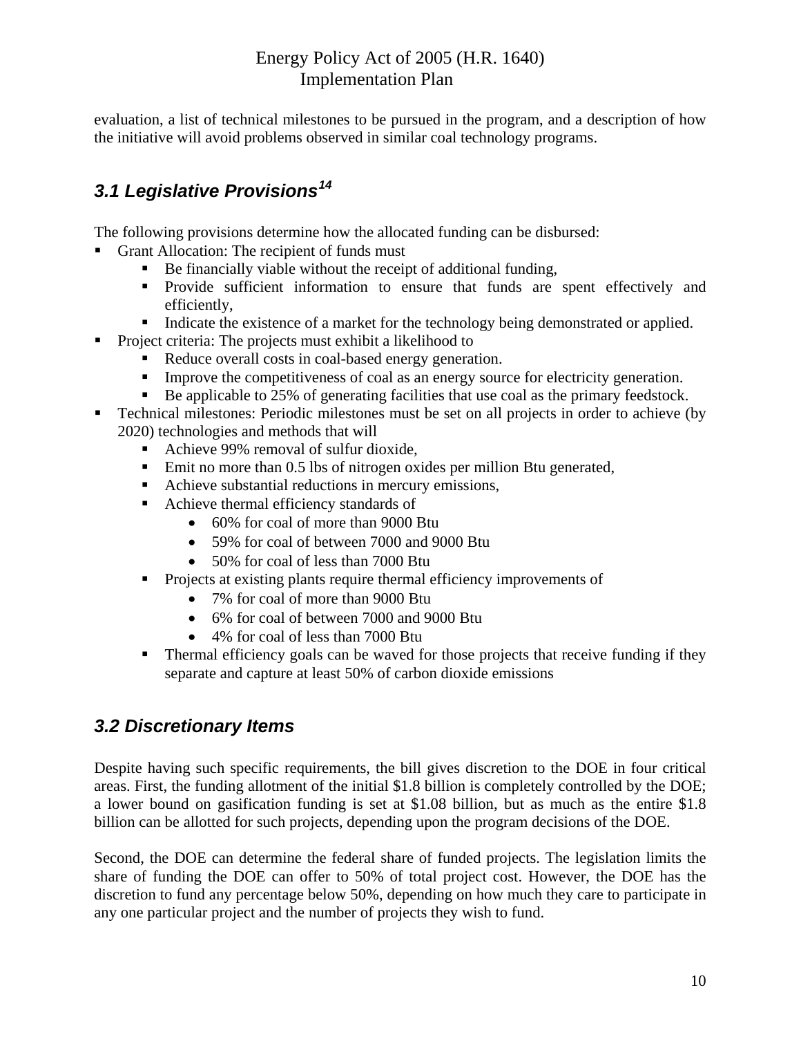evaluation, a list of technical milestones to be pursued in the program, and a description of how the initiative will avoid problems observed in similar coal technology programs.

## *3.1 Legislative Provisions*[14]

The following provisions determine how the allocated funding can be disbursed:

- Grant Allocation: The recipient of funds must
  - Be financially viable without the receipt of additional funding,
  - Provide sufficient information to ensure that funds are spent effectively and efficiently,
  - Indicate the existence of a market for the technology being demonstrated or applied.
- Project criteria: The projects must exhibit a likelihood to
  - Reduce overall costs in coal-based energy generation.
  - Improve the competitiveness of coal as an energy source for electricity generation.
  - Be applicable to 25% of generating facilities that use coal as the primary feedstock.
- Technical milestones: Periodic milestones must be set on all projects in order to achieve (by 2020) technologies and methods that will
  - Achieve 99% removal of sulfur dioxide,
  - Emit no more than 0.5 lbs of nitrogen oxides per million Btu generated,
  - Achieve substantial reductions in mercury emissions,
  - Achieve thermal efficiency standards of
    - 60% for coal of more than 9000 Btu
    - 59% for coal of between 7000 and 9000 Btu
    - 50% for coal of less than 7000 Btu
  - Projects at existing plants require thermal efficiency improvements of
    - 7% for coal of more than 9000 Btu
    - 6% for coal of between 7000 and 9000 Btu
    - 4% for coal of less than 7000 Btu
  - Thermal efficiency goals can be waved for those projects that receive funding if they separate and capture at least 50% of carbon dioxide emissions

## *3.2 Discretionary Items*

Despite having such specific requirements, the bill gives discretion to the DOE in four critical areas. First, the funding allotment of the initial $1.8 billion is completely controlled by the DOE; a lower bound on gasification funding is set at $1.08 billion, but as much as the entire $1.8 billion can be allotted for such projects, depending upon the program decisions of the DOE.

Second, the DOE can determine the federal share of funded projects. The legislation limits the share of funding the DOE can offer to 50% of total project cost. However, the DOE has the discretion to fund any percentage below 50%, depending on how much they care to participate in any one particular project and the number of projects they wish to fund.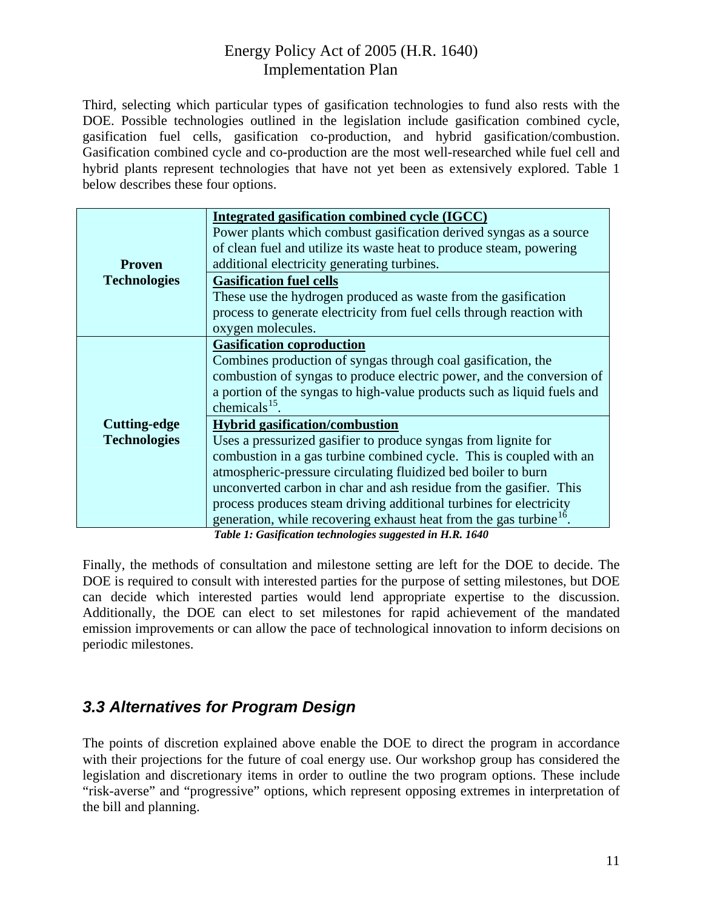Third, selecting which particular types of gasification technologies to fund also rests with the DOE. Possible technologies outlined in the legislation include gasification combined cycle, gasification fuel cells, gasification co-production, and hybrid gasification/combustion. Gasification combined cycle and co-production are the most well-researched while fuel cell and hybrid plants represent technologies that have not yet been as extensively explored. Table 1 below describes these four options.

| | |
|---|---|
| **Proven Technologies** | **Integrated gasification combined cycle (IGCC)**<br>Power plants which combust gasification derived syngas as a source of clean fuel and utilize its waste heat to produce steam, powering additional electricity generating turbines. |
| | **Gasification fuel cells**<br>These use the hydrogen produced as waste from the gasification process to generate electricity from fuel cells through reaction with oxygen molecules. |
| **Cutting-edge Technologies** | **Gasification coproduction**<br>Combines production of syngas through coal gasification, the combustion of syngas to produce electric power, and the conversion of a portion of the syngas to high-value products such as liquid fuels and chemicals[15]. |
| | **Hybrid gasification/combustion**<br>Uses a pressurized gasifier to produce syngas from lignite for combustion in a gas turbine combined cycle. This is coupled with an atmospheric-pressure circulating fluidized bed boiler to burn unconverted carbon in char and ash residue from the gasifier. This process produces steam driving additional turbines for electricity generation, while recovering exhaust heat from the gas turbine[16]. |

***Table 1: Gasification technologies suggested in H.R. 1640***

Finally, the methods of consultation and milestone setting are left for the DOE to decide. The DOE is required to consult with interested parties for the purpose of setting milestones, but DOE can decide which interested parties would lend appropriate expertise to the discussion. Additionally, the DOE can elect to set milestones for rapid achievement of the mandated emission improvements or can allow the pace of technological innovation to inform decisions on periodic milestones.

### *3.3 Alternatives for Program Design*

The points of discretion explained above enable the DOE to direct the program in accordance with their projections for the future of coal energy use. Our workshop group has considered the legislation and discretionary items in order to outline the two program options. These include "risk-averse" and "progressive" options, which represent opposing extremes in interpretation of the bill and planning.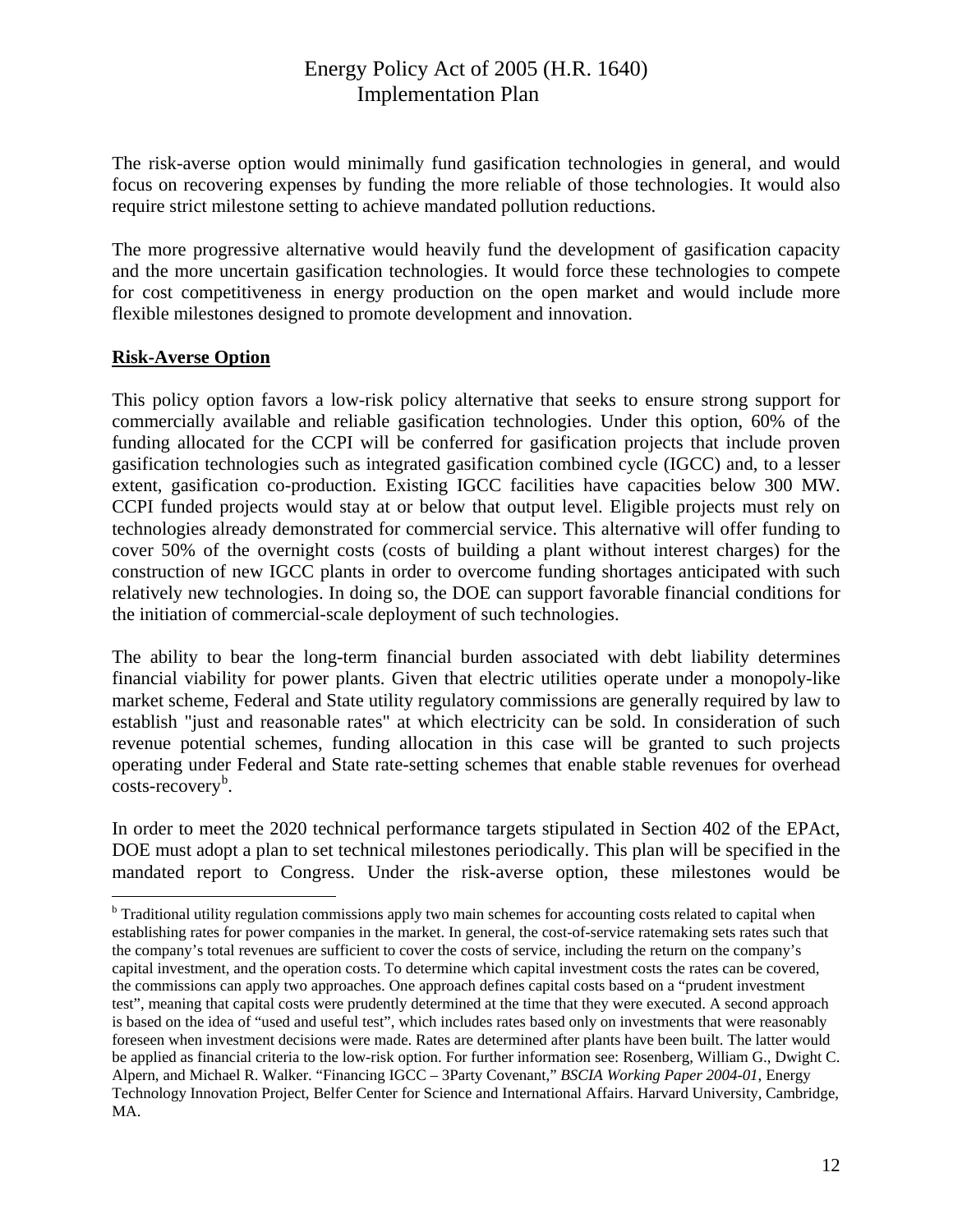The risk-averse option would minimally fund gasification technologies in general, and would focus on recovering expenses by funding the more reliable of those technologies. It would also require strict milestone setting to achieve mandated pollution reductions.

The more progressive alternative would heavily fund the development of gasification capacity and the more uncertain gasification technologies. It would force these technologies to compete for cost competitiveness in energy production on the open market and would include more flexible milestones designed to promote development and innovation.

**Risk-Averse Option**

This policy option favors a low-risk policy alternative that seeks to ensure strong support for commercially available and reliable gasification technologies. Under this option, 60% of the funding allocated for the CCPI will be conferred for gasification projects that include proven gasification technologies such as integrated gasification combined cycle (IGCC) and, to a lesser extent, gasification co-production. Existing IGCC facilities have capacities below 300 MW. CCPI funded projects would stay at or below that output level. Eligible projects must rely on technologies already demonstrated for commercial service. This alternative will offer funding to cover 50% of the overnight costs (costs of building a plant without interest charges) for the construction of new IGCC plants in order to overcome funding shortages anticipated with such relatively new technologies. In doing so, the DOE can support favorable financial conditions for the initiation of commercial-scale deployment of such technologies.

The ability to bear the long-term financial burden associated with debt liability determines financial viability for power plants. Given that electric utilities operate under a monopoly-like market scheme, Federal and State utility regulatory commissions are generally required by law to establish "just and reasonable rates" at which electricity can be sold. In consideration of such revenue potential schemes, funding allocation in this case will be granted to such projects operating under Federal and State rate-setting schemes that enable stable revenues for overhead costs-recovery[b].

In order to meet the 2020 technical performance targets stipulated in Section 402 of the EPAct, DOE must adopt a plan to set technical milestones periodically. This plan will be specified in the mandated report to Congress. Under the risk-averse option, these milestones would be

[b] Traditional utility regulation commissions apply two main schemes for accounting costs related to capital when establishing rates for power companies in the market. In general, the cost-of-service ratemaking sets rates such that the company's total revenues are sufficient to cover the costs of service, including the return on the company's capital investment, and the operation costs. To determine which capital investment costs the rates can be covered, the commissions can apply two approaches. One approach defines capital costs based on a "prudent investment test", meaning that capital costs were prudently determined at the time that they were executed. A second approach is based on the idea of "used and useful test", which includes rates based only on investments that were reasonably foreseen when investment decisions were made. Rates are determined after plants have been built. The latter would be applied as financial criteria to the low-risk option. For further information see: Rosenberg, William G., Dwight C. Alpern, and Michael R. Walker. "Financing IGCC – 3Party Covenant," *BSCIA Working Paper 2004-01*, Energy Technology Innovation Project, Belfer Center for Science and International Affairs. Harvard University, Cambridge, MA.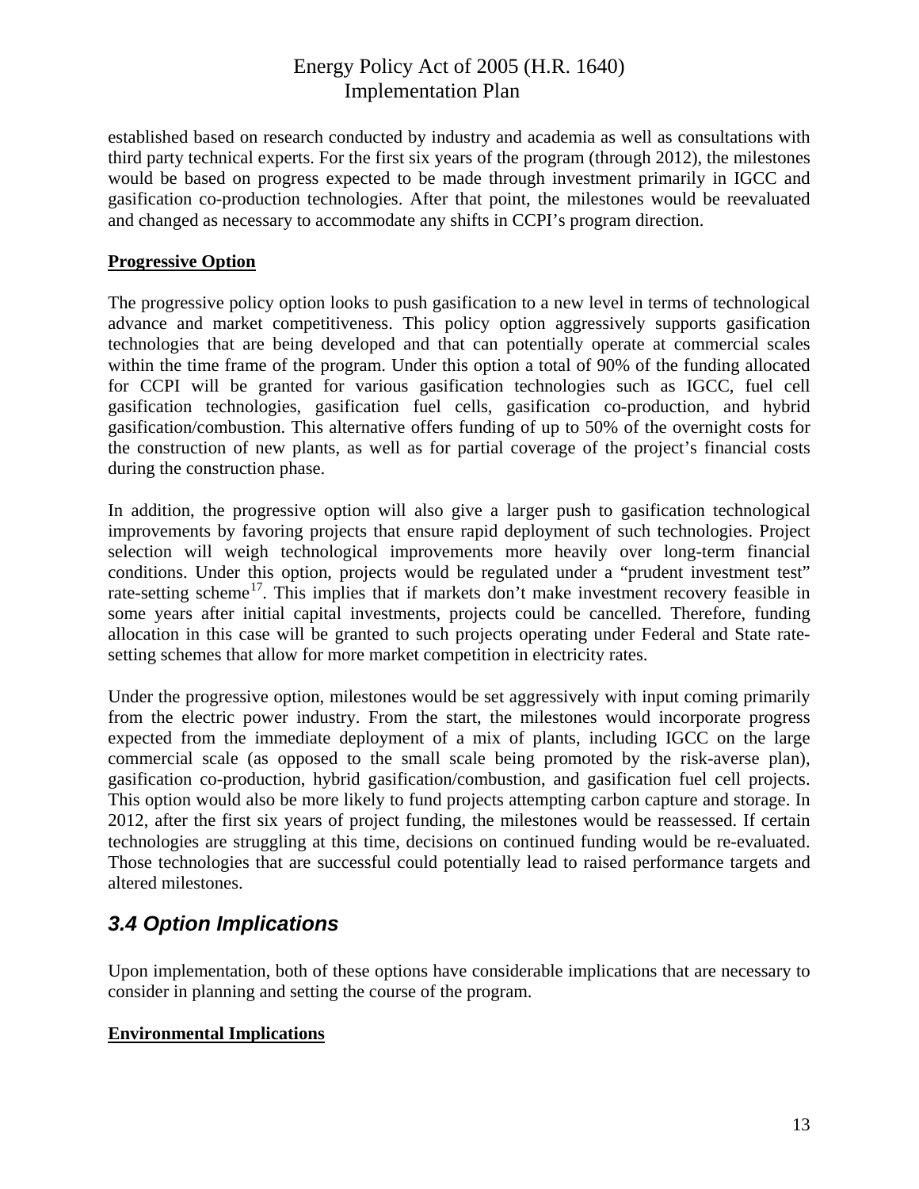established based on research conducted by industry and academia as well as consultations with third party technical experts. For the first six years of the program (through 2012), the milestones would be based on progress expected to be made through investment primarily in IGCC and gasification co-production technologies. After that point, the milestones would be reevaluated and changed as necessary to accommodate any shifts in CCPI's program direction.

**Progressive Option**

The progressive policy option looks to push gasification to a new level in terms of technological advance and market competitiveness. This policy option aggressively supports gasification technologies that are being developed and that can potentially operate at commercial scales within the time frame of the program. Under this option a total of 90% of the funding allocated for CCPI will be granted for various gasification technologies such as IGCC, fuel cell gasification technologies, gasification fuel cells, gasification co-production, and hybrid gasification/combustion. This alternative offers funding of up to 50% of the overnight costs for the construction of new plants, as well as for partial coverage of the project's financial costs during the construction phase.

In addition, the progressive option will also give a larger push to gasification technological improvements by favoring projects that ensure rapid deployment of such technologies. Project selection will weigh technological improvements more heavily over long-term financial conditions. Under this option, projects would be regulated under a "prudent investment test" rate-setting scheme[17]. This implies that if markets don't make investment recovery feasible in some years after initial capital investments, projects could be cancelled. Therefore, funding allocation in this case will be granted to such projects operating under Federal and State rate-setting schemes that allow for more market competition in electricity rates.

Under the progressive option, milestones would be set aggressively with input coming primarily from the electric power industry. From the start, the milestones would incorporate progress expected from the immediate deployment of a mix of plants, including IGCC on the large commercial scale (as opposed to the small scale being promoted by the risk-averse plan), gasification co-production, hybrid gasification/combustion, and gasification fuel cell projects. This option would also be more likely to fund projects attempting carbon capture and storage. In 2012, after the first six years of project funding, the milestones would be reassessed. If certain technologies are struggling at this time, decisions on continued funding would be re-evaluated. Those technologies that are successful could potentially lead to raised performance targets and altered milestones.

## *3.4 Option Implications*

Upon implementation, both of these options have considerable implications that are necessary to consider in planning and setting the course of the program.

**Environmental Implications**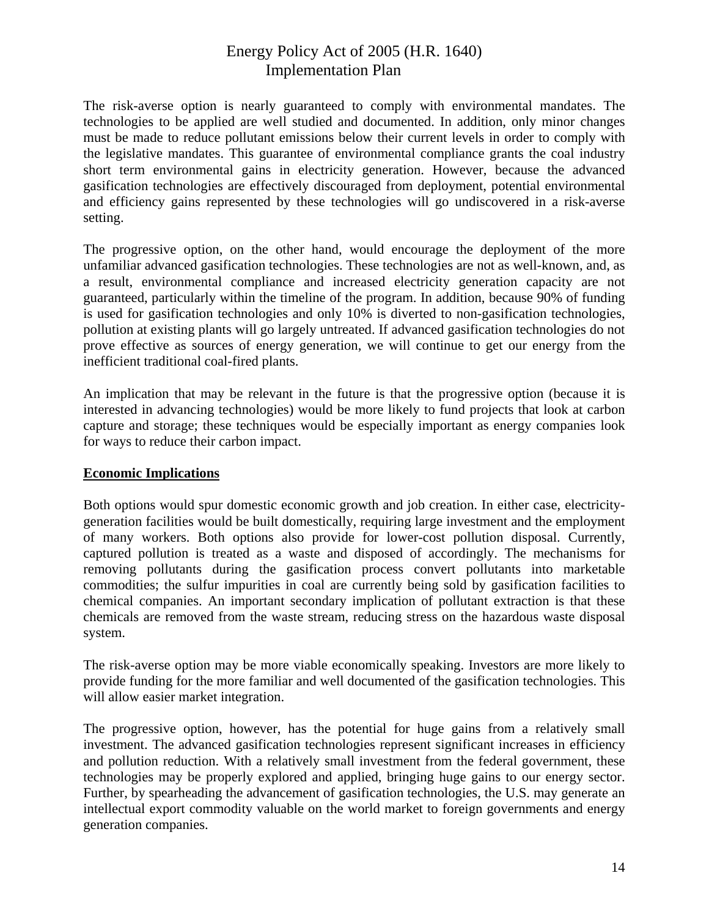The risk-averse option is nearly guaranteed to comply with environmental mandates. The technologies to be applied are well studied and documented. In addition, only minor changes must be made to reduce pollutant emissions below their current levels in order to comply with the legislative mandates. This guarantee of environmental compliance grants the coal industry short term environmental gains in electricity generation. However, because the advanced gasification technologies are effectively discouraged from deployment, potential environmental and efficiency gains represented by these technologies will go undiscovered in a risk-averse setting.

The progressive option, on the other hand, would encourage the deployment of the more unfamiliar advanced gasification technologies. These technologies are not as well-known, and, as a result, environmental compliance and increased electricity generation capacity are not guaranteed, particularly within the timeline of the program. In addition, because 90% of funding is used for gasification technologies and only 10% is diverted to non-gasification technologies, pollution at existing plants will go largely untreated. If advanced gasification technologies do not prove effective as sources of energy generation, we will continue to get our energy from the inefficient traditional coal-fired plants.

An implication that may be relevant in the future is that the progressive option (because it is interested in advancing technologies) would be more likely to fund projects that look at carbon capture and storage; these techniques would be especially important as energy companies look for ways to reduce their carbon impact.

**Economic Implications**

Both options would spur domestic economic growth and job creation. In either case, electricity-generation facilities would be built domestically, requiring large investment and the employment of many workers. Both options also provide for lower-cost pollution disposal. Currently, captured pollution is treated as a waste and disposed of accordingly. The mechanisms for removing pollutants during the gasification process convert pollutants into marketable commodities; the sulfur impurities in coal are currently being sold by gasification facilities to chemical companies. An important secondary implication of pollutant extraction is that these chemicals are removed from the waste stream, reducing stress on the hazardous waste disposal system.

The risk-averse option may be more viable economically speaking. Investors are more likely to provide funding for the more familiar and well documented of the gasification technologies. This will allow easier market integration.

The progressive option, however, has the potential for huge gains from a relatively small investment. The advanced gasification technologies represent significant increases in efficiency and pollution reduction. With a relatively small investment from the federal government, these technologies may be properly explored and applied, bringing huge gains to our energy sector. Further, by spearheading the advancement of gasification technologies, the U.S. may generate an intellectual export commodity valuable on the world market to foreign governments and energy generation companies.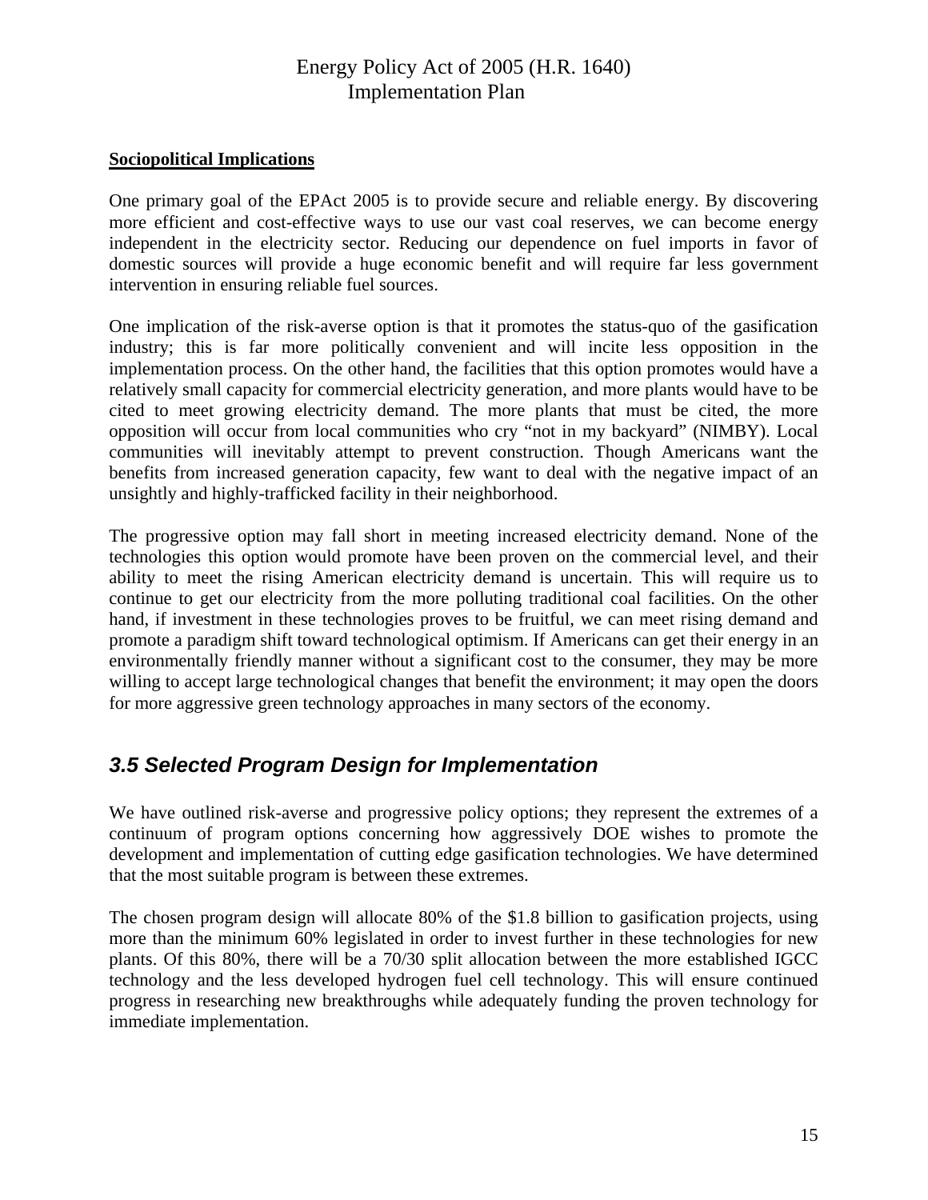**Sociopolitical Implications**

One primary goal of the EPAct 2005 is to provide secure and reliable energy. By discovering more efficient and cost-effective ways to use our vast coal reserves, we can become energy independent in the electricity sector. Reducing our dependence on fuel imports in favor of domestic sources will provide a huge economic benefit and will require far less government intervention in ensuring reliable fuel sources.

One implication of the risk-averse option is that it promotes the status-quo of the gasification industry; this is far more politically convenient and will incite less opposition in the implementation process. On the other hand, the facilities that this option promotes would have a relatively small capacity for commercial electricity generation, and more plants would have to be cited to meet growing electricity demand. The more plants that must be cited, the more opposition will occur from local communities who cry "not in my backyard" (NIMBY). Local communities will inevitably attempt to prevent construction. Though Americans want the benefits from increased generation capacity, few want to deal with the negative impact of an unsightly and highly-trafficked facility in their neighborhood.

The progressive option may fall short in meeting increased electricity demand. None of the technologies this option would promote have been proven on the commercial level, and their ability to meet the rising American electricity demand is uncertain. This will require us to continue to get our electricity from the more polluting traditional coal facilities. On the other hand, if investment in these technologies proves to be fruitful, we can meet rising demand and promote a paradigm shift toward technological optimism. If Americans can get their energy in an environmentally friendly manner without a significant cost to the consumer, they may be more willing to accept large technological changes that benefit the environment; it may open the doors for more aggressive green technology approaches in many sectors of the economy.

## *3.5 Selected Program Design for Implementation*

We have outlined risk-averse and progressive policy options; they represent the extremes of a continuum of program options concerning how aggressively DOE wishes to promote the development and implementation of cutting edge gasification technologies. We have determined that the most suitable program is between these extremes.

The chosen program design will allocate 80% of the $1.8 billion to gasification projects, using more than the minimum 60% legislated in order to invest further in these technologies for new plants. Of this 80%, there will be a 70/30 split allocation between the more established IGCC technology and the less developed hydrogen fuel cell technology. This will ensure continued progress in researching new breakthroughs while adequately funding the proven technology for immediate implementation.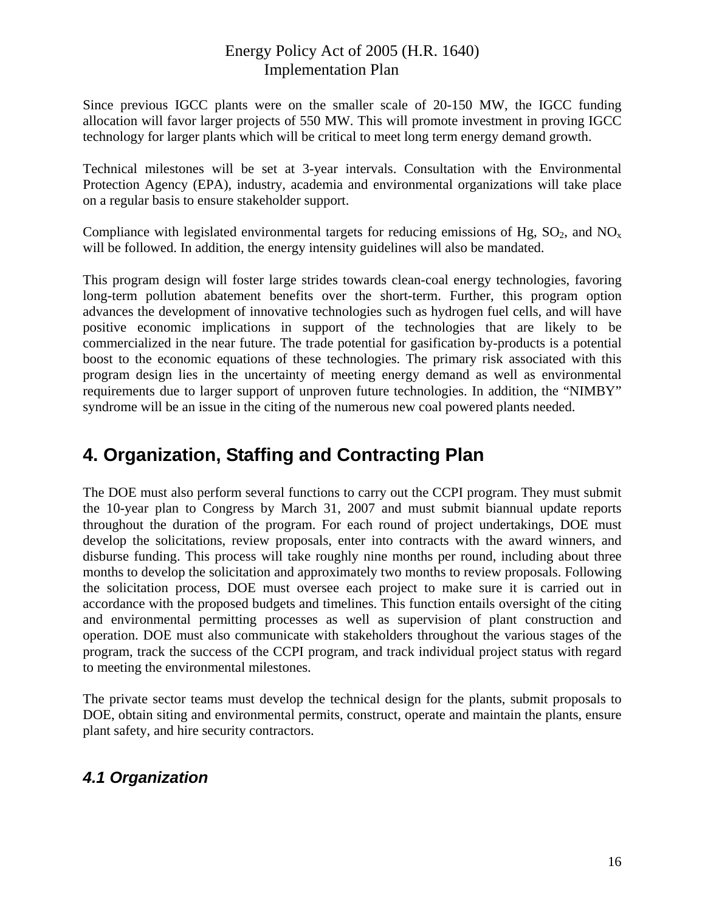Since previous IGCC plants were on the smaller scale of 20-150 MW, the IGCC funding allocation will favor larger projects of 550 MW. This will promote investment in proving IGCC technology for larger plants which will be critical to meet long term energy demand growth.

Technical milestones will be set at 3-year intervals. Consultation with the Environmental Protection Agency (EPA), industry, academia and environmental organizations will take place on a regular basis to ensure stakeholder support.

Compliance with legislated environmental targets for reducing emissions of Hg, $SO_2$, and $NO_x$ will be followed. In addition, the energy intensity guidelines will also be mandated.

This program design will foster large strides towards clean-coal energy technologies, favoring long-term pollution abatement benefits over the short-term. Further, this program option advances the development of innovative technologies such as hydrogen fuel cells, and will have positive economic implications in support of the technologies that are likely to be commercialized in the near future. The trade potential for gasification by-products is a potential boost to the economic equations of these technologies. The primary risk associated with this program design lies in the uncertainty of meeting energy demand as well as environmental requirements due to larger support of unproven future technologies. In addition, the "NIMBY" syndrome will be an issue in the citing of the numerous new coal powered plants needed.

# 4. Organization, Staffing and Contracting Plan

The DOE must also perform several functions to carry out the CCPI program. They must submit the 10-year plan to Congress by March 31, 2007 and must submit biannual update reports throughout the duration of the program. For each round of project undertakings, DOE must develop the solicitations, review proposals, enter into contracts with the award winners, and disburse funding. This process will take roughly nine months per round, including about three months to develop the solicitation and approximately two months to review proposals. Following the solicitation process, DOE must oversee each project to make sure it is carried out in accordance with the proposed budgets and timelines. This function entails oversight of the citing and environmental permitting processes as well as supervision of plant construction and operation. DOE must also communicate with stakeholders throughout the various stages of the program, track the success of the CCPI program, and track individual project status with regard to meeting the environmental milestones.

The private sector teams must develop the technical design for the plants, submit proposals to DOE, obtain siting and environmental permits, construct, operate and maintain the plants, ensure plant safety, and hire security contractors.

## *4.1 Organization*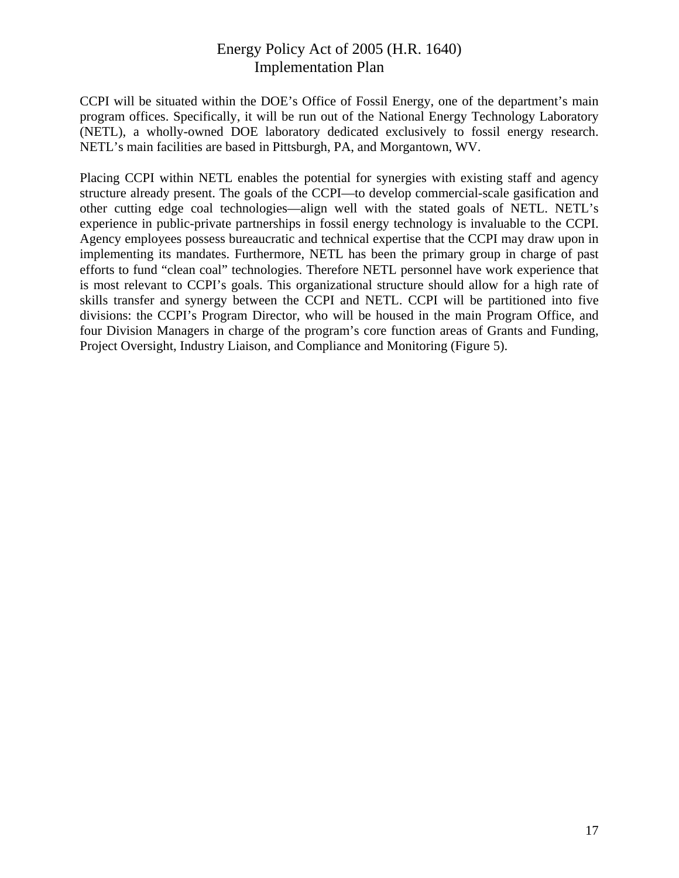CCPI will be situated within the DOE's Office of Fossil Energy, one of the department's main program offices. Specifically, it will be run out of the National Energy Technology Laboratory (NETL), a wholly-owned DOE laboratory dedicated exclusively to fossil energy research. NETL's main facilities are based in Pittsburgh, PA, and Morgantown, WV.

Placing CCPI within NETL enables the potential for synergies with existing staff and agency structure already present. The goals of the CCPI—to develop commercial-scale gasification and other cutting edge coal technologies—align well with the stated goals of NETL. NETL's experience in public-private partnerships in fossil energy technology is invaluable to the CCPI. Agency employees possess bureaucratic and technical expertise that the CCPI may draw upon in implementing its mandates. Furthermore, NETL has been the primary group in charge of past efforts to fund "clean coal" technologies. Therefore NETL personnel have work experience that is most relevant to CCPI's goals. This organizational structure should allow for a high rate of skills transfer and synergy between the CCPI and NETL. CCPI will be partitioned into five divisions: the CCPI's Program Director, who will be housed in the main Program Office, and four Division Managers in charge of the program's core function areas of Grants and Funding, Project Oversight, Industry Liaison, and Compliance and Monitoring (Figure 5).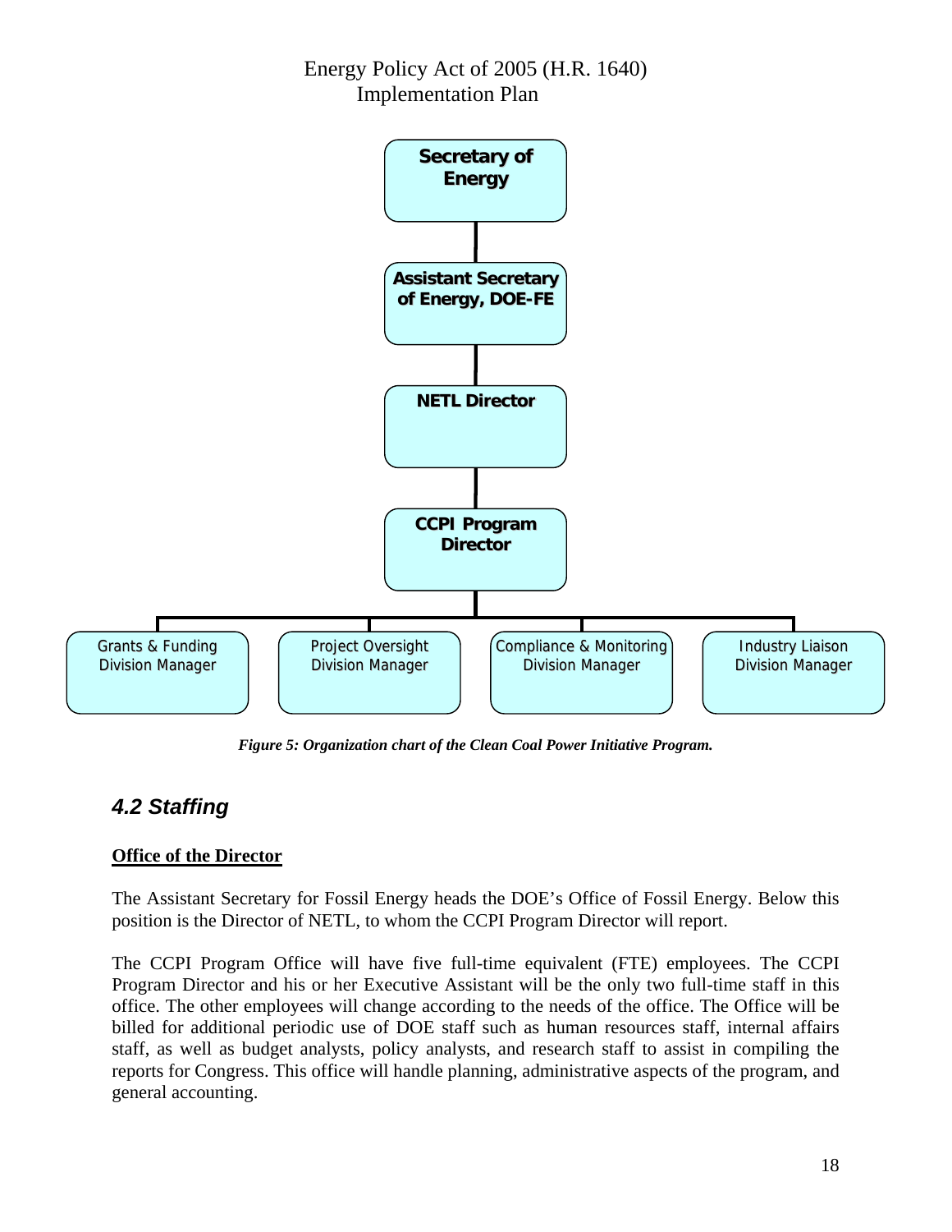Secretary of Energy

Assistant Secretary of Energy, DOE-FE

NETL Director

CCPI Program Director

Grants & Funding Division Manager

Project Oversight Division Manager

Compliance & Monitoring Division Manager

Industry Liaison Division Manager

*Figure 5: Organization chart of the Clean Coal Power Initiative Program.*

## 4.2 Staffing

**Office of the Director**

The Assistant Secretary for Fossil Energy heads the DOE's Office of Fossil Energy. Below this position is the Director of NETL, to whom the CCPI Program Director will report.

The CCPI Program Office will have five full-time equivalent (FTE) employees. The CCPI Program Director and his or her Executive Assistant will be the only two full-time staff in this office. The other employees will change according to the needs of the office. The Office will be billed for additional periodic use of DOE staff such as human resources staff, internal affairs staff, as well as budget analysts, policy analysts, and research staff to assist in compiling the reports for Congress. This office will handle planning, administrative aspects of the program, and general accounting.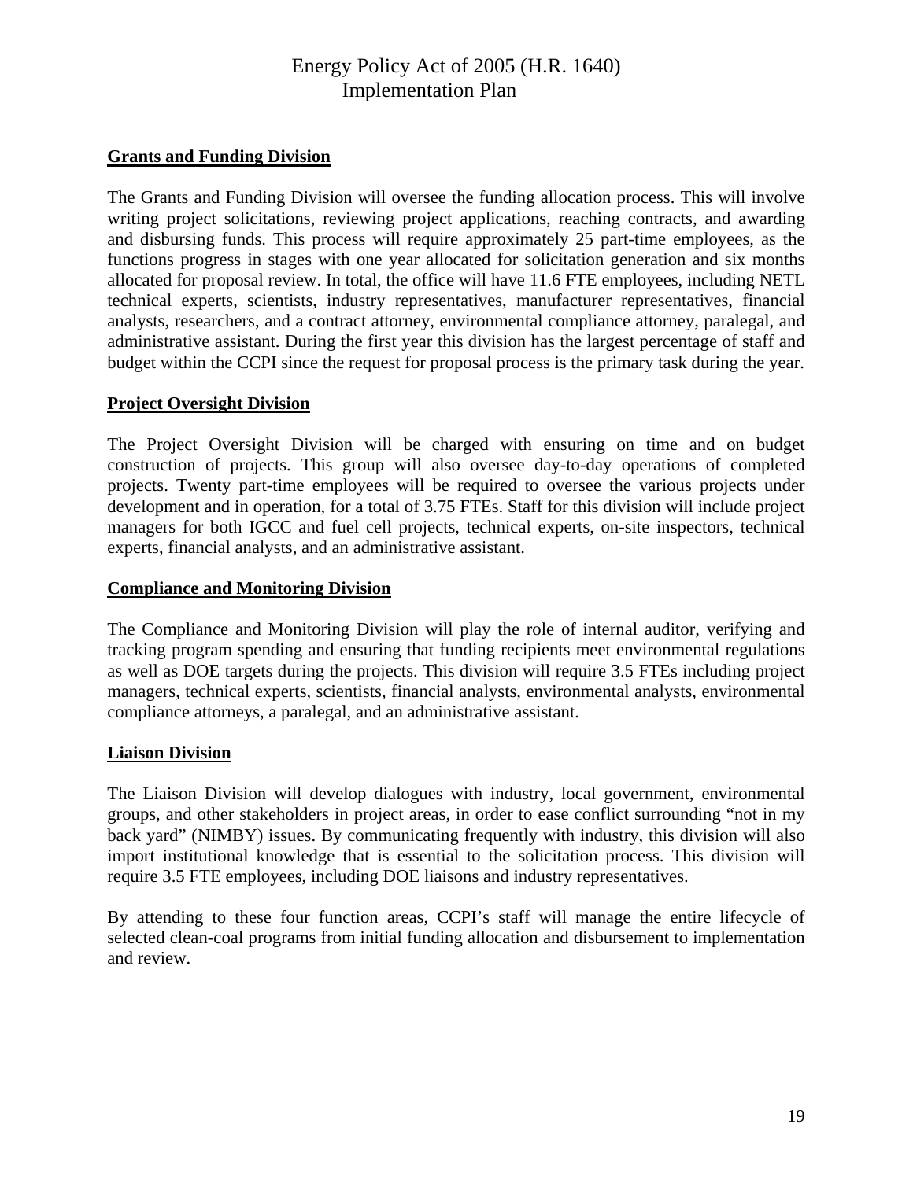**Grants and Funding Division**

The Grants and Funding Division will oversee the funding allocation process. This will involve writing project solicitations, reviewing project applications, reaching contracts, and awarding and disbursing funds. This process will require approximately 25 part-time employees, as the functions progress in stages with one year allocated for solicitation generation and six months allocated for proposal review. In total, the office will have 11.6 FTE employees, including NETL technical experts, scientists, industry representatives, manufacturer representatives, financial analysts, researchers, and a contract attorney, environmental compliance attorney, paralegal, and administrative assistant. During the first year this division has the largest percentage of staff and budget within the CCPI since the request for proposal process is the primary task during the year.

**Project Oversight Division**

The Project Oversight Division will be charged with ensuring on time and on budget construction of projects. This group will also oversee day-to-day operations of completed projects. Twenty part-time employees will be required to oversee the various projects under development and in operation, for a total of 3.75 FTEs. Staff for this division will include project managers for both IGCC and fuel cell projects, technical experts, on-site inspectors, technical experts, financial analysts, and an administrative assistant.

**Compliance and Monitoring Division**

The Compliance and Monitoring Division will play the role of internal auditor, verifying and tracking program spending and ensuring that funding recipients meet environmental regulations as well as DOE targets during the projects. This division will require 3.5 FTEs including project managers, technical experts, scientists, financial analysts, environmental analysts, environmental compliance attorneys, a paralegal, and an administrative assistant.

**Liaison Division**

The Liaison Division will develop dialogues with industry, local government, environmental groups, and other stakeholders in project areas, in order to ease conflict surrounding "not in my back yard" (NIMBY) issues. By communicating frequently with industry, this division will also import institutional knowledge that is essential to the solicitation process. This division will require 3.5 FTE employees, including DOE liaisons and industry representatives.

By attending to these four function areas, CCPI's staff will manage the entire lifecycle of selected clean-coal programs from initial funding allocation and disbursement to implementation and review.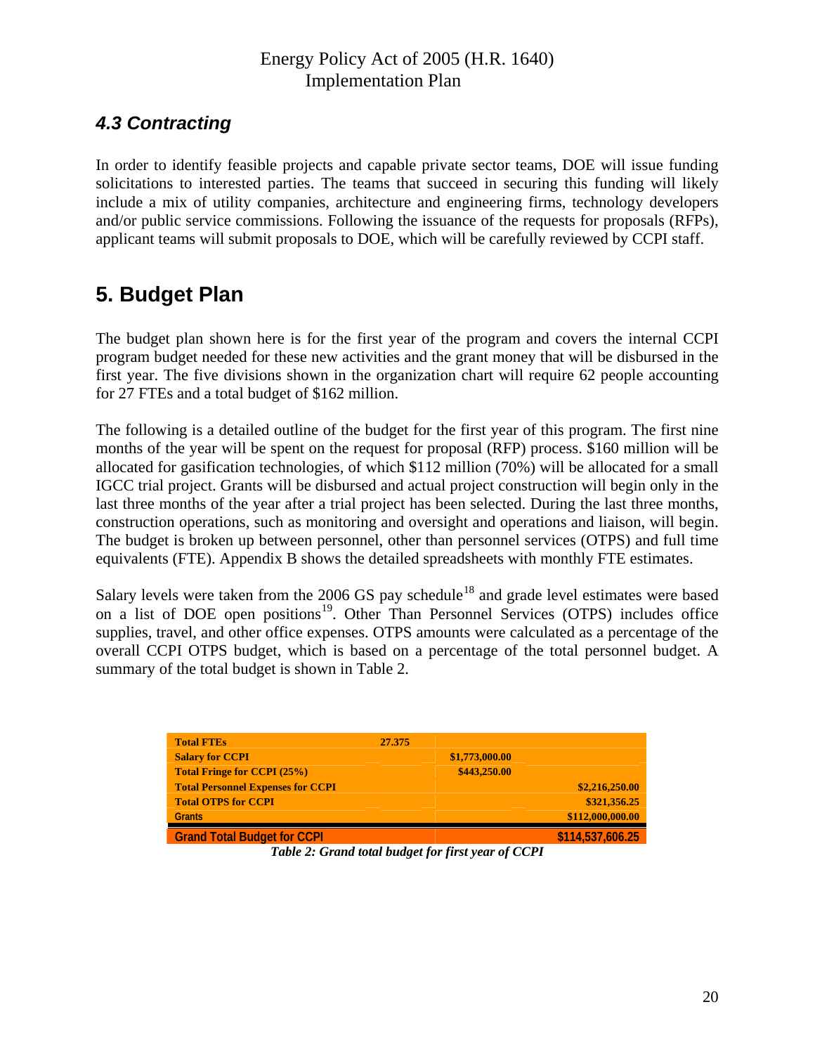### *4.3 Contracting*

In order to identify feasible projects and capable private sector teams, DOE will issue funding solicitations to interested parties. The teams that succeed in securing this funding will likely include a mix of utility companies, architecture and engineering firms, technology developers and/or public service commissions. Following the issuance of the requests for proposals (RFPs), applicant teams will submit proposals to DOE, which will be carefully reviewed by CCPI staff.

## 5. Budget Plan

The budget plan shown here is for the first year of the program and covers the internal CCPI program budget needed for these new activities and the grant money that will be disbursed in the first year. The five divisions shown in the organization chart will require 62 people accounting for 27 FTEs and a total budget of $162 million.

The following is a detailed outline of the budget for the first year of this program. The first nine months of the year will be spent on the request for proposal (RFP) process. $160 million will be allocated for gasification technologies, of which $112 million (70%) will be allocated for a small IGCC trial project. Grants will be disbursed and actual project construction will begin only in the last three months of the year after a trial project has been selected. During the last three months, construction operations, such as monitoring and oversight and operations and liaison, will begin. The budget is broken up between personnel, other than personnel services (OTPS) and full time equivalents (FTE). Appendix B shows the detailed spreadsheets with monthly FTE estimates.

Salary levels were taken from the 2006 GS pay schedule[18] and grade level estimates were based on a list of DOE open positions[19]. Other Than Personnel Services (OTPS) includes office supplies, travel, and other office expenses. OTPS amounts were calculated as a percentage of the overall CCPI OTPS budget, which is based on a percentage of the total personnel budget. A summary of the total budget is shown in Table 2.

| | | | |
|---|---|---|---|
| **Total FTEs** | **27.375** | | |
| **Salary for CCPI** | | **$1,773,000.00** | |
| **Total Fringe for CCPI (25%)** | | **$443,250.00** | |
| **Total Personnel Expenses for CCPI** | | | **$2,216,250.00** |
| **Total OTPS for CCPI** | | | **$321,356.25** |
| **Grants** | | | **$112,000,000.00** |
| **Grand Total Budget for CCPI** | | | **$114,537,606.25** |

***Table 2: Grand total budget for first year of CCPI***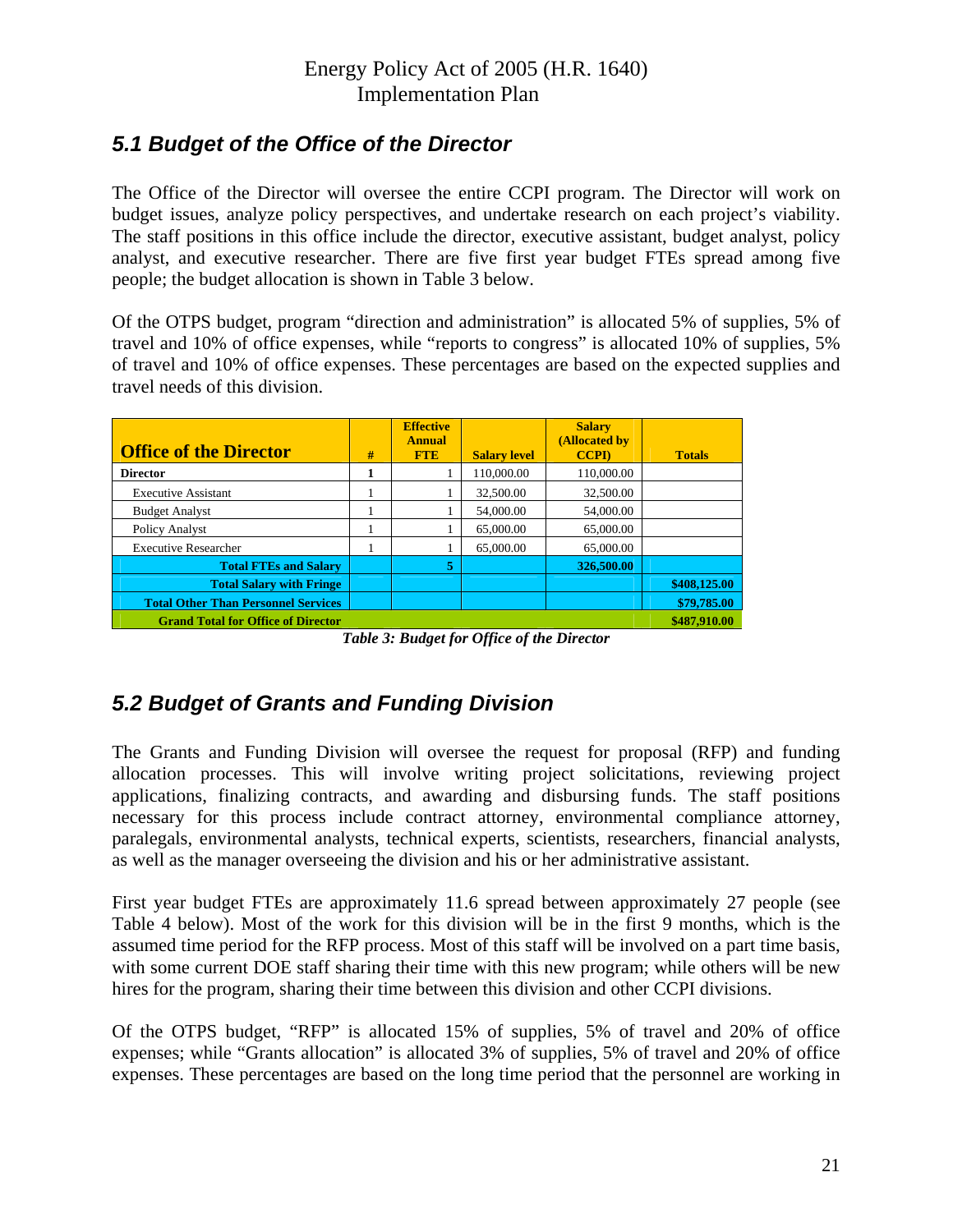## *5.1 Budget of the Office of the Director*

The Office of the Director will oversee the entire CCPI program. The Director will work on budget issues, analyze policy perspectives, and undertake research on each project's viability. The staff positions in this office include the director, executive assistant, budget analyst, policy analyst, and executive researcher. There are five first year budget FTEs spread among five people; the budget allocation is shown in Table 3 below.

Of the OTPS budget, program "direction and administration" is allocated 5% of supplies, 5% of travel and 10% of office expenses, while "reports to congress" is allocated 10% of supplies, 5% of travel and 10% of office expenses. These percentages are based on the expected supplies and travel needs of this division.

| Office of the Director | # | Effective Annual FTE | Salary level | Salary (Allocated by CCPI) | Totals |
|---|---|---|---|---|---|
| **Director** | **1** | 1 | 110,000.00 | 110,000.00 | |
| Executive Assistant | 1 | 1 | 32,500.00 | 32,500.00 | |
| Budget Analyst | 1 | 1 | 54,000.00 | 54,000.00 | |
| Policy Analyst | 1 | 1 | 65,000.00 | 65,000.00 | |
| Executive Researcher | 1 | 1 | 65,000.00 | 65,000.00 | |
| **Total FTEs and Salary** | | **5** | | **326,500.00** | |
| **Total Salary with Fringe** | | | | | **$408,125.00** |
| **Total Other Than Personnel Services** | | | | | **$79,785.00** |
| **Grand Total for Office of Director** | | | | | **$487,910.00** |

***Table 3: Budget for Office of the Director***

## *5.2 Budget of Grants and Funding Division*

The Grants and Funding Division will oversee the request for proposal (RFP) and funding allocation processes. This will involve writing project solicitations, reviewing project applications, finalizing contracts, and awarding and disbursing funds. The staff positions necessary for this process include contract attorney, environmental compliance attorney, paralegals, environmental analysts, technical experts, scientists, researchers, financial analysts, as well as the manager overseeing the division and his or her administrative assistant.

First year budget FTEs are approximately 11.6 spread between approximately 27 people (see Table 4 below). Most of the work for this division will be in the first 9 months, which is the assumed time period for the RFP process. Most of this staff will be involved on a part time basis, with some current DOE staff sharing their time with this new program; while others will be new hires for the program, sharing their time between this division and other CCPI divisions.

Of the OTPS budget, "RFP" is allocated 15% of supplies, 5% of travel and 20% of office expenses; while "Grants allocation" is allocated 3% of supplies, 5% of travel and 20% of office expenses. These percentages are based on the long time period that the personnel are working in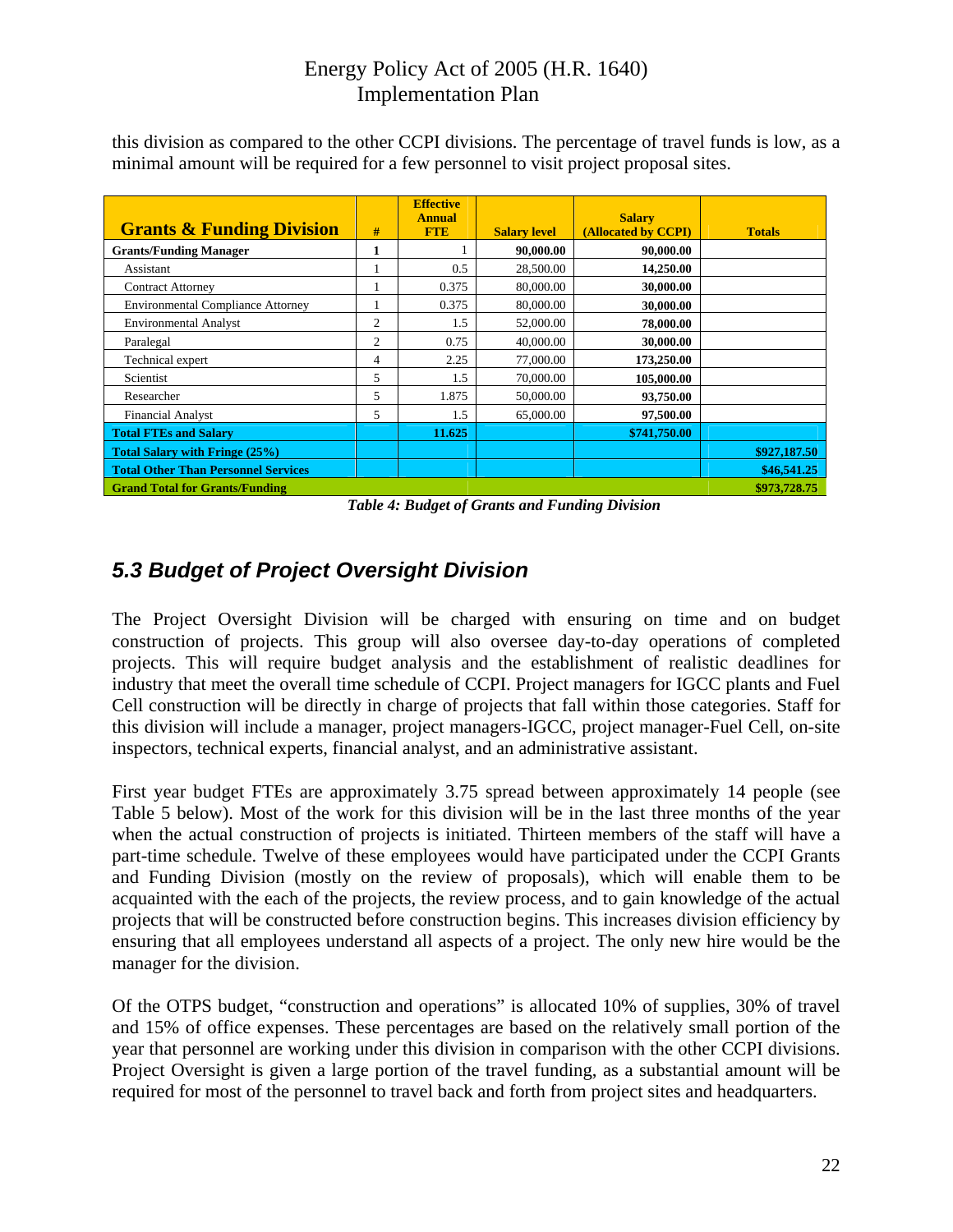this division as compared to the other CCPI divisions. The percentage of travel funds is low, as a minimal amount will be required for a few personnel to visit project proposal sites.

| Grants & Funding Division | # | Effective Annual FTE | Salary level | Salary (Allocated by CCPI) | Totals |
|---|---|---|---|---|---|
| **Grants/Funding Manager** | **1** | 1 | **90,000.00** | **90,000.00** | |
| Assistant | 1 | 0.5 | 28,500.00 | **14,250.00** | |
| Contract Attorney | 1 | 0.375 | 80,000.00 | **30,000.00** | |
| Environmental Compliance Attorney | 1 | 0.375 | 80,000.00 | **30,000.00** | |
| Environmental Analyst | 2 | 1.5 | 52,000.00 | **78,000.00** | |
| Paralegal | 2 | 0.75 | 40,000.00 | **30,000.00** | |
| Technical expert | 4 | 2.25 | 77,000.00 | **173,250.00** | |
| Scientist | 5 | 1.5 | 70,000.00 | **105,000.00** | |
| Researcher | 5 | 1.875 | 50,000.00 | **93,750.00** | |
| Financial Analyst | 5 | 1.5 | 65,000.00 | **97,500.00** | |
| **Total FTEs and Salary** | | **11.625** | | **$741,750.00** | |
| **Total Salary with Fringe (25%)** | | | | | **$927,187.50** |
| **Total Other Than Personnel Services** | | | | | **$46,541.25** |
| **Grand Total for Grants/Funding** | | | | | **$973,728.75** |

***Table 4: Budget of Grants and Funding Division***

## *5.3 Budget of Project Oversight Division*

The Project Oversight Division will be charged with ensuring on time and on budget construction of projects. This group will also oversee day-to-day operations of completed projects. This will require budget analysis and the establishment of realistic deadlines for industry that meet the overall time schedule of CCPI. Project managers for IGCC plants and Fuel Cell construction will be directly in charge of projects that fall within those categories. Staff for this division will include a manager, project managers-IGCC, project manager-Fuel Cell, on-site inspectors, technical experts, financial analyst, and an administrative assistant.

First year budget FTEs are approximately 3.75 spread between approximately 14 people (see Table 5 below). Most of the work for this division will be in the last three months of the year when the actual construction of projects is initiated. Thirteen members of the staff will have a part-time schedule. Twelve of these employees would have participated under the CCPI Grants and Funding Division (mostly on the review of proposals), which will enable them to be acquainted with the each of the projects, the review process, and to gain knowledge of the actual projects that will be constructed before construction begins. This increases division efficiency by ensuring that all employees understand all aspects of a project. The only new hire would be the manager for the division.

Of the OTPS budget, "construction and operations" is allocated 10% of supplies, 30% of travel and 15% of office expenses. These percentages are based on the relatively small portion of the year that personnel are working under this division in comparison with the other CCPI divisions. Project Oversight is given a large portion of the travel funding, as a substantial amount will be required for most of the personnel to travel back and forth from project sites and headquarters.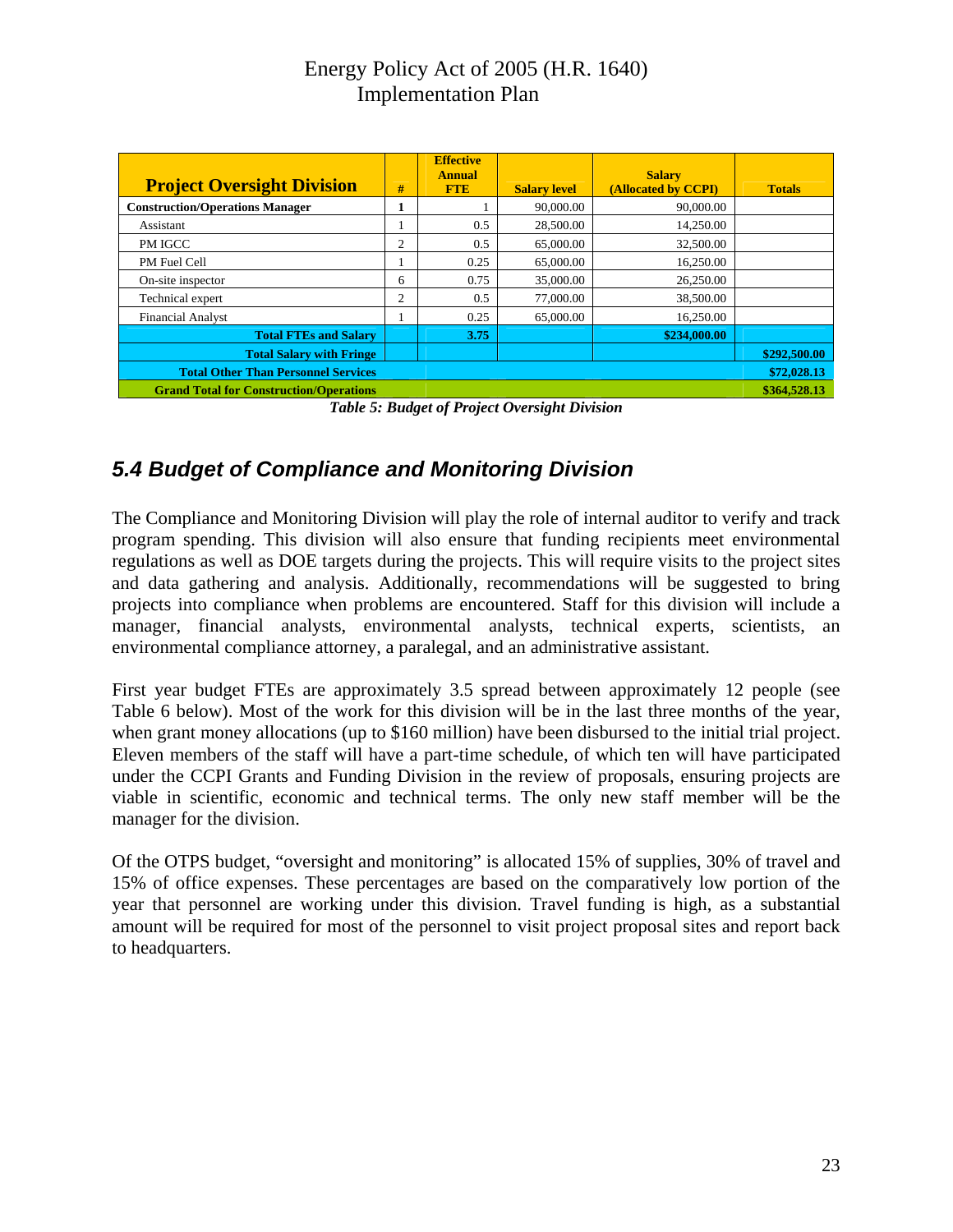| Project Oversight Division | # | Effective Annual FTE | Salary level | Salary (Allocated by CCPI) | Totals |
|---|---|---|---|---|---|
| **Construction/Operations Manager** | **1** | 1 | 90,000.00 | 90,000.00 | |
| Assistant | 1 | 0.5 | 28,500.00 | 14,250.00 | |
| PM IGCC | 2 | 0.5 | 65,000.00 | 32,500.00 | |
| PM Fuel Cell | 1 | 0.25 | 65,000.00 | 16,250.00 | |
| On-site inspector | 6 | 0.75 | 35,000.00 | 26,250.00 | |
| Technical expert | 2 | 0.5 | 77,000.00 | 38,500.00 | |
| Financial Analyst | 1 | 0.25 | 65,000.00 | 16,250.00 | |
| **Total FTEs and Salary** | | **3.75** | | **$234,000.00** | |
| **Total Salary with Fringe** | | | | | **$292,500.00** |
| **Total Other Than Personnel Services** | | | | | **$72,028.13** |
| **Grand Total for Construction/Operations** | | | | | **$364,528.13** |

***Table 5: Budget of Project Oversight Division***

## 5.4 Budget of Compliance and Monitoring Division

The Compliance and Monitoring Division will play the role of internal auditor to verify and track program spending. This division will also ensure that funding recipients meet environmental regulations as well as DOE targets during the projects. This will require visits to the project sites and data gathering and analysis. Additionally, recommendations will be suggested to bring projects into compliance when problems are encountered. Staff for this division will include a manager, financial analysts, environmental analysts, technical experts, scientists, an environmental compliance attorney, a paralegal, and an administrative assistant.

First year budget FTEs are approximately 3.5 spread between approximately 12 people (see Table 6 below). Most of the work for this division will be in the last three months of the year, when grant money allocations (up to $160 million) have been disbursed to the initial trial project. Eleven members of the staff will have a part-time schedule, of which ten will have participated under the CCPI Grants and Funding Division in the review of proposals, ensuring projects are viable in scientific, economic and technical terms. The only new staff member will be the manager for the division.

Of the OTPS budget, “oversight and monitoring” is allocated 15% of supplies, 30% of travel and 15% of office expenses. These percentages are based on the comparatively low portion of the year that personnel are working under this division. Travel funding is high, as a substantial amount will be required for most of the personnel to visit project proposal sites and report back to headquarters.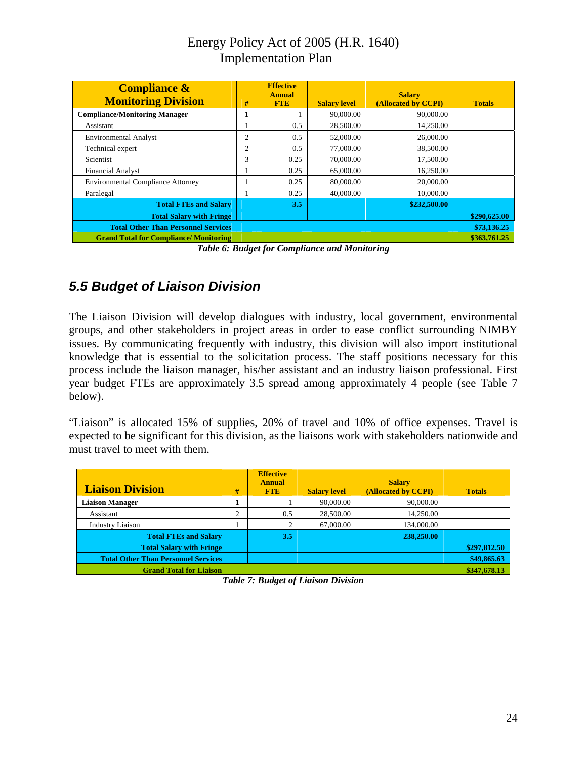| Compliance & Monitoring Division | # | Effective Annual FTE | Salary level | Salary (Allocated by CCPI) | Totals |
|---|---|---|---|---|---|
| **Compliance/Monitoring Manager** | **1** | 1 | 90,000.00 | 90,000.00 | |
| Assistant | 1 | 0.5 | 28,500.00 | 14,250.00 | |
| Environmental Analyst | 2 | 0.5 | 52,000.00 | 26,000.00 | |
| Technical expert | 2 | 0.5 | 77,000.00 | 38,500.00 | |
| Scientist | 3 | 0.25 | 70,000.00 | 17,500.00 | |
| Financial Analyst | 1 | 0.25 | 65,000.00 | 16,250.00 | |
| Environmental Compliance Attorney | 1 | 0.25 | 80,000.00 | 20,000.00 | |
| Paralegal | 1 | 0.25 | 40,000.00 | 10,000.00 | |
| **Total FTEs and Salary** | | **3.5** | | **$232,500.00** | |
| **Total Salary with Fringe** | | | | | **$290,625.00** |
| **Total Other Than Personnel Services** | | | | | **$73,136.25** |
| **Grand Total for Compliance/ Monitoring** | | | | | **$363,761.25** |

*Table 6: Budget for Compliance and Monitoring*

## 5.5 Budget of Liaison Division

The Liaison Division will develop dialogues with industry, local government, environmental groups, and other stakeholders in project areas in order to ease conflict surrounding NIMBY issues. By communicating frequently with industry, this division will also import institutional knowledge that is essential to the solicitation process. The staff positions necessary for this process include the liaison manager, his/her assistant and an industry liaison professional. First year budget FTEs are approximately 3.5 spread among approximately 4 people (see Table 7 below).

"Liaison" is allocated 15% of supplies, 20% of travel and 10% of office expenses. Travel is expected to be significant for this division, as the liaisons work with stakeholders nationwide and must travel to meet with them.

| Liaison Division | # | Effective Annual FTE | Salary level | Salary (Allocated by CCPI) | Totals |
|---|---|---|---|---|---|
| **Liaison Manager** | **1** | 1 | 90,000.00 | 90,000.00 | |
| Assistant | 2 | 0.5 | 28,500.00 | 14,250.00 | |
| Industry Liaison | 1 | 2 | 67,000.00 | 134,000.00 | |
| **Total FTEs and Salary** | | **3.5** | | **238,250.00** | |
| **Total Salary with Fringe** | | | | | **$297,812.50** |
| **Total Other Than Personnel Services** | | | | | **$49,865.63** |
| **Grand Total for Liaison** | | | | | **$347,678.13** |

*Table 7: Budget of Liaison Division*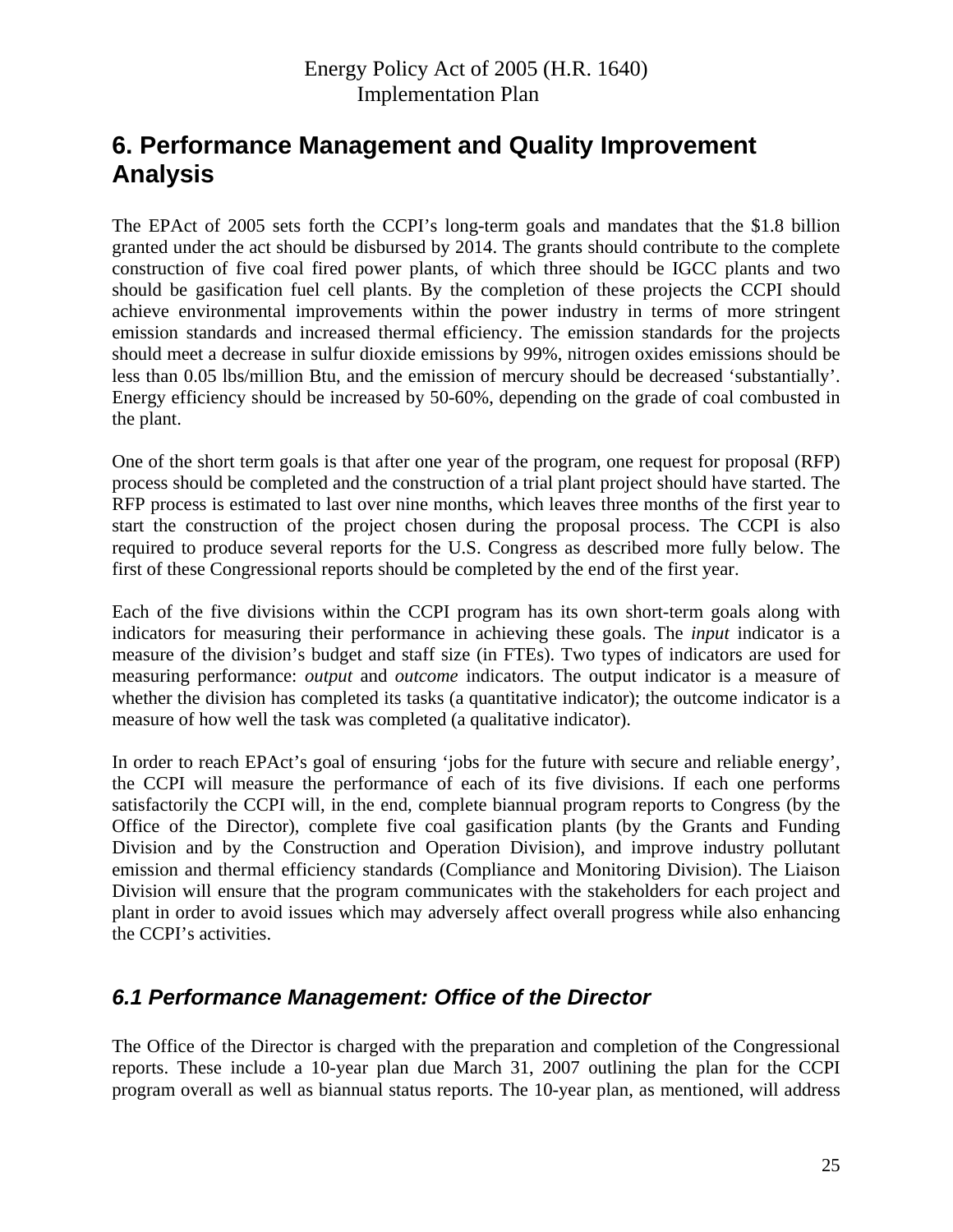# 6. Performance Management and Quality Improvement Analysis

The EPAct of 2005 sets forth the CCPI's long-term goals and mandates that the $1.8 billion granted under the act should be disbursed by 2014. The grants should contribute to the complete construction of five coal fired power plants, of which three should be IGCC plants and two should be gasification fuel cell plants. By the completion of these projects the CCPI should achieve environmental improvements within the power industry in terms of more stringent emission standards and increased thermal efficiency. The emission standards for the projects should meet a decrease in sulfur dioxide emissions by 99%, nitrogen oxides emissions should be less than 0.05 lbs/million Btu, and the emission of mercury should be decreased 'substantially'. Energy efficiency should be increased by 50-60%, depending on the grade of coal combusted in the plant.

One of the short term goals is that after one year of the program, one request for proposal (RFP) process should be completed and the construction of a trial plant project should have started. The RFP process is estimated to last over nine months, which leaves three months of the first year to start the construction of the project chosen during the proposal process. The CCPI is also required to produce several reports for the U.S. Congress as described more fully below. The first of these Congressional reports should be completed by the end of the first year.

Each of the five divisions within the CCPI program has its own short-term goals along with indicators for measuring their performance in achieving these goals. The *input* indicator is a measure of the division's budget and staff size (in FTEs). Two types of indicators are used for measuring performance: *output* and *outcome* indicators. The output indicator is a measure of whether the division has completed its tasks (a quantitative indicator); the outcome indicator is a measure of how well the task was completed (a qualitative indicator).

In order to reach EPAct's goal of ensuring 'jobs for the future with secure and reliable energy', the CCPI will measure the performance of each of its five divisions. If each one performs satisfactorily the CCPI will, in the end, complete biannual program reports to Congress (by the Office of the Director), complete five coal gasification plants (by the Grants and Funding Division and by the Construction and Operation Division), and improve industry pollutant emission and thermal efficiency standards (Compliance and Monitoring Division). The Liaison Division will ensure that the program communicates with the stakeholders for each project and plant in order to avoid issues which may adversely affect overall progress while also enhancing the CCPI's activities.

## *6.1 Performance Management: Office of the Director*

The Office of the Director is charged with the preparation and completion of the Congressional reports. These include a 10-year plan due March 31, 2007 outlining the plan for the CCPI program overall as well as biannual status reports. The 10-year plan, as mentioned, will address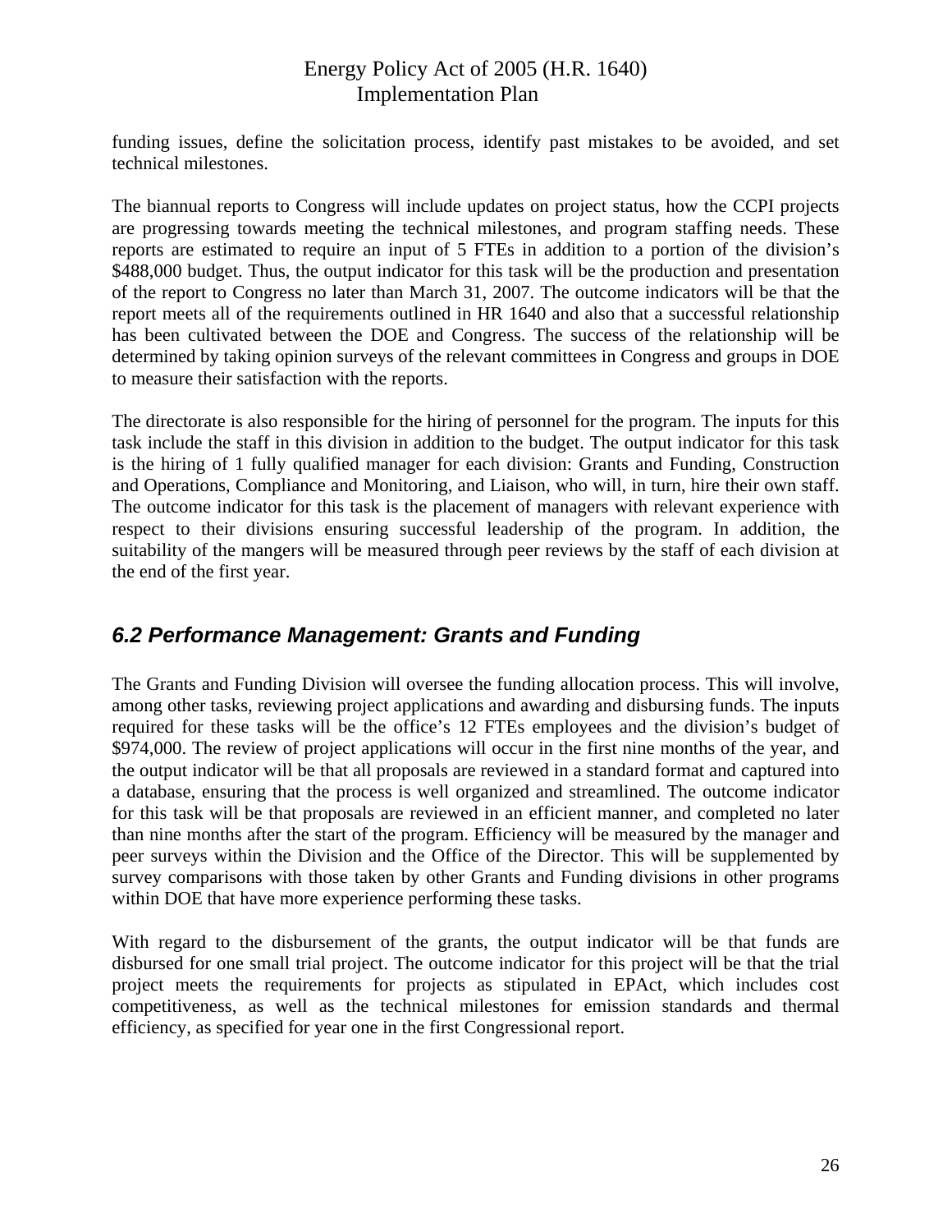funding issues, define the solicitation process, identify past mistakes to be avoided, and set technical milestones.

The biannual reports to Congress will include updates on project status, how the CCPI projects are progressing towards meeting the technical milestones, and program staffing needs. These reports are estimated to require an input of 5 FTEs in addition to a portion of the division's $488,000 budget. Thus, the output indicator for this task will be the production and presentation of the report to Congress no later than March 31, 2007. The outcome indicators will be that the report meets all of the requirements outlined in HR 1640 and also that a successful relationship has been cultivated between the DOE and Congress. The success of the relationship will be determined by taking opinion surveys of the relevant committees in Congress and groups in DOE to measure their satisfaction with the reports.

The directorate is also responsible for the hiring of personnel for the program. The inputs for this task include the staff in this division in addition to the budget. The output indicator for this task is the hiring of 1 fully qualified manager for each division: Grants and Funding, Construction and Operations, Compliance and Monitoring, and Liaison, who will, in turn, hire their own staff. The outcome indicator for this task is the placement of managers with relevant experience with respect to their divisions ensuring successful leadership of the program. In addition, the suitability of the mangers will be measured through peer reviews by the staff of each division at the end of the first year.

## *6.2 Performance Management: Grants and Funding*

The Grants and Funding Division will oversee the funding allocation process. This will involve, among other tasks, reviewing project applications and awarding and disbursing funds. The inputs required for these tasks will be the office's 12 FTEs employees and the division's budget of $974,000. The review of project applications will occur in the first nine months of the year, and the output indicator will be that all proposals are reviewed in a standard format and captured into a database, ensuring that the process is well organized and streamlined. The outcome indicator for this task will be that proposals are reviewed in an efficient manner, and completed no later than nine months after the start of the program. Efficiency will be measured by the manager and peer surveys within the Division and the Office of the Director. This will be supplemented by survey comparisons with those taken by other Grants and Funding divisions in other programs within DOE that have more experience performing these tasks.

With regard to the disbursement of the grants, the output indicator will be that funds are disbursed for one small trial project. The outcome indicator for this project will be that the trial project meets the requirements for projects as stipulated in EPAct, which includes cost competitiveness, as well as the technical milestones for emission standards and thermal efficiency, as specified for year one in the first Congressional report.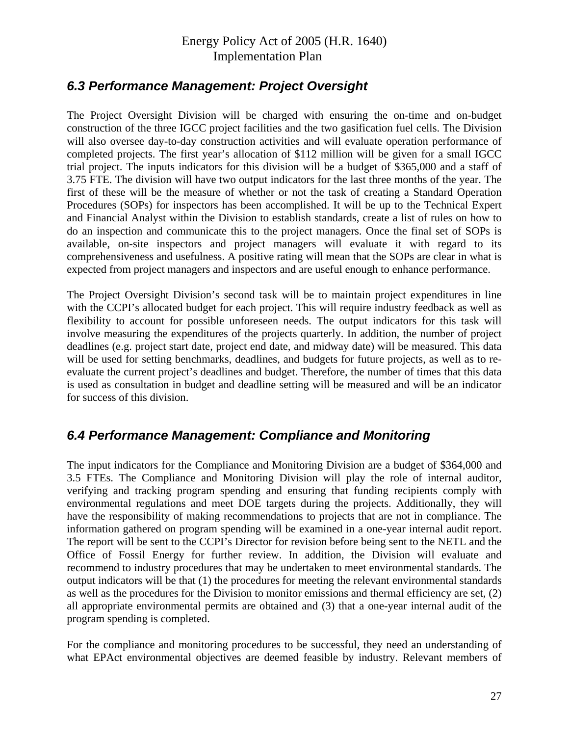## *6.3 Performance Management: Project Oversight*

The Project Oversight Division will be charged with ensuring the on-time and on-budget construction of the three IGCC project facilities and the two gasification fuel cells. The Division will also oversee day-to-day construction activities and will evaluate operation performance of completed projects. The first year's allocation of $112 million will be given for a small IGCC trial project. The inputs indicators for this division will be a budget of $365,000 and a staff of 3.75 FTE. The division will have two output indicators for the last three months of the year. The first of these will be the measure of whether or not the task of creating a Standard Operation Procedures (SOPs) for inspectors has been accomplished. It will be up to the Technical Expert and Financial Analyst within the Division to establish standards, create a list of rules on how to do an inspection and communicate this to the project managers. Once the final set of SOPs is available, on-site inspectors and project managers will evaluate it with regard to its comprehensiveness and usefulness. A positive rating will mean that the SOPs are clear in what is expected from project managers and inspectors and are useful enough to enhance performance.

The Project Oversight Division's second task will be to maintain project expenditures in line with the CCPI's allocated budget for each project. This will require industry feedback as well as flexibility to account for possible unforeseen needs. The output indicators for this task will involve measuring the expenditures of the projects quarterly. In addition, the number of project deadlines (e.g. project start date, project end date, and midway date) will be measured. This data will be used for setting benchmarks, deadlines, and budgets for future projects, as well as to re-evaluate the current project's deadlines and budget. Therefore, the number of times that this data is used as consultation in budget and deadline setting will be measured and will be an indicator for success of this division.

## *6.4 Performance Management: Compliance and Monitoring*

The input indicators for the Compliance and Monitoring Division are a budget of $364,000 and 3.5 FTEs. The Compliance and Monitoring Division will play the role of internal auditor, verifying and tracking program spending and ensuring that funding recipients comply with environmental regulations and meet DOE targets during the projects. Additionally, they will have the responsibility of making recommendations to projects that are not in compliance. The information gathered on program spending will be examined in a one-year internal audit report. The report will be sent to the CCPI's Director for revision before being sent to the NETL and the Office of Fossil Energy for further review. In addition, the Division will evaluate and recommend to industry procedures that may be undertaken to meet environmental standards. The output indicators will be that (1) the procedures for meeting the relevant environmental standards as well as the procedures for the Division to monitor emissions and thermal efficiency are set, (2) all appropriate environmental permits are obtained and (3) that a one-year internal audit of the program spending is completed.

For the compliance and monitoring procedures to be successful, they need an understanding of what EPAct environmental objectives are deemed feasible by industry. Relevant members of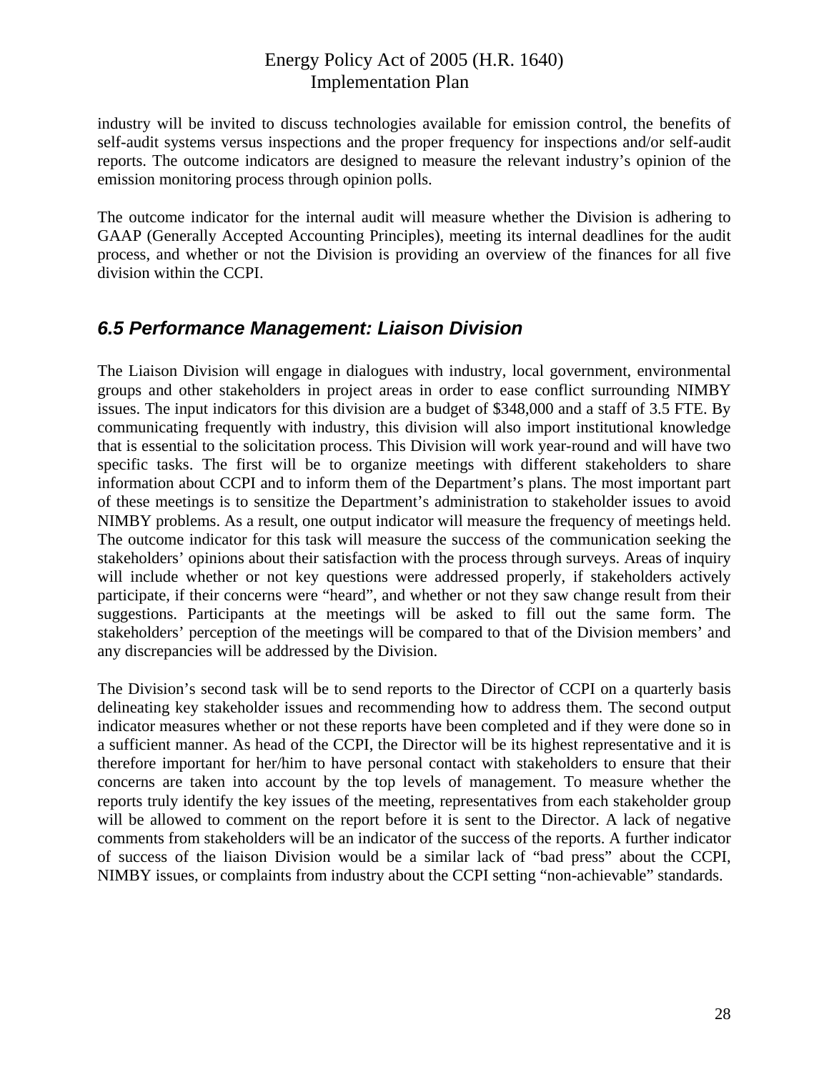industry will be invited to discuss technologies available for emission control, the benefits of self-audit systems versus inspections and the proper frequency for inspections and/or self-audit reports. The outcome indicators are designed to measure the relevant industry's opinion of the emission monitoring process through opinion polls.

The outcome indicator for the internal audit will measure whether the Division is adhering to GAAP (Generally Accepted Accounting Principles), meeting its internal deadlines for the audit process, and whether or not the Division is providing an overview of the finances for all five division within the CCPI.

## *6.5 Performance Management: Liaison Division*

The Liaison Division will engage in dialogues with industry, local government, environmental groups and other stakeholders in project areas in order to ease conflict surrounding NIMBY issues. The input indicators for this division are a budget of $348,000 and a staff of 3.5 FTE. By communicating frequently with industry, this division will also import institutional knowledge that is essential to the solicitation process. This Division will work year-round and will have two specific tasks. The first will be to organize meetings with different stakeholders to share information about CCPI and to inform them of the Department's plans. The most important part of these meetings is to sensitize the Department's administration to stakeholder issues to avoid NIMBY problems. As a result, one output indicator will measure the frequency of meetings held. The outcome indicator for this task will measure the success of the communication seeking the stakeholders' opinions about their satisfaction with the process through surveys. Areas of inquiry will include whether or not key questions were addressed properly, if stakeholders actively participate, if their concerns were "heard", and whether or not they saw change result from their suggestions. Participants at the meetings will be asked to fill out the same form. The stakeholders' perception of the meetings will be compared to that of the Division members' and any discrepancies will be addressed by the Division.

The Division's second task will be to send reports to the Director of CCPI on a quarterly basis delineating key stakeholder issues and recommending how to address them. The second output indicator measures whether or not these reports have been completed and if they were done so in a sufficient manner. As head of the CCPI, the Director will be its highest representative and it is therefore important for her/him to have personal contact with stakeholders to ensure that their concerns are taken into account by the top levels of management. To measure whether the reports truly identify the key issues of the meeting, representatives from each stakeholder group will be allowed to comment on the report before it is sent to the Director. A lack of negative comments from stakeholders will be an indicator of the success of the reports. A further indicator of success of the liaison Division would be a similar lack of "bad press" about the CCPI, NIMBY issues, or complaints from industry about the CCPI setting "non-achievable" standards.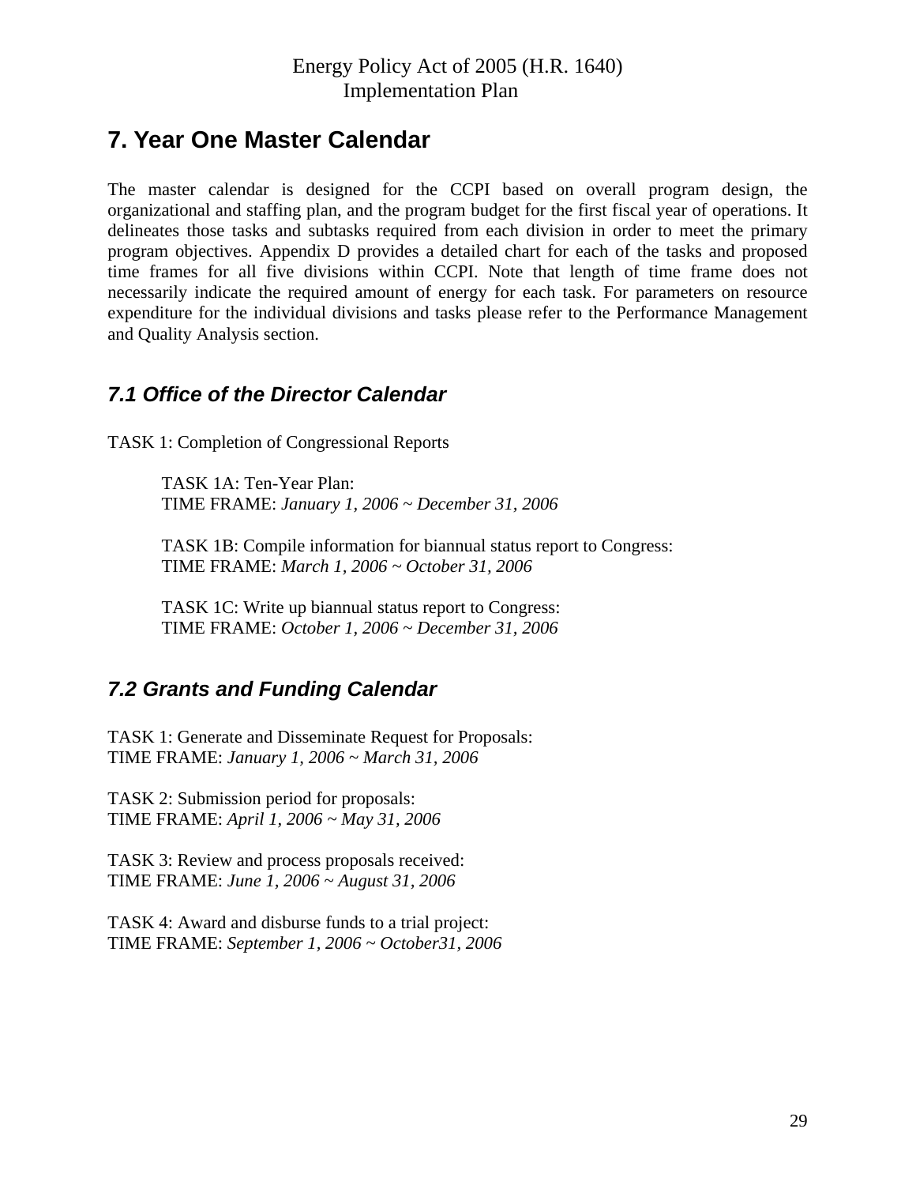## 7. Year One Master Calendar

The master calendar is designed for the CCPI based on overall program design, the organizational and staffing plan, and the program budget for the first fiscal year of operations. It delineates those tasks and subtasks required from each division in order to meet the primary program objectives. Appendix D provides a detailed chart for each of the tasks and proposed time frames for all five divisions within CCPI. Note that length of time frame does not necessarily indicate the required amount of energy for each task. For parameters on resource expenditure for the individual divisions and tasks please refer to the Performance Management and Quality Analysis section.

### *7.1 Office of the Director Calendar*

TASK 1: Completion of Congressional Reports

> TASK 1A: Ten-Year Plan:
> TIME FRAME: *January 1, 2006 ~ December 31, 2006*
>
> TASK 1B: Compile information for biannual status report to Congress:
> TIME FRAME: *March 1, 2006 ~ October 31, 2006*
>
> TASK 1C: Write up biannual status report to Congress:
> TIME FRAME: *October 1, 2006 ~ December 31, 2006*

### *7.2 Grants and Funding Calendar*

TASK 1: Generate and Disseminate Request for Proposals:
TIME FRAME: *January 1, 2006 ~ March 31, 2006*

TASK 2: Submission period for proposals:
TIME FRAME: *April 1, 2006 ~ May 31, 2006*

TASK 3: Review and process proposals received:
TIME FRAME: *June 1, 2006 ~ August 31, 2006*

TASK 4: Award and disburse funds to a trial project:
TIME FRAME: *September 1, 2006 ~ October31, 2006*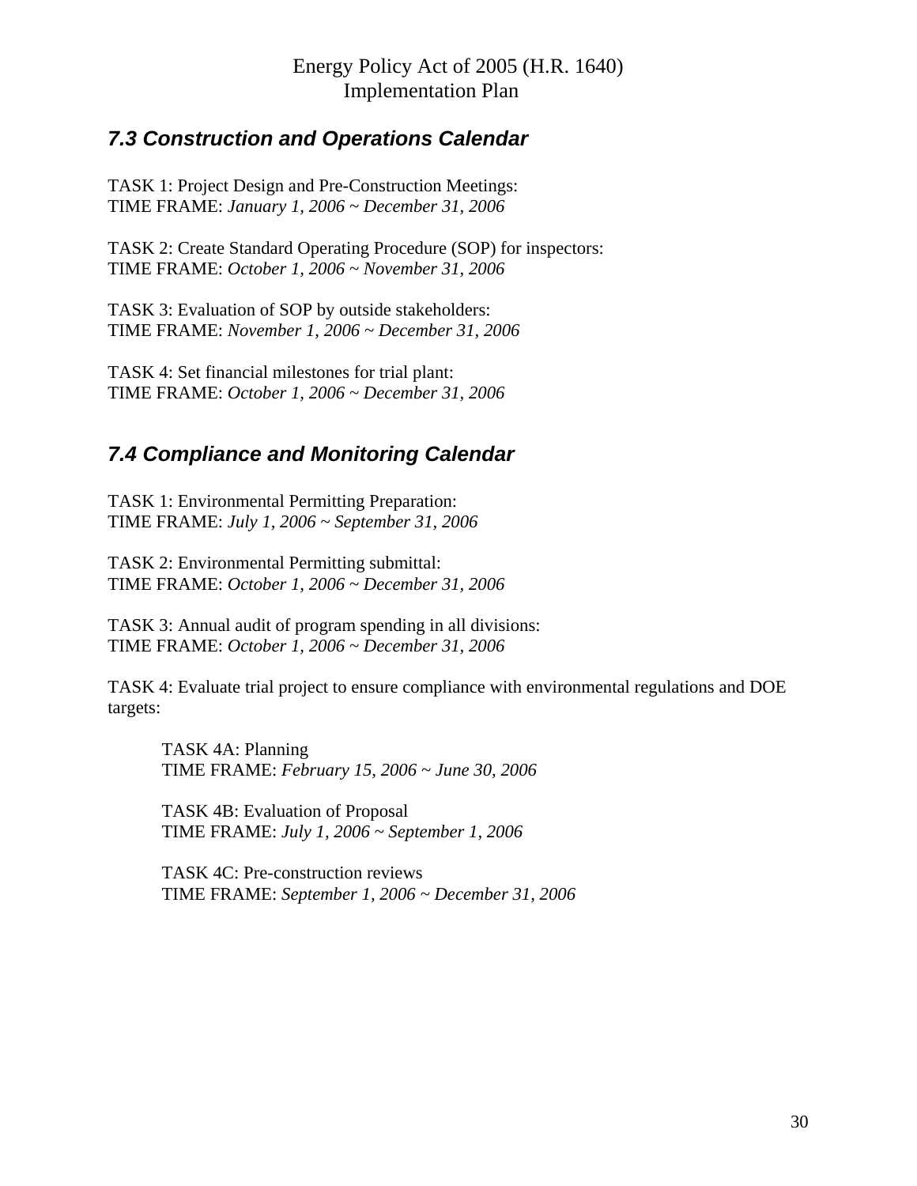### 7.3 Construction and Operations Calendar

TASK 1: Project Design and Pre-Construction Meetings:
TIME FRAME: *January 1, 2006 ~ December 31, 2006*

TASK 2: Create Standard Operating Procedure (SOP) for inspectors:
TIME FRAME: *October 1, 2006 ~ November 31, 2006*

TASK 3: Evaluation of SOP by outside stakeholders:
TIME FRAME: *November 1, 2006 ~ December 31, 2006*

TASK 4: Set financial milestones for trial plant:
TIME FRAME: *October 1, 2006 ~ December 31, 2006*

### 7.4 Compliance and Monitoring Calendar

TASK 1: Environmental Permitting Preparation:
TIME FRAME: *July 1, 2006 ~ September 31, 2006*

TASK 2: Environmental Permitting submittal:
TIME FRAME: *October 1, 2006 ~ December 31, 2006*

TASK 3: Annual audit of program spending in all divisions:
TIME FRAME: *October 1, 2006 ~ December 31, 2006*

TASK 4: Evaluate trial project to ensure compliance with environmental regulations and DOE targets:

> TASK 4A: Planning
> TIME FRAME: *February 15, 2006 ~ June 30, 2006*
>
> TASK 4B: Evaluation of Proposal
> TIME FRAME: *July 1, 2006 ~ September 1, 2006*
>
> TASK 4C: Pre-construction reviews
> TIME FRAME: *September 1, 2006 ~ December 31, 2006*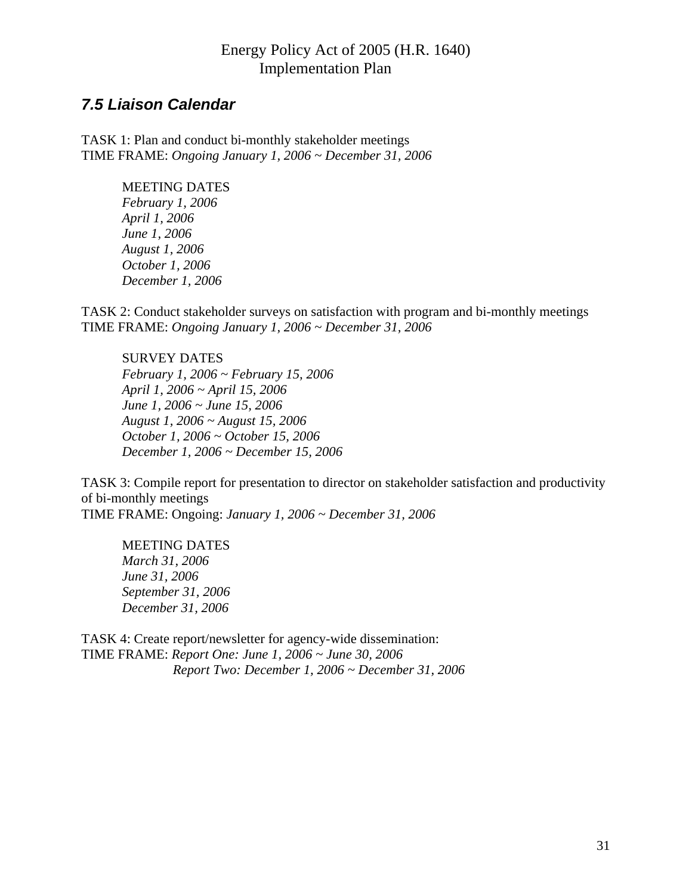Energy Policy Act of 2005 (H.R. 1640)
Implementation Plan

### *7.5 Liaison Calendar*

TASK 1: Plan and conduct bi-monthly stakeholder meetings
TIME FRAME: *Ongoing January 1, 2006 ~ December 31, 2006*

MEETING DATES
*February 1, 2006*
*April 1, 2006*
*June 1, 2006*
*August 1, 2006*
*October 1, 2006*
*December 1, 2006*

TASK 2: Conduct stakeholder surveys on satisfaction with program and bi-monthly meetings
TIME FRAME: *Ongoing January 1, 2006 ~ December 31, 2006*

SURVEY DATES
*February 1, 2006 ~ February 15, 2006*
*April 1, 2006 ~ April 15, 2006*
*June 1, 2006 ~ June 15, 2006*
*August 1, 2006 ~ August 15, 2006*
*October 1, 2006 ~ October 15, 2006*
*December 1, 2006 ~ December 15, 2006*

TASK 3: Compile report for presentation to director on stakeholder satisfaction and productivity of bi-monthly meetings
TIME FRAME: Ongoing: *January 1, 2006 ~ December 31, 2006*

MEETING DATES
*March 31, 2006*
*June 31, 2006*
*September 31, 2006*
*December 31, 2006*

TASK 4: Create report/newsletter for agency-wide dissemination:
TIME FRAME: *Report One: June 1, 2006 ~ June 30, 2006*
*Report Two: December 1, 2006 ~ December 31, 2006*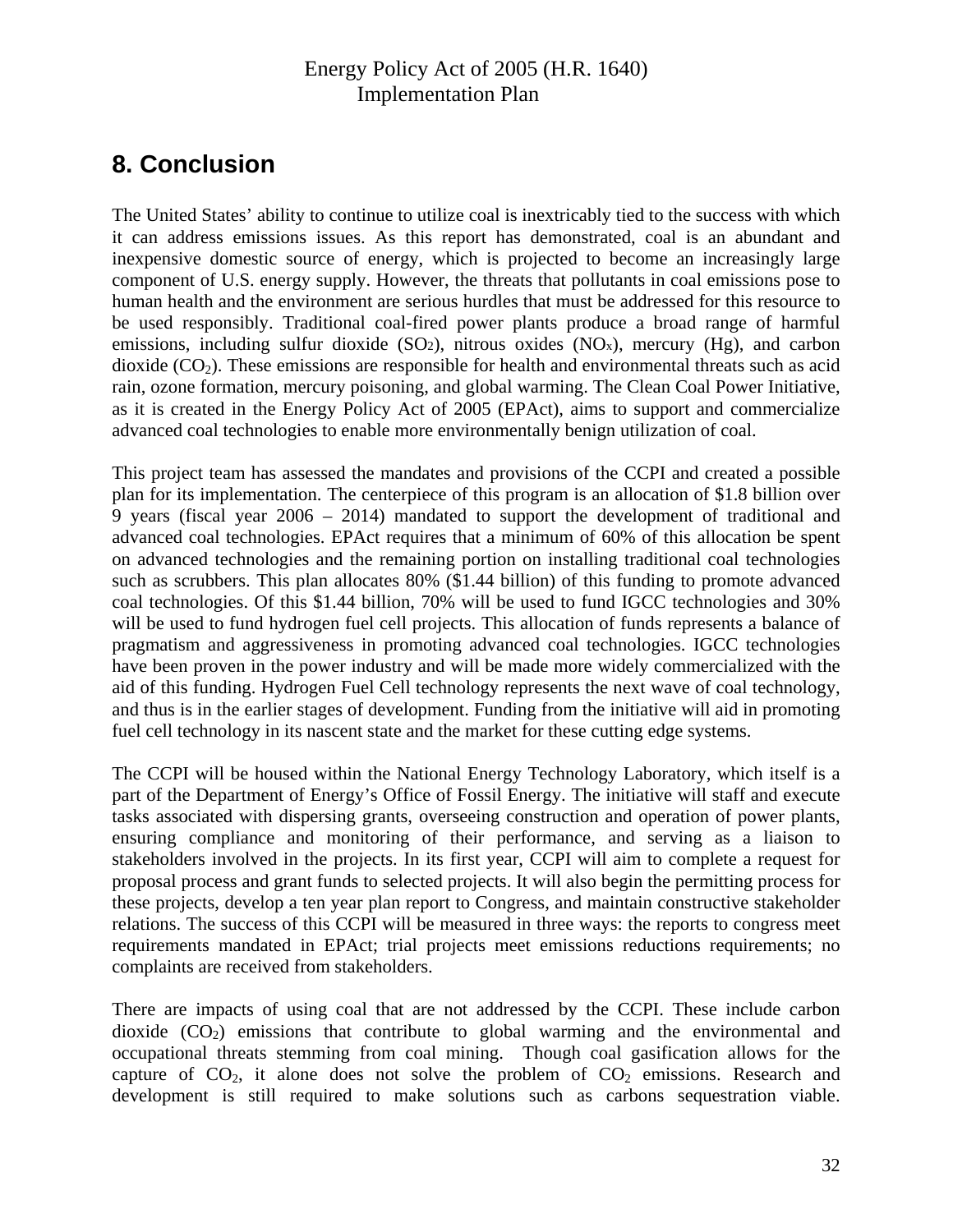# 8. Conclusion

The United States' ability to continue to utilize coal is inextricably tied to the success with which it can address emissions issues. As this report has demonstrated, coal is an abundant and inexpensive domestic source of energy, which is projected to become an increasingly large component of U.S. energy supply. However, the threats that pollutants in coal emissions pose to human health and the environment are serious hurdles that must be addressed for this resource to be used responsibly. Traditional coal-fired power plants produce a broad range of harmful emissions, including sulfur dioxide ($SO_2$), nitrous oxides ($NO_x$), mercury (Hg), and carbon dioxide ($CO_2$). These emissions are responsible for health and environmental threats such as acid rain, ozone formation, mercury poisoning, and global warming. The Clean Coal Power Initiative, as it is created in the Energy Policy Act of 2005 (EPAct), aims to support and commercialize advanced coal technologies to enable more environmentally benign utilization of coal.

This project team has assessed the mandates and provisions of the CCPI and created a possible plan for its implementation. The centerpiece of this program is an allocation of $1.8 billion over 9 years (fiscal year 2006 – 2014) mandated to support the development of traditional and advanced coal technologies. EPAct requires that a minimum of 60% of this allocation be spent on advanced technologies and the remaining portion on installing traditional coal technologies such as scrubbers. This plan allocates 80% ($1.44 billion) of this funding to promote advanced coal technologies. Of this $1.44 billion, 70% will be used to fund IGCC technologies and 30% will be used to fund hydrogen fuel cell projects. This allocation of funds represents a balance of pragmatism and aggressiveness in promoting advanced coal technologies. IGCC technologies have been proven in the power industry and will be made more widely commercialized with the aid of this funding. Hydrogen Fuel Cell technology represents the next wave of coal technology, and thus is in the earlier stages of development. Funding from the initiative will aid in promoting fuel cell technology in its nascent state and the market for these cutting edge systems.

The CCPI will be housed within the National Energy Technology Laboratory, which itself is a part of the Department of Energy's Office of Fossil Energy. The initiative will staff and execute tasks associated with dispersing grants, overseeing construction and operation of power plants, ensuring compliance and monitoring of their performance, and serving as a liaison to stakeholders involved in the projects. In its first year, CCPI will aim to complete a request for proposal process and grant funds to selected projects. It will also begin the permitting process for these projects, develop a ten year plan report to Congress, and maintain constructive stakeholder relations. The success of this CCPI will be measured in three ways: the reports to congress meet requirements mandated in EPAct; trial projects meet emissions reductions requirements; no complaints are received from stakeholders.

There are impacts of using coal that are not addressed by the CCPI. These include carbon dioxide ($CO_2$) emissions that contribute to global warming and the environmental and occupational threats stemming from coal mining. Though coal gasification allows for the capture of $CO_2$, it alone does not solve the problem of $CO_2$ emissions. Research and development is still required to make solutions such as carbons sequestration viable.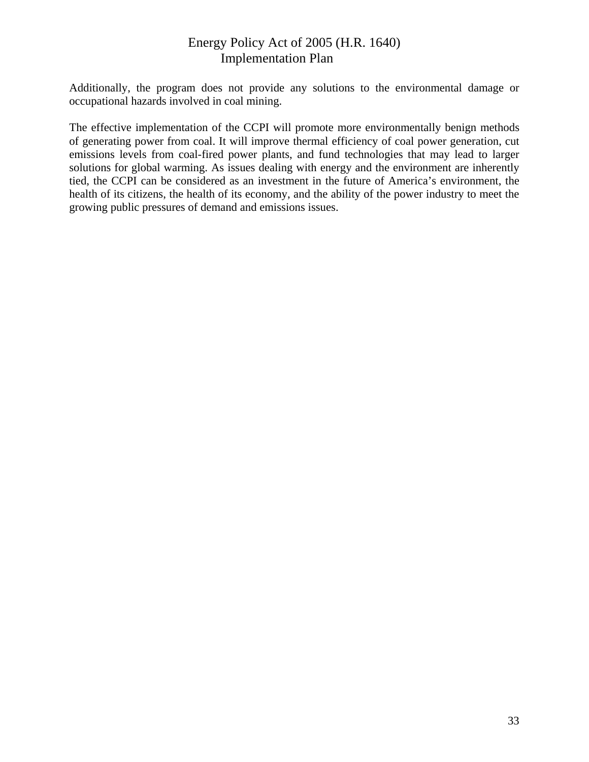Additionally, the program does not provide any solutions to the environmental damage or occupational hazards involved in coal mining.

The effective implementation of the CCPI will promote more environmentally benign methods of generating power from coal. It will improve thermal efficiency of coal power generation, cut emissions levels from coal-fired power plants, and fund technologies that may lead to larger solutions for global warming. As issues dealing with energy and the environment are inherently tied, the CCPI can be considered as an investment in the future of America's environment, the health of its citizens, the health of its economy, and the ability of the power industry to meet the growing public pressures of demand and emissions issues.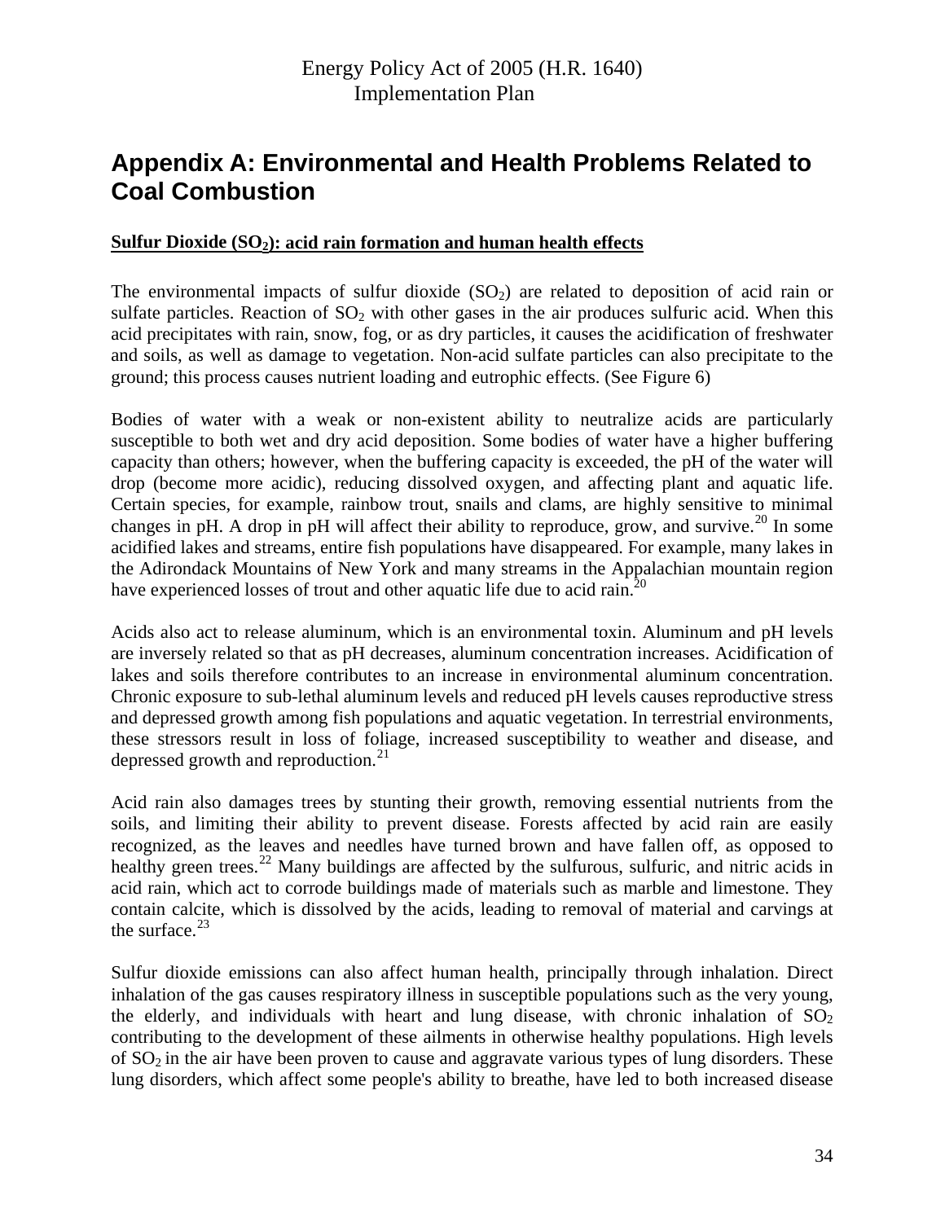# Appendix A: Environmental and Health Problems Related to Coal Combustion

**Sulfur Dioxide ($SO_2$): acid rain formation and human health effects**

The environmental impacts of sulfur dioxide ($SO_2$) are related to deposition of acid rain or sulfate particles. Reaction of $SO_2$ with other gases in the air produces sulfuric acid. When this acid precipitates with rain, snow, fog, or as dry particles, it causes the acidification of freshwater and soils, as well as damage to vegetation. Non-acid sulfate particles can also precipitate to the ground; this process causes nutrient loading and eutrophic effects. (See Figure 6)

Bodies of water with a weak or non-existent ability to neutralize acids are particularly susceptible to both wet and dry acid deposition. Some bodies of water have a higher buffering capacity than others; however, when the buffering capacity is exceeded, the pH of the water will drop (become more acidic), reducing dissolved oxygen, and affecting plant and aquatic life. Certain species, for example, rainbow trout, snails and clams, are highly sensitive to minimal changes in pH. A drop in pH will affect their ability to reproduce, grow, and survive.[20] In some acidified lakes and streams, entire fish populations have disappeared. For example, many lakes in the Adirondack Mountains of New York and many streams in the Appalachian mountain region have experienced losses of trout and other aquatic life due to acid rain.[20]

Acids also act to release aluminum, which is an environmental toxin. Aluminum and pH levels are inversely related so that as pH decreases, aluminum concentration increases. Acidification of lakes and soils therefore contributes to an increase in environmental aluminum concentration. Chronic exposure to sub-lethal aluminum levels and reduced pH levels causes reproductive stress and depressed growth among fish populations and aquatic vegetation. In terrestrial environments, these stressors result in loss of foliage, increased susceptibility to weather and disease, and depressed growth and reproduction.[21]

Acid rain also damages trees by stunting their growth, removing essential nutrients from the soils, and limiting their ability to prevent disease. Forests affected by acid rain are easily recognized, as the leaves and needles have turned brown and have fallen off, as opposed to healthy green trees.[22] Many buildings are affected by the sulfurous, sulfuric, and nitric acids in acid rain, which act to corrode buildings made of materials such as marble and limestone. They contain calcite, which is dissolved by the acids, leading to removal of material and carvings at the surface.[23]

Sulfur dioxide emissions can also affect human health, principally through inhalation. Direct inhalation of the gas causes respiratory illness in susceptible populations such as the very young, the elderly, and individuals with heart and lung disease, with chronic inhalation of $SO_2$ contributing to the development of these ailments in otherwise healthy populations. High levels of $SO_2$ in the air have been proven to cause and aggravate various types of lung disorders. These lung disorders, which affect some people's ability to breathe, have led to both increased disease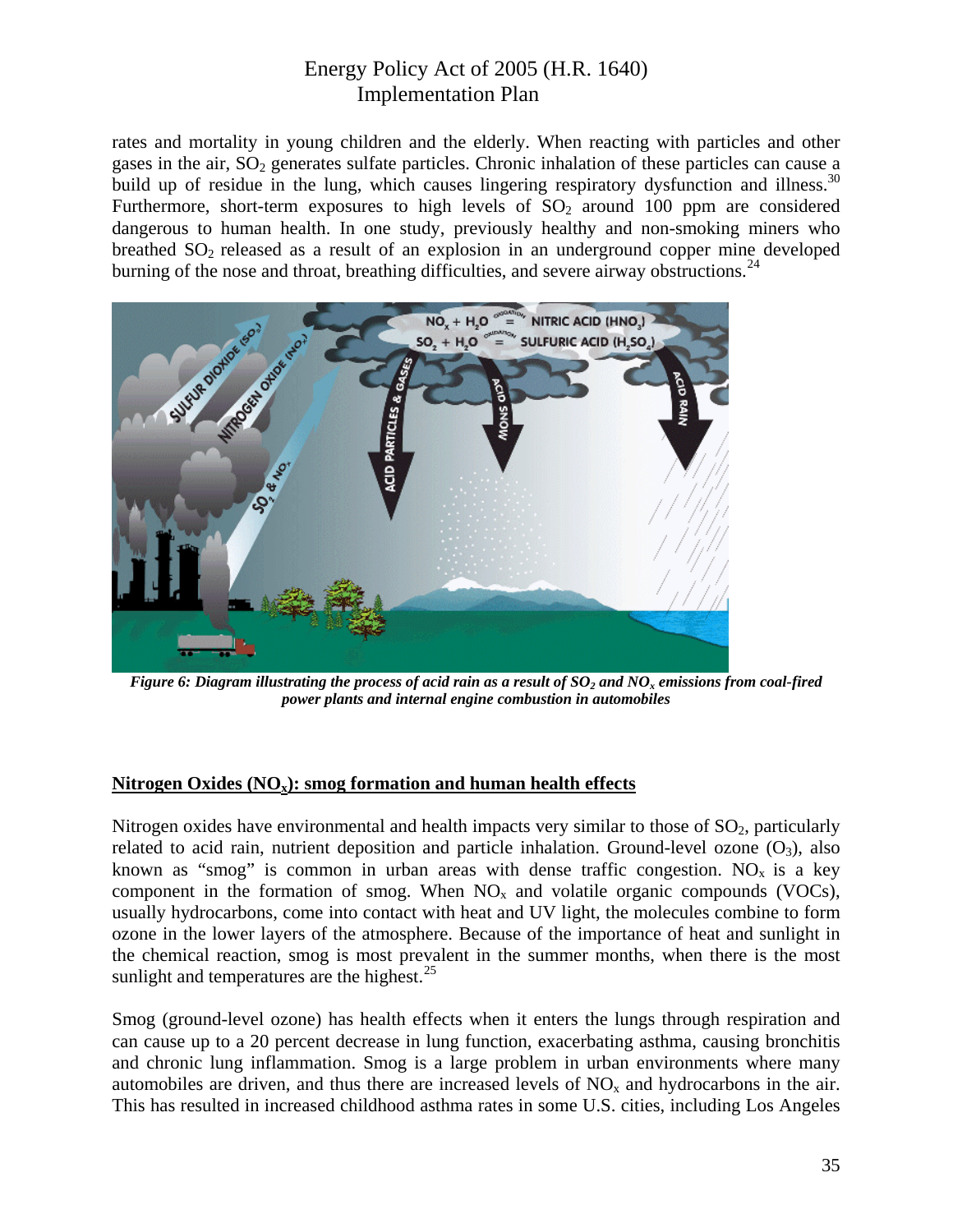rates and mortality in young children and the elderly. When reacting with particles and other gases in the air, $SO_2$ generates sulfate particles. Chronic inhalation of these particles can cause a build up of residue in the lung, which causes lingering respiratory dysfunction and illness.[30] Furthermore, short-term exposures to high levels of $SO_2$ around 100 ppm are considered dangerous to human health. In one study, previously healthy and non-smoking miners who breathed $SO_2$ released as a result of an explosion in an underground copper mine developed burning of the nose and throat, breathing difficulties, and severe airway obstructions.[24]

***Figure 6: Diagram illustrating the process of acid rain as a result of $SO_2$ and $NO_x$ emissions from coal-fired power plants and internal engine combustion in automobiles***

## <u>Nitrogen Oxides ($NO_x$): smog formation and human health effects</u>

Nitrogen oxides have environmental and health impacts very similar to those of $SO_2$, particularly related to acid rain, nutrient deposition and particle inhalation. Ground-level ozone ($O_3$), also known as "smog" is common in urban areas with dense traffic congestion. $NO_x$ is a key component in the formation of smog. When $NO_x$ and volatile organic compounds (VOCs), usually hydrocarbons, come into contact with heat and UV light, the molecules combine to form ozone in the lower layers of the atmosphere. Because of the importance of heat and sunlight in the chemical reaction, smog is most prevalent in the summer months, when there is the most sunlight and temperatures are the highest.[25]

Smog (ground-level ozone) has health effects when it enters the lungs through respiration and can cause up to a 20 percent decrease in lung function, exacerbating asthma, causing bronchitis and chronic lung inflammation. Smog is a large problem in urban environments where many automobiles are driven, and thus there are increased levels of $NO_x$ and hydrocarbons in the air. This has resulted in increased childhood asthma rates in some U.S. cities, including Los Angeles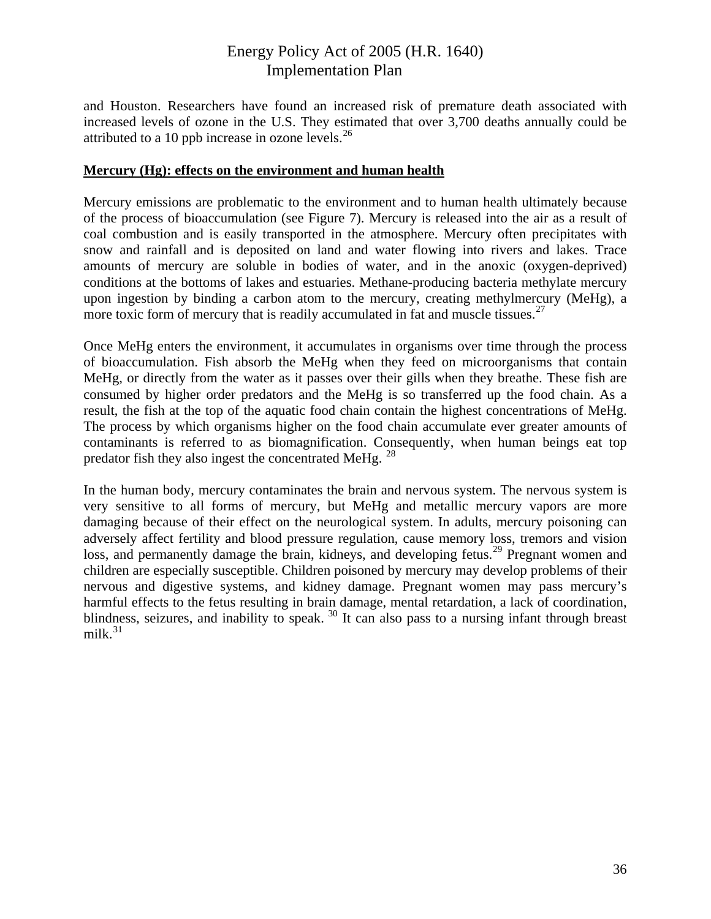and Houston. Researchers have found an increased risk of premature death associated with increased levels of ozone in the U.S. They estimated that over 3,700 deaths annually could be attributed to a 10 ppb increase in ozone levels.[26]

**Mercury (Hg): effects on the environment and human health**

Mercury emissions are problematic to the environment and to human health ultimately because of the process of bioaccumulation (see Figure 7). Mercury is released into the air as a result of coal combustion and is easily transported in the atmosphere. Mercury often precipitates with snow and rainfall and is deposited on land and water flowing into rivers and lakes. Trace amounts of mercury are soluble in bodies of water, and in the anoxic (oxygen-deprived) conditions at the bottoms of lakes and estuaries. Methane-producing bacteria methylate mercury upon ingestion by binding a carbon atom to the mercury, creating methylmercury (MeHg), a more toxic form of mercury that is readily accumulated in fat and muscle tissues.[27]

Once MeHg enters the environment, it accumulates in organisms over time through the process of bioaccumulation. Fish absorb the MeHg when they feed on microorganisms that contain MeHg, or directly from the water as it passes over their gills when they breathe. These fish are consumed by higher order predators and the MeHg is so transferred up the food chain. As a result, the fish at the top of the aquatic food chain contain the highest concentrations of MeHg. The process by which organisms higher on the food chain accumulate ever greater amounts of contaminants is referred to as biomagnification. Consequently, when human beings eat top predator fish they also ingest the concentrated MeHg. [28]

In the human body, mercury contaminates the brain and nervous system. The nervous system is very sensitive to all forms of mercury, but MeHg and metallic mercury vapors are more damaging because of their effect on the neurological system. In adults, mercury poisoning can adversely affect fertility and blood pressure regulation, cause memory loss, tremors and vision loss, and permanently damage the brain, kidneys, and developing fetus.[29] Pregnant women and children are especially susceptible. Children poisoned by mercury may develop problems of their nervous and digestive systems, and kidney damage. Pregnant women may pass mercury's harmful effects to the fetus resulting in brain damage, mental retardation, a lack of coordination, blindness, seizures, and inability to speak. [30] It can also pass to a nursing infant through breast milk.[31]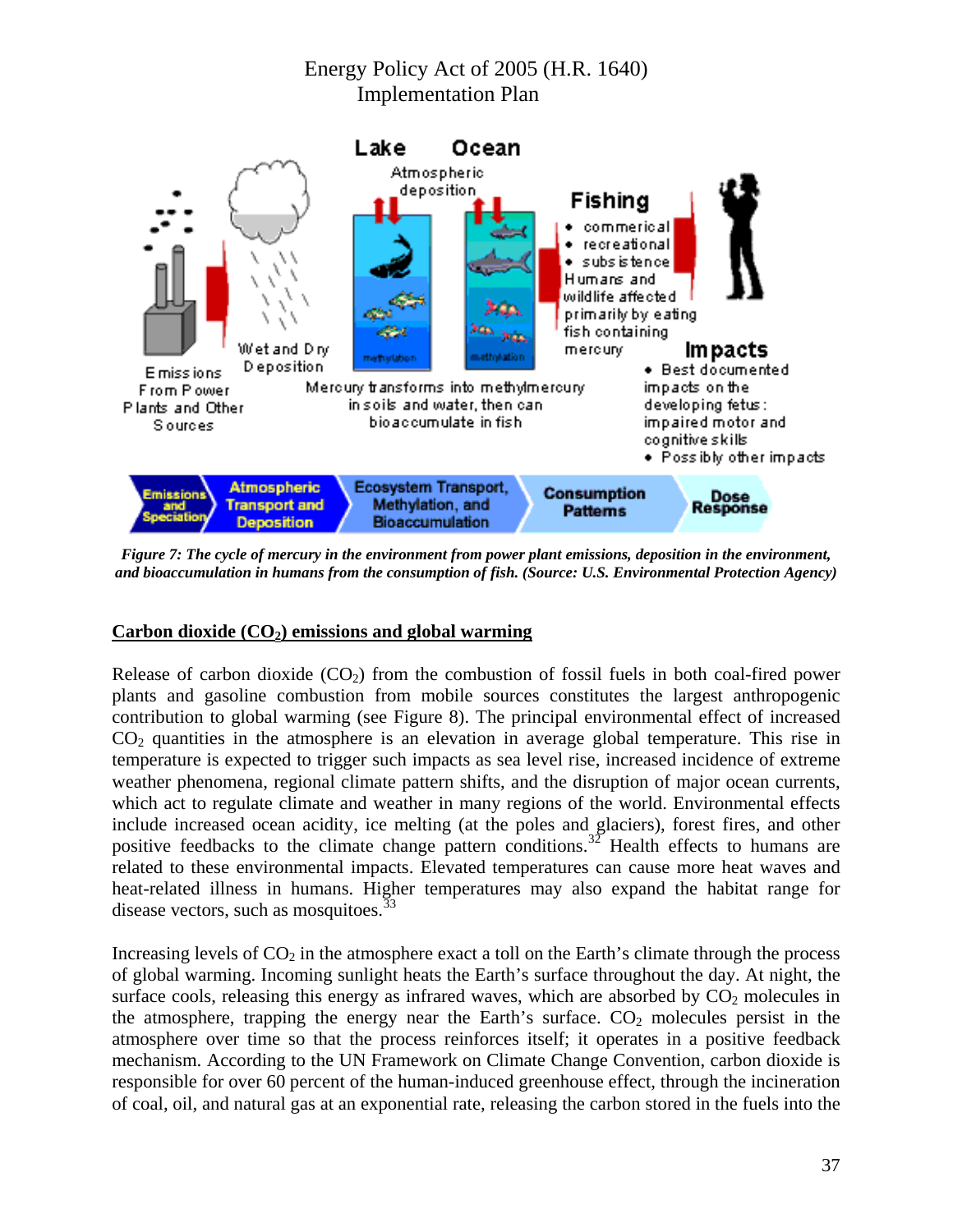Figure 7: The cycle of mercury in the environment from power plant emissions, deposition in the environment, and bioaccumulation in humans from the consumption of fish. (Source: U.S. Environmental Protection Agency)

## Carbon dioxide ($CO_2$) emissions and global warming

Release of carbon dioxide ($CO_2$) from the combustion of fossil fuels in both coal-fired power plants and gasoline combustion from mobile sources constitutes the largest anthropogenic contribution to global warming (see Figure 8). The principal environmental effect of increased $CO_2$ quantities in the atmosphere is an elevation in average global temperature. This rise in temperature is expected to trigger such impacts as sea level rise, increased incidence of extreme weather phenomena, regional climate pattern shifts, and the disruption of major ocean currents, which act to regulate climate and weather in many regions of the world. Environmental effects include increased ocean acidity, ice melting (at the poles and glaciers), forest fires, and other positive feedbacks to the climate change pattern conditions.[32] Health effects to humans are related to these environmental impacts. Elevated temperatures can cause more heat waves and heat-related illness in humans. Higher temperatures may also expand the habitat range for disease vectors, such as mosquitoes.[33]

Increasing levels of $CO_2$ in the atmosphere exact a toll on the Earth's climate through the process of global warming. Incoming sunlight heats the Earth's surface throughout the day. At night, the surface cools, releasing this energy as infrared waves, which are absorbed by $CO_2$ molecules in the atmosphere, trapping the energy near the Earth's surface. $CO_2$ molecules persist in the atmosphere over time so that the process reinforces itself; it operates in a positive feedback mechanism. According to the UN Framework on Climate Change Convention, carbon dioxide is responsible for over 60 percent of the human-induced greenhouse effect, through the incineration of coal, oil, and natural gas at an exponential rate, releasing the carbon stored in the fuels into the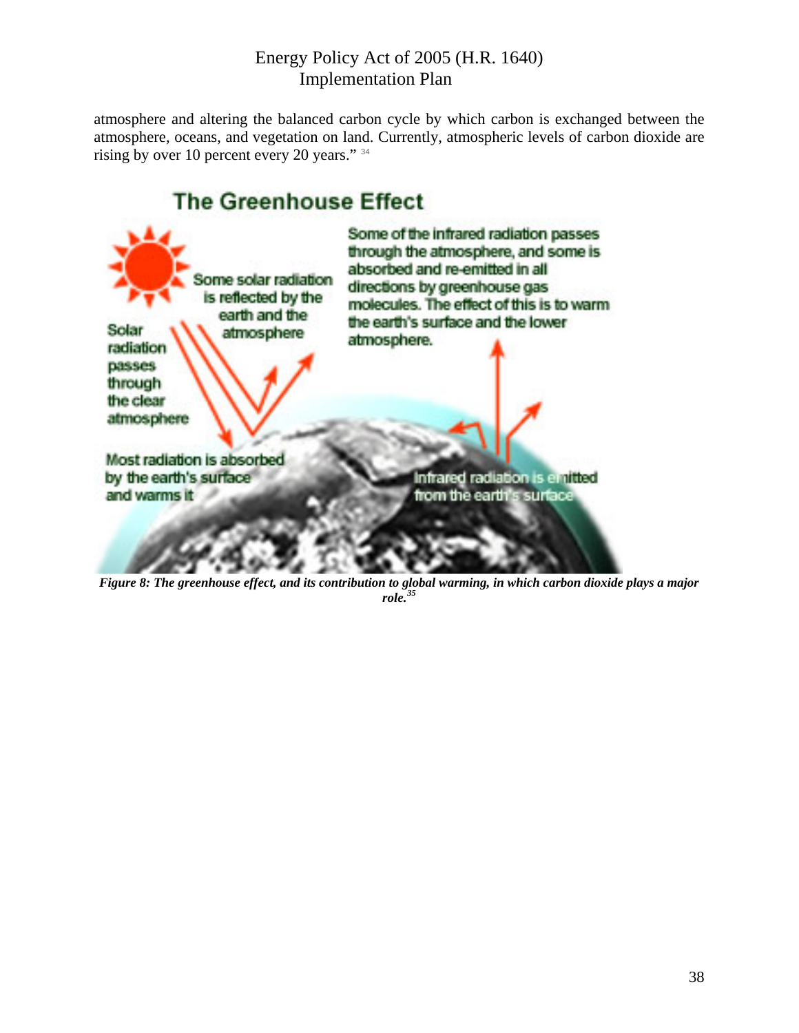atmosphere and altering the balanced carbon cycle by which carbon is exchanged between the atmosphere, oceans, and vegetation on land. Currently, atmospheric levels of carbon dioxide are rising by over 10 percent every 20 years." [34]

**The Greenhouse Effect**

Some of the infrared radiation passes through the atmosphere, and some is absorbed and re-emitted in all directions by greenhouse gas molecules. The effect of this is to warm the earth's surface and the lower atmosphere.

Some solar radiation is reflected by the earth and the atmosphere

Solar radiation passes through the clear atmosphere

Most radiation is absorbed by the earth's surface and warms it

Infrared radiation is emitted from the earth's surface

***Figure 8: The greenhouse effect, and its contribution to global warming, in which carbon dioxide plays a major role.*** [35]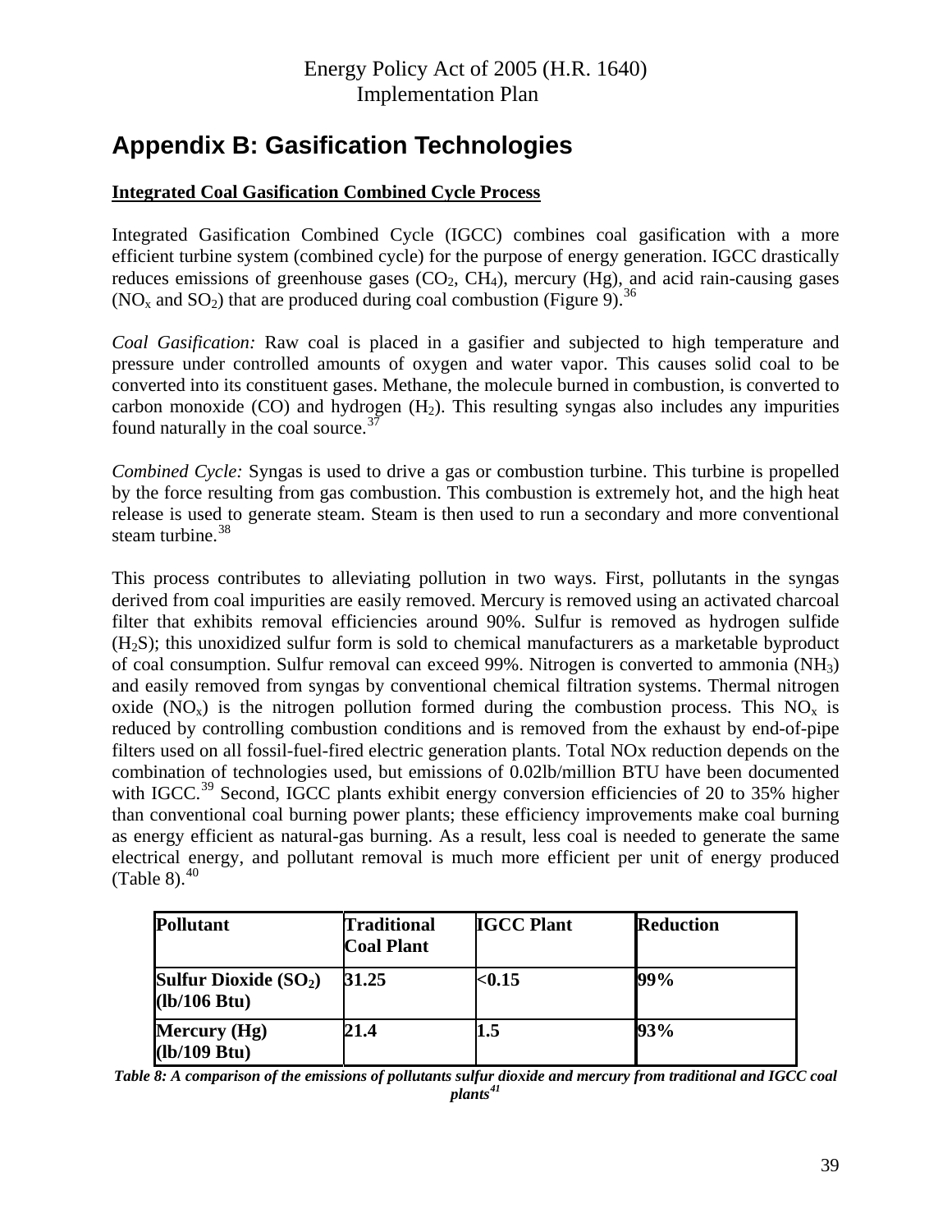## Appendix B: Gasification Technologies

**Integrated Coal Gasification Combined Cycle Process**

Integrated Gasification Combined Cycle (IGCC) combines coal gasification with a more efficient turbine system (combined cycle) for the purpose of energy generation. IGCC drastically reduces emissions of greenhouse gases ($CO_2$, $CH_4$), mercury (Hg), and acid rain-causing gases ($NO_x$ and $SO_2$) that are produced during coal combustion (Figure 9).[36]

*Coal Gasification:* Raw coal is placed in a gasifier and subjected to high temperature and pressure under controlled amounts of oxygen and water vapor. This causes solid coal to be converted into its constituent gases. Methane, the molecule burned in combustion, is converted to carbon monoxide (CO) and hydrogen ($H_2$). This resulting syngas also includes any impurities found naturally in the coal source.[37]

*Combined Cycle:* Syngas is used to drive a gas or combustion turbine. This turbine is propelled by the force resulting from gas combustion. This combustion is extremely hot, and the high heat release is used to generate steam. Steam is then used to run a secondary and more conventional steam turbine.[38]

This process contributes to alleviating pollution in two ways. First, pollutants in the syngas derived from coal impurities are easily removed. Mercury is removed using an activated charcoal filter that exhibits removal efficiencies around 90%. Sulfur is removed as hydrogen sulfide ($H_2S$); this unoxidized sulfur form is sold to chemical manufacturers as a marketable byproduct of coal consumption. Sulfur removal can exceed 99%. Nitrogen is converted to ammonia ($NH_3$) and easily removed from syngas by conventional chemical filtration systems. Thermal nitrogen oxide ($NO_x$) is the nitrogen pollution formed during the combustion process. This $NO_x$ is reduced by controlling combustion conditions and is removed from the exhaust by end-of-pipe filters used on all fossil-fuel-fired electric generation plants. Total NOx reduction depends on the combination of technologies used, but emissions of 0.02lb/million BTU have been documented with IGCC.[39] Second, IGCC plants exhibit energy conversion efficiencies of 20 to 35% higher than conventional coal burning power plants; these efficiency improvements make coal burning as energy efficient as natural-gas burning. As a result, less coal is needed to generate the same electrical energy, and pollutant removal is much more efficient per unit of energy produced (Table 8).[40]

| Pollutant | Traditional Coal Plant | IGCC Plant | Reduction |
|---|---|---|---|
| **Sulfur Dioxide ($SO_2$) (lb/106 Btu)** | **31.25** | **<0.15** | **99%** |
| **Mercury (Hg) (lb/109 Btu)** | **21.4** | **1.5** | **93%** |

***Table 8: A comparison of the emissions of pollutants sulfur dioxide and mercury from traditional and IGCC coal plants***[41]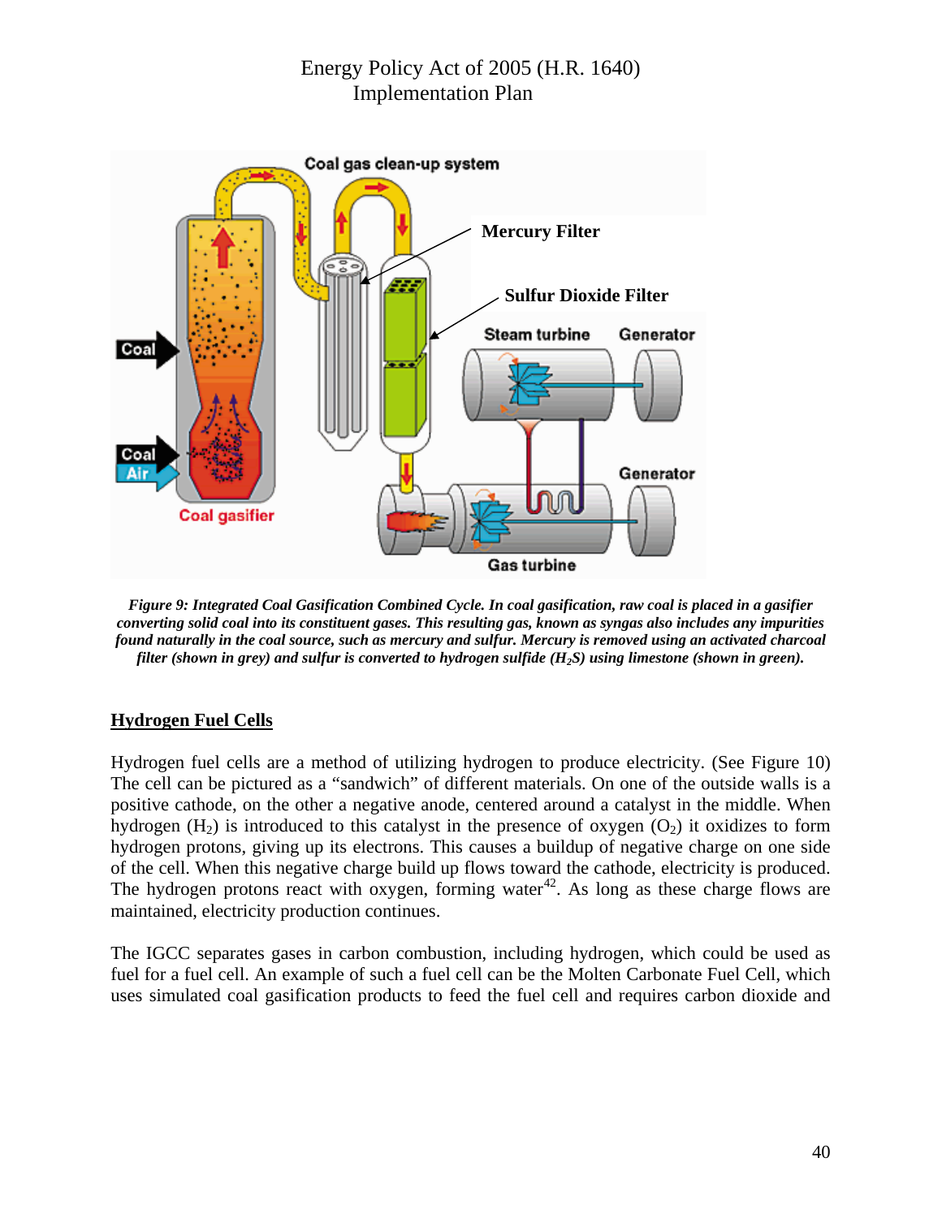*Figure 9: Integrated Coal Gasification Combined Cycle. In coal gasification, raw coal is placed in a gasifier converting solid coal into its constituent gases. This resulting gas, known as syngas also includes any impurities found naturally in the coal source, such as mercury and sulfur. Mercury is removed using an activated charcoal filter (shown in grey) and sulfur is converted to hydrogen sulfide ($H_2S$) using limestone (shown in green).*

## Hydrogen Fuel Cells

Hydrogen fuel cells are a method of utilizing hydrogen to produce electricity. (See Figure 10) The cell can be pictured as a "sandwich" of different materials. On one of the outside walls is a positive cathode, on the other a negative anode, centered around a catalyst in the middle. When hydrogen ($H_2$) is introduced to this catalyst in the presence of oxygen ($O_2$) it oxidizes to form hydrogen protons, giving up its electrons. This causes a buildup of negative charge on one side of the cell. When this negative charge build up flows toward the cathode, electricity is produced. The hydrogen protons react with oxygen, forming water[42]. As long as these charge flows are maintained, electricity production continues.

The IGCC separates gases in carbon combustion, including hydrogen, which could be used as fuel for a fuel cell. An example of such a fuel cell can be the Molten Carbonate Fuel Cell, which uses simulated coal gasification products to feed the fuel cell and requires carbon dioxide and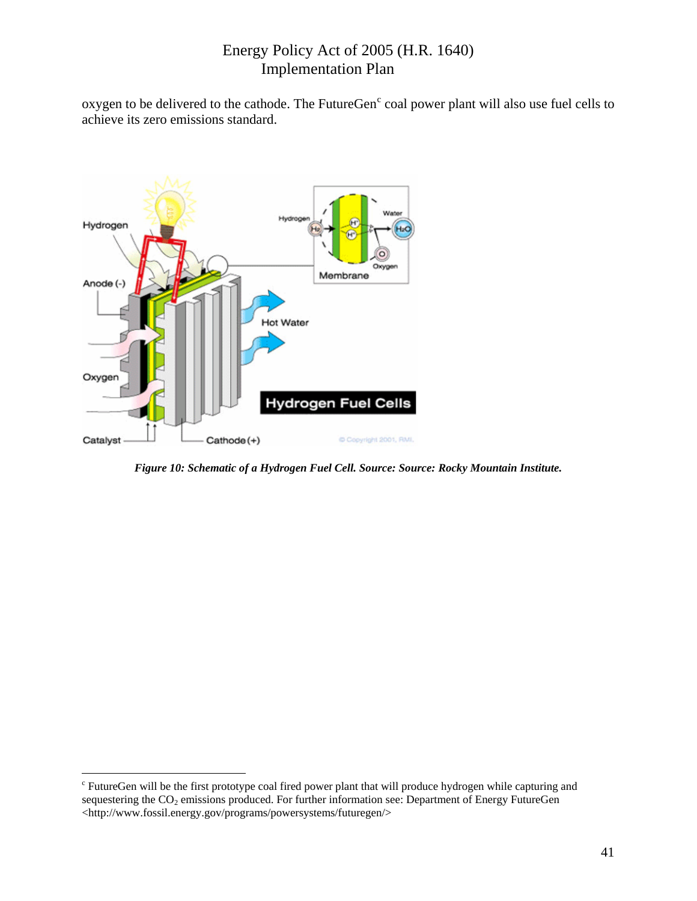oxygen to be delivered to the cathode. The FutureGen[c] coal power plant will also use fuel cells to achieve its zero emissions standard.

***Figure 10: Schematic of a Hydrogen Fuel Cell. Source: Source: Rocky Mountain Institute.***

[c] FutureGen will be the first prototype coal fired power plant that will produce hydrogen while capturing and sequestering the $CO_2$ emissions produced. For further information see: Department of Energy FutureGen <http://www.fossil.energy.gov/programs/powersystems/futuregen/>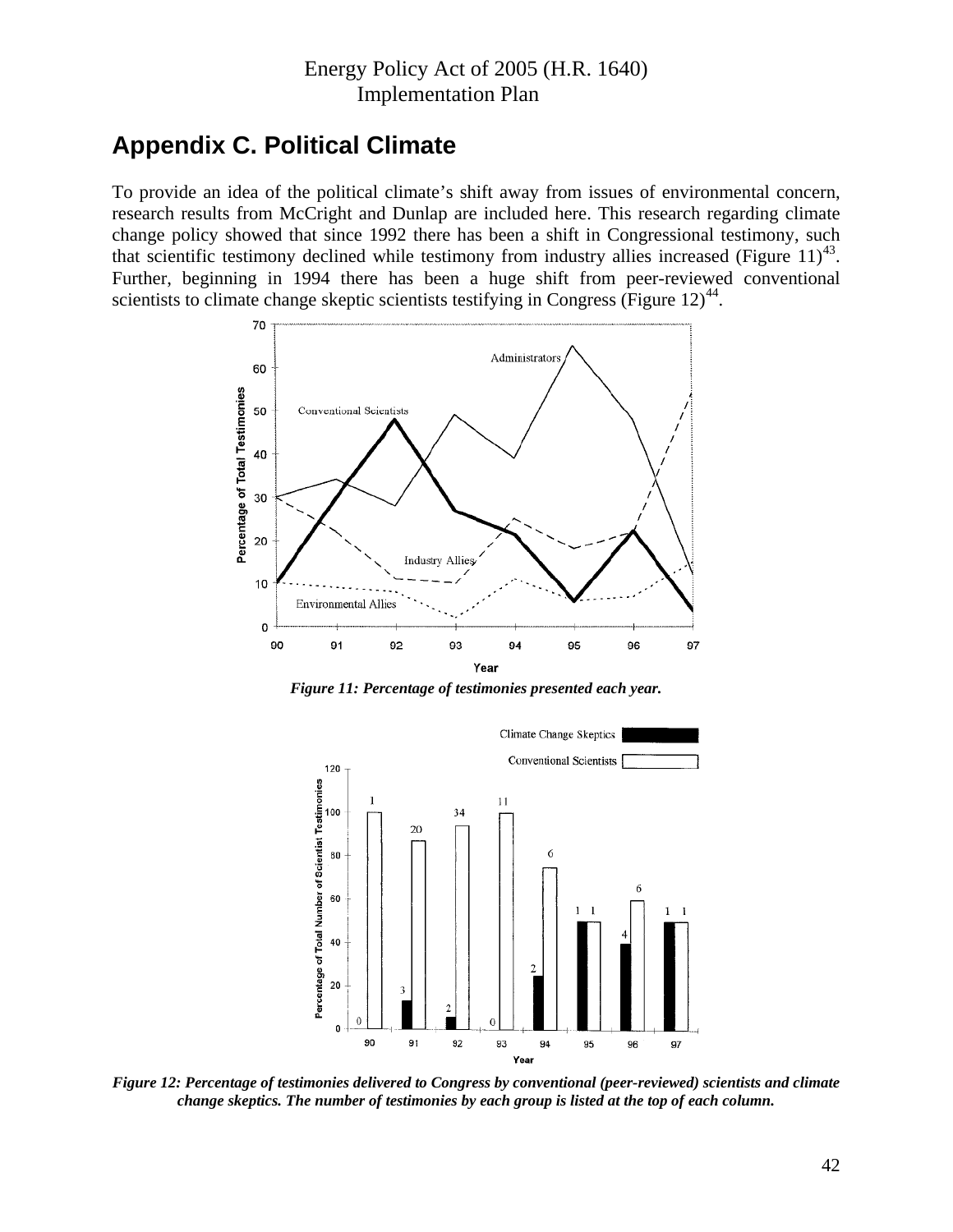## Appendix C. Political Climate

To provide an idea of the political climate's shift away from issues of environmental concern, research results from McCright and Dunlap are included here. This research regarding climate change policy showed that since 1992 there has been a shift in Congressional testimony, such that scientific testimony declined while testimony from industry allies increased (Figure 11)[43]. Further, beginning in 1994 there has been a huge shift from peer-reviewed conventional scientists to climate change skeptic scientists testifying in Congress (Figure 12)[44].

*Figure 11: Percentage of testimonies presented each year.*

*Figure 12: Percentage of testimonies delivered to Congress by conventional (peer-reviewed) scientists and climate change skeptics. The number of testimonies by each group is listed at the top of each column.*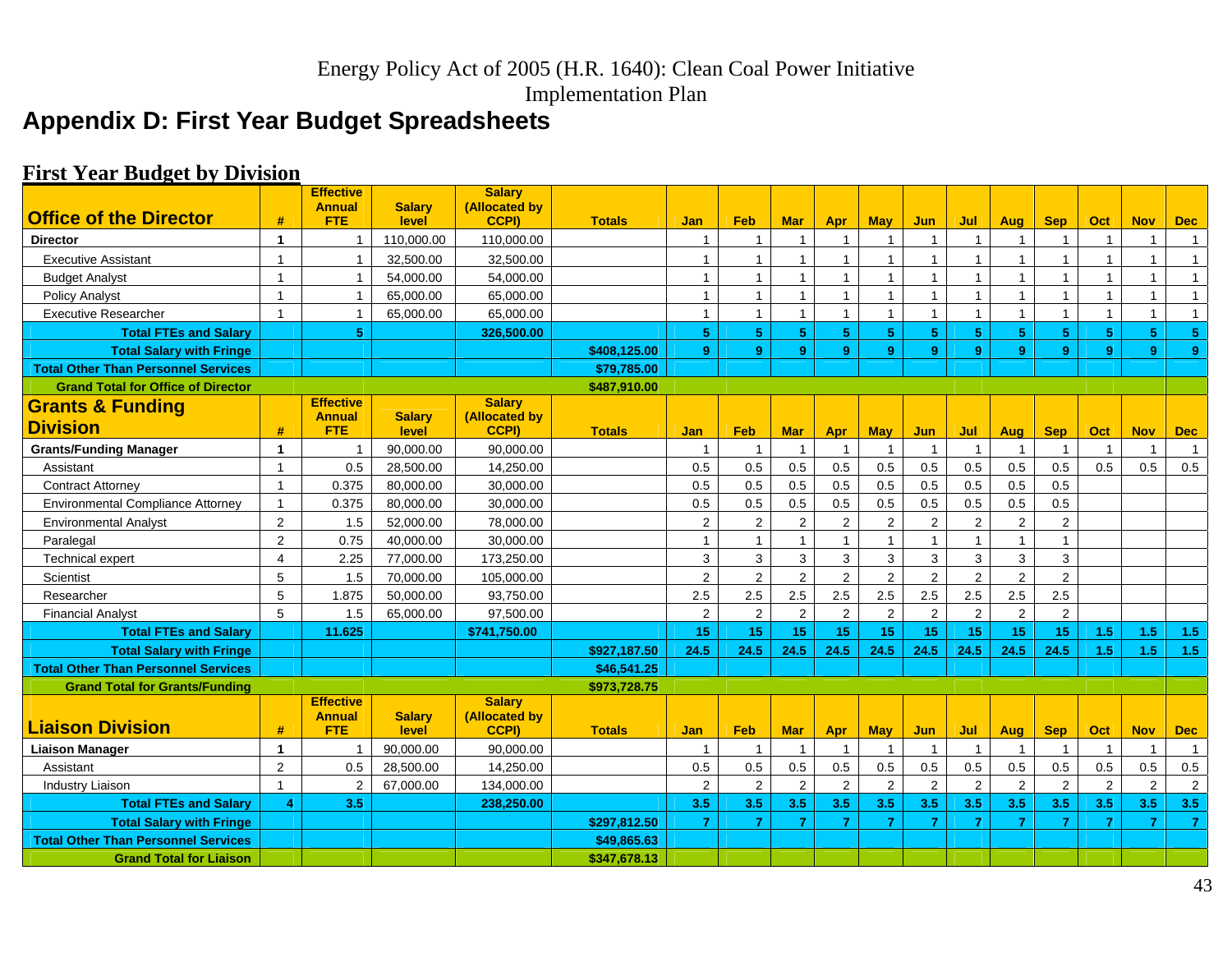## Appendix D: First Year Budget Spreadsheets

### First Year Budget by Division

| Office of the Director | # | Effective Annual FTE | Salary level | Salary (Allocated by CCPI) | Totals | Jan | Feb | Mar | Apr | May | Jun | Jul | Aug | Sep | Oct | Nov | Dec |
|---|---|---|---|---|---|---|---|---|---|---|---|---|---|---|---|---|---|
| **Director** | **1** | 1 | 110,000.00 | 110,000.00 | | 1 | 1 | 1 | 1 | 1 | 1 | 1 | 1 | 1 | 1 | 1 | 1 |
| Executive Assistant | 1 | 1 | 32,500.00 | 32,500.00 | | 1 | 1 | 1 | 1 | 1 | 1 | 1 | 1 | 1 | 1 | 1 | 1 |
| Budget Analyst | 1 | 1 | 54,000.00 | 54,000.00 | | 1 | 1 | 1 | 1 | 1 | 1 | 1 | 1 | 1 | 1 | 1 | 1 |
| Policy Analyst | 1 | 1 | 65,000.00 | 65,000.00 | | 1 | 1 | 1 | 1 | 1 | 1 | 1 | 1 | 1 | 1 | 1 | 1 |
| Executive Researcher | 1 | 1 | 65,000.00 | 65,000.00 | | 1 | 1 | 1 | 1 | 1 | 1 | 1 | 1 | 1 | 1 | 1 | 1 |
| **Total FTEs and Salary** | | **5** | | **326,500.00** | | **5** | **5** | **5** | **5** | **5** | **5** | **5** | **5** | **5** | **5** | **5** | **5** |
| **Total Salary with Fringe** | | | | | **$408,125.00** | **9** | **9** | **9** | **9** | **9** | **9** | **9** | **9** | **9** | **9** | **9** | **9** |
| **Total Other Than Personnel Services** | | | | | **$79,785.00** | | | | | | | | | | | | |
| **Grand Total for Office of Director** | | | | | **$487,910.00** | | | | | | | | | | | | |

| Grants & Funding Division | # | Effective Annual FTE | Salary level | Salary (Allocated by CCPI) | Totals | Jan | Feb | Mar | Apr | May | Jun | Jul | Aug | Sep | Oct | Nov | Dec |
|---|---|---|---|---|---|---|---|---|---|---|---|---|---|---|---|---|---|
| **Grants/Funding Manager** | **1** | 1 | 90,000.00 | 90,000.00 | | 1 | 1 | 1 | 1 | 1 | 1 | 1 | 1 | 1 | 1 | 1 | 1 |
| Assistant | 1 | 0.5 | 28,500.00 | 14,250.00 | | 0.5 | 0.5 | 0.5 | 0.5 | 0.5 | 0.5 | 0.5 | 0.5 | 0.5 | 0.5 | 0.5 | 0.5 |
| Contract Attorney | 1 | 0.375 | 80,000.00 | 30,000.00 | | 0.5 | 0.5 | 0.5 | 0.5 | 0.5 | 0.5 | 0.5 | 0.5 | 0.5 | | | |
| Environmental Compliance Attorney | 1 | 0.375 | 80,000.00 | 30,000.00 | | 0.5 | 0.5 | 0.5 | 0.5 | 0.5 | 0.5 | 0.5 | 0.5 | 0.5 | | | |
| Environmental Analyst | 2 | 1.5 | 52,000.00 | 78,000.00 | | 2 | 2 | 2 | 2 | 2 | 2 | 2 | 2 | 2 | | | |
| Paralegal | 2 | 0.75 | 40,000.00 | 30,000.00 | | 1 | 1 | 1 | 1 | 1 | 1 | 1 | 1 | 1 | | | |
| Technical expert | 4 | 2.25 | 77,000.00 | 173,250.00 | | 3 | 3 | 3 | 3 | 3 | 3 | 3 | 3 | 3 | | | |
| Scientist | 5 | 1.5 | 70,000.00 | 105,000.00 | | 2 | 2 | 2 | 2 | 2 | 2 | 2 | 2 | 2 | | | |
| Researcher | 5 | 1.875 | 50,000.00 | 93,750.00 | | 2.5 | 2.5 | 2.5 | 2.5 | 2.5 | 2.5 | 2.5 | 2.5 | 2.5 | | | |
| Financial Analyst | 5 | 1.5 | 65,000.00 | 97,500.00 | | 2 | 2 | 2 | 2 | 2 | 2 | 2 | 2 | 2 | | | |
| **Total FTEs and Salary** | | **11.625** | | **$741,750.00** | | **15** | **15** | **15** | **15** | **15** | **15** | **15** | **15** | **15** | **1.5** | **1.5** | **1.5** |
| **Total Salary with Fringe** | | | | | **$927,187.50** | **24.5** | **24.5** | **24.5** | **24.5** | **24.5** | **24.5** | **24.5** | **24.5** | **24.5** | **1.5** | **1.5** | **1.5** |
| **Total Other Than Personnel Services** | | | | | **$46,541.25** | | | | | | | | | | | | |
| **Grand Total for Grants/Funding** | | | | | **$973,728.75** | | | | | | | | | | | | |

| Liaison Division | # | Effective Annual FTE | Salary level | Salary (Allocated by CCPI) | Totals | Jan | Feb | Mar | Apr | May | Jun | Jul | Aug | Sep | Oct | Nov | Dec |
|---|---|---|---|---|---|---|---|---|---|---|---|---|---|---|---|---|---|
| **Liaison Manager** | **1** | 1 | 90,000.00 | 90,000.00 | | 1 | 1 | 1 | 1 | 1 | 1 | 1 | 1 | 1 | 1 | 1 | 1 |
| Assistant | 2 | 0.5 | 28,500.00 | 14,250.00 | | 0.5 | 0.5 | 0.5 | 0.5 | 0.5 | 0.5 | 0.5 | 0.5 | 0.5 | 0.5 | 0.5 | 0.5 |
| Industry Liaison | 1 | 2 | 67,000.00 | 134,000.00 | | 2 | 2 | 2 | 2 | 2 | 2 | 2 | 2 | 2 | 2 | 2 | 2 |
| **Total FTEs and Salary** | **4** | **3.5** | | **238,250.00** | | **3.5** | **3.5** | **3.5** | **3.5** | **3.5** | **3.5** | **3.5** | **3.5** | **3.5** | **3.5** | **3.5** | **3.5** |
| **Total Salary with Fringe** | | | | | **$297,812.50** | **7** | **7** | **7** | **7** | **7** | **7** | **7** | **7** | **7** | **7** | **7** | **7** |
| **Total Other Than Personnel Services** | | | | | **$49,865.63** | | | | | | | | | | | | |
| **Grand Total for Liaison** | | | | | **$347,678.13** | | | | | | | | | | | | |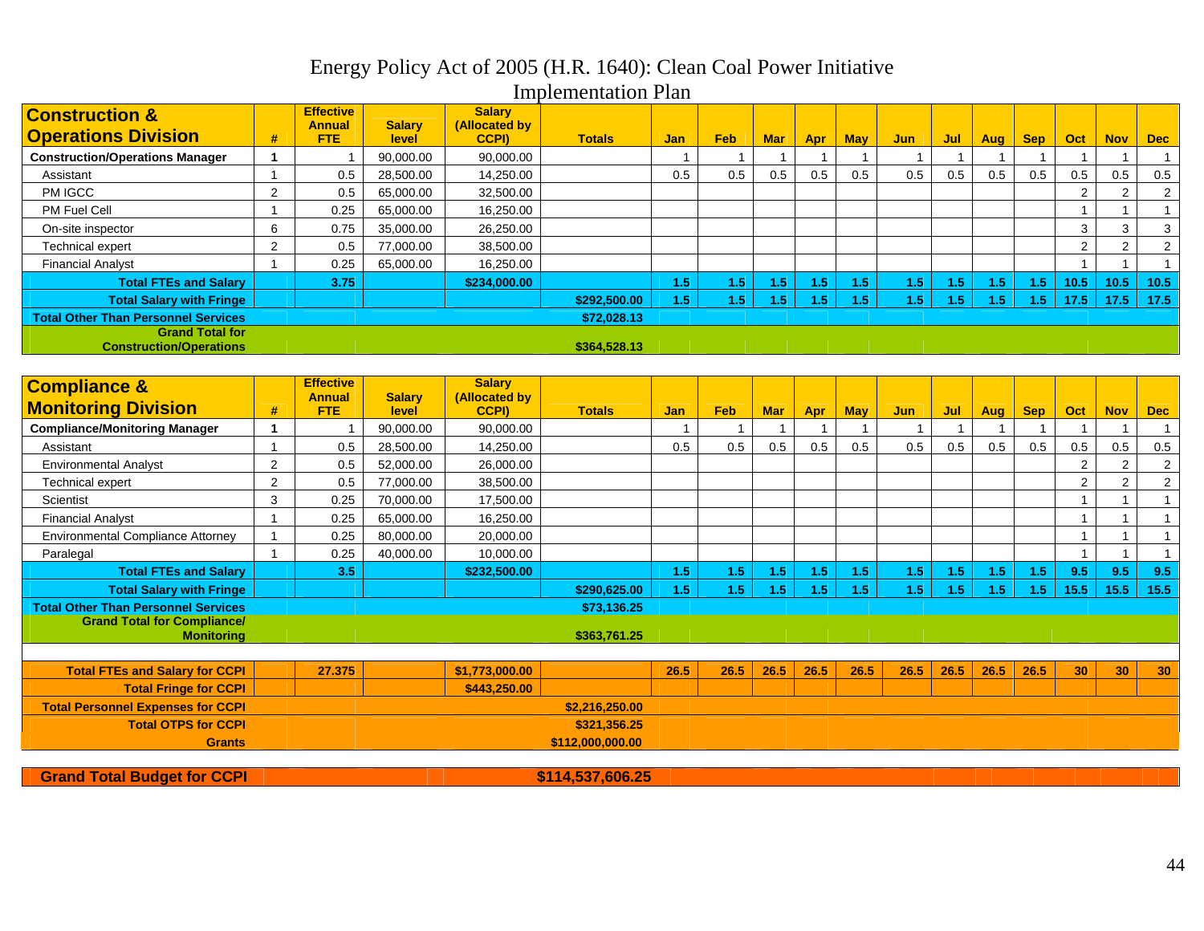# Energy Policy Act of 2005 (H.R. 1640): Clean Coal Power Initiative Implementation Plan

| Construction & Operations Division | # | Effective Annual FTE | Salary level | Salary (Allocated by CCPI) | Totals | Jan | Feb | Mar | Apr | May | Jun | Jul | Aug | Sep | Oct | Nov | Dec |
|---|---|---|---|---|---|---|---|---|---|---|---|---|---|---|---|---|---|
| **Construction/Operations Manager** | **1** | 1 | 90,000.00 | 90,000.00 | | 1 | 1 | 1 | 1 | 1 | 1 | 1 | 1 | 1 | 1 | 1 | 1 |
| Assistant | 1 | 0.5 | 28,500.00 | 14,250.00 | | 0.5 | 0.5 | 0.5 | 0.5 | 0.5 | 0.5 | 0.5 | 0.5 | 0.5 | 0.5 | 0.5 | 0.5 |
| PM IGCC | 2 | 0.5 | 65,000.00 | 32,500.00 | | | | | | | | | | | 2 | 2 | 2 |
| PM Fuel Cell | 1 | 0.25 | 65,000.00 | 16,250.00 | | | | | | | | | | | 1 | 1 | 1 |
| On-site inspector | 6 | 0.75 | 35,000.00 | 26,250.00 | | | | | | | | | | | 3 | 3 | 3 |
| Technical expert | 2 | 0.5 | 77,000.00 | 38,500.00 | | | | | | | | | | | 2 | 2 | 2 |
| Financial Analyst | 1 | 0.25 | 65,000.00 | 16,250.00 | | | | | | | | | | | 1 | 1 | 1 |
| **Total FTEs and Salary** | | **3.75** | | **$234,000.00** | | **1.5** | **1.5** | **1.5** | **1.5** | **1.5** | **1.5** | **1.5** | **1.5** | **1.5** | **10.5** | **10.5** | **10.5** |
| **Total Salary with Fringe** | | | | | **$292,500.00** | **1.5** | **1.5** | **1.5** | **1.5** | **1.5** | **1.5** | **1.5** | **1.5** | **1.5** | **17.5** | **17.5** | **17.5** |
| **Total Other Than Personnel Services** | | | | | **$72,028.13** | | | | | | | | | | | | |
| **Grand Total for Construction/Operations** | | | | | **$364,528.13** | | | | | | | | | | | | |

| Compliance & Monitoring Division | # | Effective Annual FTE | Salary level | Salary (Allocated by CCPI) | Totals | Jan | Feb | Mar | Apr | May | Jun | Jul | Aug | Sep | Oct | Nov | Dec |
|---|---|---|---|---|---|---|---|---|---|---|---|---|---|---|---|---|---|
| **Compliance/Monitoring Manager** | **1** | 1 | 90,000.00 | 90,000.00 | | 1 | 1 | 1 | 1 | 1 | 1 | 1 | 1 | 1 | 1 | 1 | 1 |
| Assistant | 1 | 0.5 | 28,500.00 | 14,250.00 | | 0.5 | 0.5 | 0.5 | 0.5 | 0.5 | 0.5 | 0.5 | 0.5 | 0.5 | 0.5 | 0.5 | 0.5 |
| Environmental Analyst | 2 | 0.5 | 52,000.00 | 26,000.00 | | | | | | | | | | | 2 | 2 | 2 |
| Technical expert | 2 | 0.5 | 77,000.00 | 38,500.00 | | | | | | | | | | | 2 | 2 | 2 |
| Scientist | 3 | 0.25 | 70,000.00 | 17,500.00 | | | | | | | | | | | 1 | 1 | 1 |
| Financial Analyst | 1 | 0.25 | 65,000.00 | 16,250.00 | | | | | | | | | | | 1 | 1 | 1 |
| Environmental Compliance Attorney | 1 | 0.25 | 80,000.00 | 20,000.00 | | | | | | | | | | | 1 | 1 | 1 |
| Paralegal | 1 | 0.25 | 40,000.00 | 10,000.00 | | | | | | | | | | | 1 | 1 | 1 |
| **Total FTEs and Salary** | | **3.5** | | **$232,500.00** | | **1.5** | **1.5** | **1.5** | **1.5** | **1.5** | **1.5** | **1.5** | **1.5** | **1.5** | **9.5** | **9.5** | **9.5** |
| **Total Salary with Fringe** | | | | | **$290,625.00** | **1.5** | **1.5** | **1.5** | **1.5** | **1.5** | **1.5** | **1.5** | **1.5** | **1.5** | **15.5** | **15.5** | **15.5** |
| **Total Other Than Personnel Services** | | | | | **$73,136.25** | | | | | | | | | | | | |
| **Grand Total for Compliance/ Monitoring** | | | | | **$363,761.25** | | | | | | | | | | | | |
| | | | | | | | | | | | | | | | | | |
| **Total FTEs and Salary for CCPI** | | **27.375** | | **$1,773,000.00** | | **26.5** | **26.5** | **26.5** | **26.5** | **26.5** | **26.5** | **26.5** | **26.5** | **26.5** | **30** | **30** | **30** |
| **Total Fringe for CCPI** | | | | **$443,250.00** | | | | | | | | | | | | | |
| **Total Personnel Expenses for CCPI** | | | | | **$2,216,250.00** | | | | | | | | | | | | |
| **Total OTPS for CCPI** | | | | | **$321,356.25** | | | | | | | | | | | | |
| **Grants** | | | | | **$112,000,000.00** | | | | | | | | | | | | |
| | | | | | | | | | | | | | | | | | |
| **Grand Total Budget for CCPI** | | | | | **$114,537,606.25** | | | | | | | | | | | | |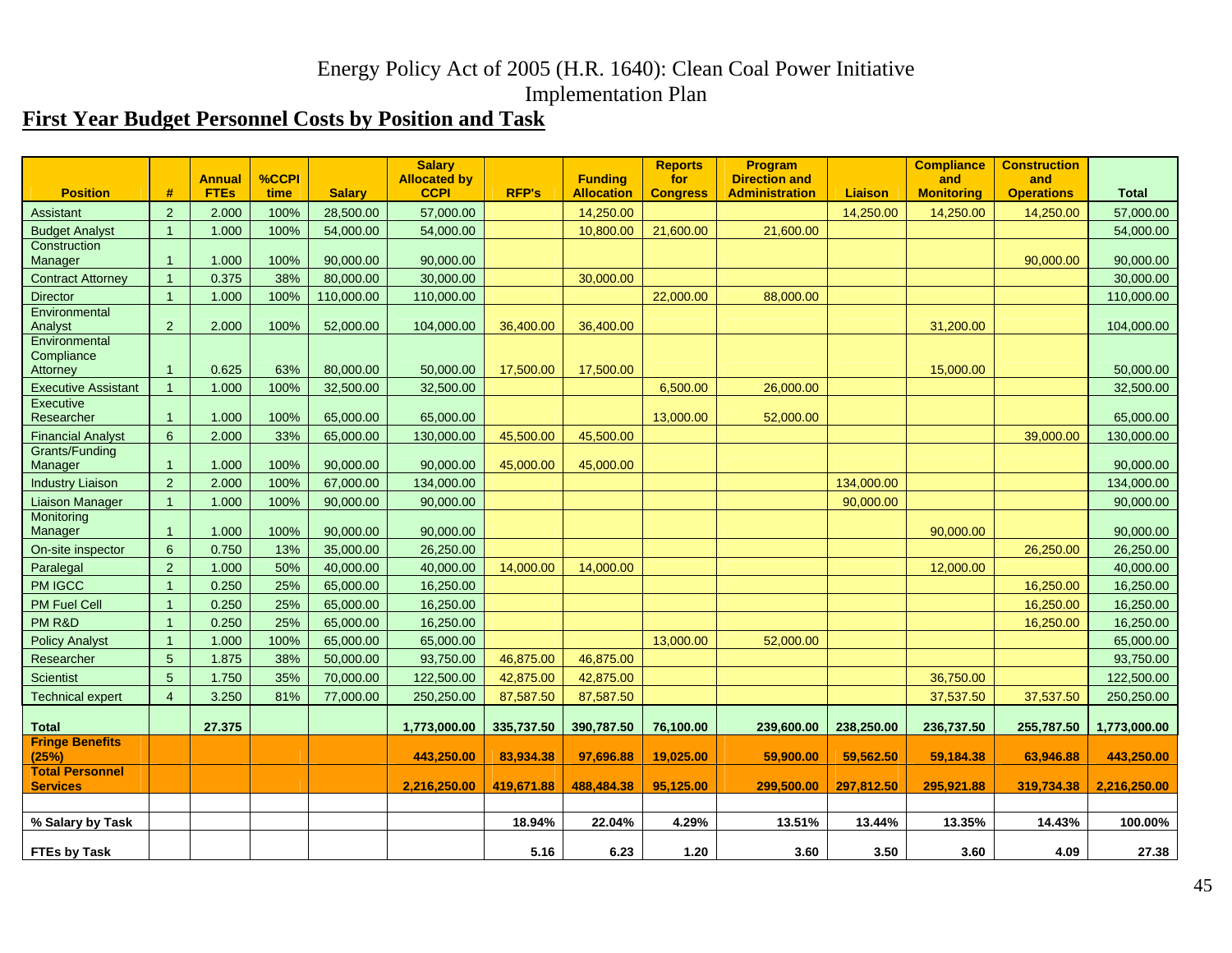Energy Policy Act of 2005 (H.R. 1640): Clean Coal Power Initiative Implementation Plan

## First Year Budget Personnel Costs by Position and Task

| Position | # | Annual FTEs | %CCPI time | Salary | Salary Allocated by CCPI | RFP's | Funding Allocation | Reports for Congress | Program Direction and Administration | Liaison | Compliance and Monitoring | Construction and Operations | Total |
|---|---|---|---|---|---|---|---|---|---|---|---|---|---|
| Assistant | 2 | 2.000 | 100% | 28,500.00 | 57,000.00 | | 14,250.00 | | | 14,250.00 | 14,250.00 | 14,250.00 | 57,000.00 |
| Budget Analyst | 1 | 1.000 | 100% | 54,000.00 | 54,000.00 | | 10,800.00 | 21,600.00 | 21,600.00 | | | | 54,000.00 |
| Construction Manager | 1 | 1.000 | 100% | 90,000.00 | 90,000.00 | | | | | | | 90,000.00 | 90,000.00 |
| Contract Attorney | 1 | 0.375 | 38% | 80,000.00 | 30,000.00 | | 30,000.00 | | | | | | 30,000.00 |
| Director | 1 | 1.000 | 100% | 110,000.00 | 110,000.00 | | | 22,000.00 | 88,000.00 | | | | 110,000.00 |
| Environmental Analyst | 2 | 2.000 | 100% | 52,000.00 | 104,000.00 | 36,400.00 | 36,400.00 | | | | 31,200.00 | | 104,000.00 |
| Environmental Compliance Attorney | 1 | 0.625 | 63% | 80,000.00 | 50,000.00 | 17,500.00 | 17,500.00 | | | | 15,000.00 | | 50,000.00 |
| Executive Assistant | 1 | 1.000 | 100% | 32,500.00 | 32,500.00 | | | 6,500.00 | 26,000.00 | | | | 32,500.00 |
| Executive Researcher | 1 | 1.000 | 100% | 65,000.00 | 65,000.00 | | | 13,000.00 | 52,000.00 | | | | 65,000.00 |
| Financial Analyst | 6 | 2.000 | 33% | 65,000.00 | 130,000.00 | 45,500.00 | 45,500.00 | | | | | 39,000.00 | 130,000.00 |
| Grants/Funding Manager | 1 | 1.000 | 100% | 90,000.00 | 90,000.00 | 45,000.00 | 45,000.00 | | | | | | 90,000.00 |
| Industry Liaison | 2 | 2.000 | 100% | 67,000.00 | 134,000.00 | | | | | 134,000.00 | | | 134,000.00 |
| Liaison Manager | 1 | 1.000 | 100% | 90,000.00 | 90,000.00 | | | | | 90,000.00 | | | 90,000.00 |
| Monitoring Manager | 1 | 1.000 | 100% | 90,000.00 | 90,000.00 | | | | | | 90,000.00 | | 90,000.00 |
| On-site inspector | 6 | 0.750 | 13% | 35,000.00 | 26,250.00 | | | | | | | 26,250.00 | 26,250.00 |
| Paralegal | 2 | 1.000 | 50% | 40,000.00 | 40,000.00 | 14,000.00 | 14,000.00 | | | | 12,000.00 | | 40,000.00 |
| PM IGCC | 1 | 0.250 | 25% | 65,000.00 | 16,250.00 | | | | | | | 16,250.00 | 16,250.00 |
| PM Fuel Cell | 1 | 0.250 | 25% | 65,000.00 | 16,250.00 | | | | | | | 16,250.00 | 16,250.00 |
| PM R&D | 1 | 0.250 | 25% | 65,000.00 | 16,250.00 | | | | | | | 16,250.00 | 16,250.00 |
| Policy Analyst | 1 | 1.000 | 100% | 65,000.00 | 65,000.00 | | | 13,000.00 | 52,000.00 | | | | 65,000.00 |
| Researcher | 5 | 1.875 | 38% | 50,000.00 | 93,750.00 | 46,875.00 | 46,875.00 | | | | | | 93,750.00 |
| Scientist | 5 | 1.750 | 35% | 70,000.00 | 122,500.00 | 42,875.00 | 42,875.00 | | | | 36,750.00 | | 122,500.00 |
| Technical expert | 4 | 3.250 | 81% | 77,000.00 | 250,250.00 | 87,587.50 | 87,587.50 | | | | 37,537.50 | 37,537.50 | 250,250.00 |
| **Total** | | **27.375** | | | **1,773,000.00** | **335,737.50** | **390,787.50** | **76,100.00** | **239,600.00** | **238,250.00** | **236,737.50** | **255,787.50** | **1,773,000.00** |
| **Fringe Benefits (25%)** | | | | | **443,250.00** | **83,934.38** | **97,696.88** | **19,025.00** | **59,900.00** | **59,562.50** | **59,184.38** | **63,946.88** | **443,250.00** |
| **Total Personnel Services** | | | | | **2,216,250.00** | **419,671.88** | **488,484.38** | **95,125.00** | **299,500.00** | **297,812.50** | **295,921.88** | **319,734.38** | **2,216,250.00** |
| | | | | | | | | | | | | | |
| **% Salary by Task** | | | | | | **18.94%** | **22.04%** | **4.29%** | **13.51%** | **13.44%** | **13.35%** | **14.43%** | **100.00%** |
| **FTEs by Task** | | | | | | **5.16** | **6.23** | **1.20** | **3.60** | **3.50** | **3.60** | **4.09** | **27.38** |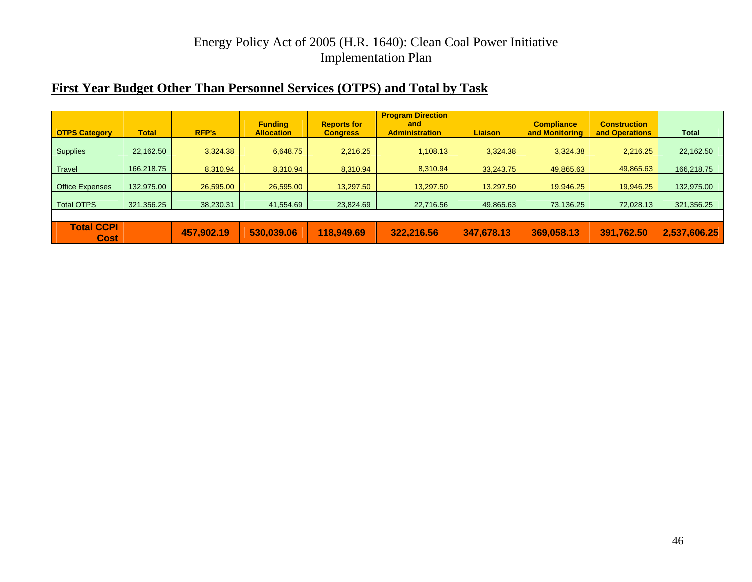Energy Policy Act of 2005 (H.R. 1640): Clean Coal Power Initiative Implementation Plan

## First Year Budget Other Than Personnel Services (OTPS) and Total by Task

| OTPS Category | Total | RFP's | Funding Allocation | Reports for Congress | Program Direction and Administration | Liaison | Compliance and Monitoring | Construction and Operations | Total |
|---|---|---|---|---|---|---|---|---|---|
| Supplies | 22,162.50 | 3,324.38 | 6,648.75 | 2,216.25 | 1,108.13 | 3,324.38 | 3,324.38 | 2,216.25 | 22,162.50 |
| Travel | 166,218.75 | 8,310.94 | 8,310.94 | 8,310.94 | 8,310.94 | 33,243.75 | 49,865.63 | 49,865.63 | 166,218.75 |
| Office Expenses | 132,975.00 | 26,595.00 | 26,595.00 | 13,297.50 | 13,297.50 | 13,297.50 | 19,946.25 | 19,946.25 | 132,975.00 |
| Total OTPS | 321,356.25 | 38,230.31 | 41,554.69 | 23,824.69 | 22,716.56 | 49,865.63 | 73,136.25 | 72,028.13 | 321,356.25 |
| | | | | | | | | | |
| **Total CCPI Cost** | | **457,902.19** | **530,039.06** | **118,949.69** | **322,216.56** | **347,678.13** | **369,058.13** | **391,762.50** | **2,537,606.25** |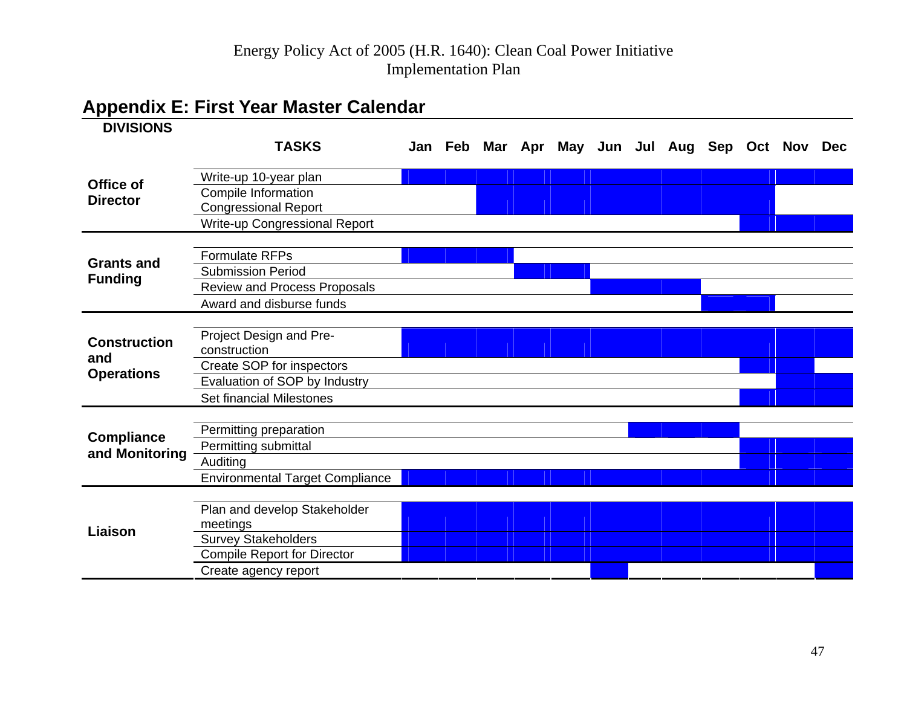## Appendix E: First Year Master Calendar

| DIVISIONS | TASKS | Jan | Feb | Mar | Apr | May | Jun | Jul | Aug | Sep | Oct | Nov | Dec |
|---|---|---|---|---|---|---|---|---|---|---|---|---|---|
| Office of Director | Write-up 10-year plan | ■ | ■ | ■ | ■ | ■ | ■ | ■ | ■ | ■ | ■ | ■ | ■ |
| | Compile Information Congressional Report | | | ■ | ■ | ■ | ■ | ■ | ■ | ■ | ■ | | |
| | Write-up Congressional Report | | | | | | | | | | ■ | ■ | ■ |
| Grants and Funding | Formulate RFPs | ■ | ■ | ■ | | | | | | | | | |
| | Submission Period | | | | ■ | ■ | | | | | | | |
| | Review and Process Proposals | | | | | | ■ | ■ | ■ | | | | |
| | Award and disburse funds | | | | | | | | | ■ | ■ | | |
| Construction and Operations | Project Design and Pre-construction | ■ | ■ | ■ | ■ | ■ | ■ | ■ | ■ | ■ | ■ | ■ | ■ |
| | Create SOP for inspectors | | | | | | | | | | ■ | ■ | |
| | Evaluation of SOP by Industry | | | | | | | | | | | ■ | ■ |
| | Set financial Milestones | | | | | | | | | | ■ | ■ | ■ |
| Compliance and Monitoring | Permitting preparation | | | | | | | ■ | ■ | ■ | | | |
| | Permitting submittal | | | | | | | | | | ■ | ■ | ■ |
| | Auditing | | | | | | | | | | ■ | ■ | ■ |
| | Environmental Target Compliance | ■ | ■ | ■ | ■ | ■ | ■ | ■ | ■ | ■ | ■ | ■ | ■ |
| Liaison | Plan and develop Stakeholder meetings | ■ | ■ | ■ | ■ | ■ | ■ | ■ | ■ | ■ | ■ | ■ | ■ |
| | Survey Stakeholders | ■ | ■ | ■ | ■ | ■ | ■ | ■ | ■ | ■ | ■ | ■ | ■ |
| | Compile Report for Director | ■ | ■ | ■ | ■ | ■ | ■ | ■ | ■ | ■ | ■ | ■ | ■ |
| | Create agency report | | | | | | ■ | | | | | | ■ |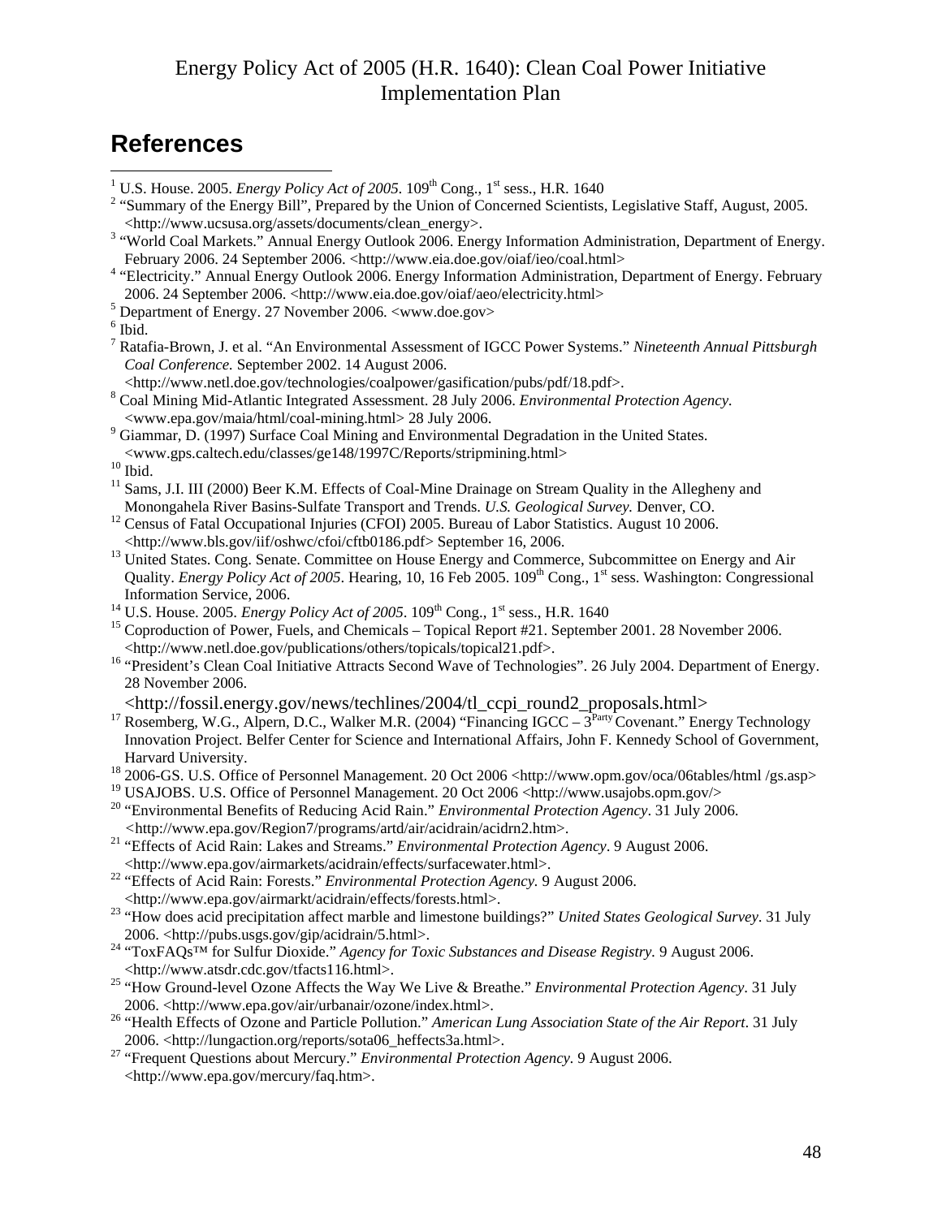Energy Policy Act of 2005 (H.R. 1640): Clean Coal Power Initiative Implementation Plan

## References

[1] U.S. House. 2005. *Energy Policy Act of 2005*. 109th Cong., 1st sess., H.R. 1640

[2] "Summary of the Energy Bill", Prepared by the Union of Concerned Scientists, Legislative Staff, August, 2005. <http://www.ucsusa.org/assets/documents/clean_energy>.

[3] "World Coal Markets." Annual Energy Outlook 2006. Energy Information Administration, Department of Energy. February 2006. 24 September 2006. <http://www.eia.doe.gov/oiaf/ieo/coal.html>

[4] "Electricity." Annual Energy Outlook 2006. Energy Information Administration, Department of Energy. February 2006. 24 September 2006. <http://www.eia.doe.gov/oiaf/aeo/electricity.html>

[5] Department of Energy. 27 November 2006. <www.doe.gov>

[6] Ibid.

[7] Ratafia-Brown, J. et al. "An Environmental Assessment of IGCC Power Systems." *Nineteenth Annual Pittsburgh Coal Conference.* September 2002. 14 August 2006. <http://www.netl.doe.gov/technologies/coalpower/gasification/pubs/pdf/18.pdf>.

[8] Coal Mining Mid-Atlantic Integrated Assessment. 28 July 2006. *Environmental Protection Agency.* <www.epa.gov/maia/html/coal-mining.html> 28 July 2006.

[9] Giammar, D. (1997) Surface Coal Mining and Environmental Degradation in the United States. <www.gps.caltech.edu/classes/ge148/1997C/Reports/stripmining.html>

[10] Ibid.

[11] Sams, J.I. III (2000) Beer K.M. Effects of Coal-Mine Drainage on Stream Quality in the Allegheny and Monongahela River Basins-Sulfate Transport and Trends. *U.S. Geological Survey.* Denver, CO.

[12] Census of Fatal Occupational Injuries (CFOI) 2005. Bureau of Labor Statistics. August 10 2006. <http://www.bls.gov/iif/oshwc/cfoi/cftb0186.pdf> September 16, 2006.

[13] United States. Cong. Senate. Committee on House Energy and Commerce, Subcommittee on Energy and Air Quality. *Energy Policy Act of 2005*. Hearing, 10, 16 Feb 2005. 109th Cong., 1st sess. Washington: Congressional Information Service, 2006.

[14] U.S. House. 2005. *Energy Policy Act of 2005*. 109th Cong., 1st sess., H.R. 1640

[15] Coproduction of Power, Fuels, and Chemicals – Topical Report #21. September 2001. 28 November 2006. <http://www.netl.doe.gov/publications/others/topicals/topical21.pdf>.

[16] "President's Clean Coal Initiative Attracts Second Wave of Technologies". 26 July 2004. Department of Energy. 28 November 2006. <http://fossil.energy.gov/news/techlines/2004/tl_ccpi_round2_proposals.html>

[17] Rosemberg, W.G., Alpern, D.C., Walker M.R. (2004) "Financing IGCC – 3Party Covenant." Energy Technology Innovation Project. Belfer Center for Science and International Affairs, John F. Kennedy School of Government, Harvard University.

[18] 2006-GS. U.S. Office of Personnel Management. 20 Oct 2006 <http://www.opm.gov/oca/06tables/html /gs.asp>

[19] USAJOBS. U.S. Office of Personnel Management. 20 Oct 2006 <http://www.usajobs.opm.gov/>

[20] "Environmental Benefits of Reducing Acid Rain." *Environmental Protection Agency*. 31 July 2006. <http://www.epa.gov/Region7/programs/artd/air/acidrain/acidrn2.htm>.

[21] "Effects of Acid Rain: Lakes and Streams." *Environmental Protection Agency*. 9 August 2006. <http://www.epa.gov/airmarkets/acidrain/effects/surfacewater.html>.

[22] "Effects of Acid Rain: Forests." *Environmental Protection Agency.* 9 August 2006. <http://www.epa.gov/airmarkt/acidrain/effects/forests.html>.

[23] "How does acid precipitation affect marble and limestone buildings?" *United States Geological Survey*. 31 July 2006. <http://pubs.usgs.gov/gip/acidrain/5.html>.

[24] "ToxFAQs™ for Sulfur Dioxide." *Agency for Toxic Substances and Disease Registry.* 9 August 2006. <http://www.atsdr.cdc.gov/tfacts116.html>.

[25] "How Ground-level Ozone Affects the Way We Live & Breathe." *Environmental Protection Agency*. 31 July 2006. <http://www.epa.gov/air/urbanair/ozone/index.html>.

[26] "Health Effects of Ozone and Particle Pollution." *American Lung Association State of the Air Report*. 31 July 2006. <http://lungaction.org/reports/sota06_heffects3a.html>.

[27] "Frequent Questions about Mercury." *Environmental Protection Agency.* 9 August 2006. <http://www.epa.gov/mercury/faq.htm>.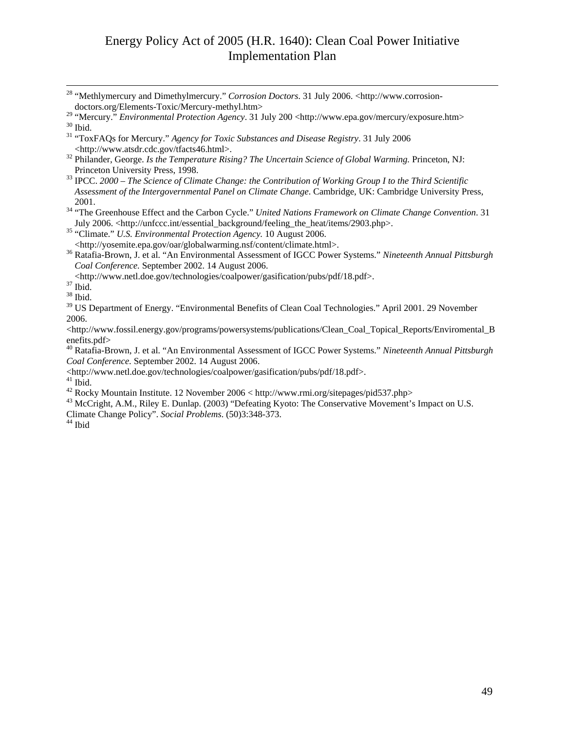[28] "Methlymercury and Dimethylmercury." *Corrosion Doctors*. 31 July 2006. <http://www.corrosion-doctors.org/Elements-Toxic/Mercury-methyl.htm>

[29] "Mercury." *Environmental Protection Agency*. 31 July 200 <http://www.epa.gov/mercury/exposure.htm>

[30] Ibid.

[31] "ToxFAQs for Mercury." *Agency for Toxic Substances and Disease Registry*. 31 July 2006 <http://www.atsdr.cdc.gov/tfacts46.html>.

[32] Philander, George. *Is the Temperature Rising? The Uncertain Science of Global Warming.* Princeton, NJ: Princeton University Press, 1998.

[33] IPCC. *2000 – The Science of Climate Change: the Contribution of Working Group I to the Third Scientific Assessment of the Intergovernmental Panel on Climate Change*. Cambridge, UK: Cambridge University Press, 2001.

[34] "The Greenhouse Effect and the Carbon Cycle." *United Nations Framework on Climate Change Convention*. 31 July 2006. <http://unfccc.int/essential_background/feeling_the_heat/items/2903.php>.

[35] "Climate." *U.S. Environmental Protection Agency.* 10 August 2006. <http://yosemite.epa.gov/oar/globalwarming.nsf/content/climate.html>.

[36] Ratafia-Brown, J. et al. "An Environmental Assessment of IGCC Power Systems." *Nineteenth Annual Pittsburgh Coal Conference.* September 2002. 14 August 2006. <http://www.netl.doe.gov/technologies/coalpower/gasification/pubs/pdf/18.pdf>.

[37] Ibid.

[38] Ibid.

[39] US Department of Energy. "Environmental Benefits of Clean Coal Technologies." April 2001. 29 November 2006. <http://www.fossil.energy.gov/programs/powersystems/publications/Clean_Coal_Topical_Reports/Enviromental_Benefits.pdf>

[40] Ratafia-Brown, J. et al. "An Environmental Assessment of IGCC Power Systems." *Nineteenth Annual Pittsburgh Coal Conference.* September 2002. 14 August 2006. <http://www.netl.doe.gov/technologies/coalpower/gasification/pubs/pdf/18.pdf>.

[41] Ibid.

[42] Rocky Mountain Institute. 12 November 2006 < http://www.rmi.org/sitepages/pid537.php>

[43] McCright, A.M., Riley E. Dunlap. (2003) "Defeating Kyoto: The Conservative Movement's Impact on U.S. Climate Change Policy". *Social Problems*. (50)3:348-373.

[44] Ibid